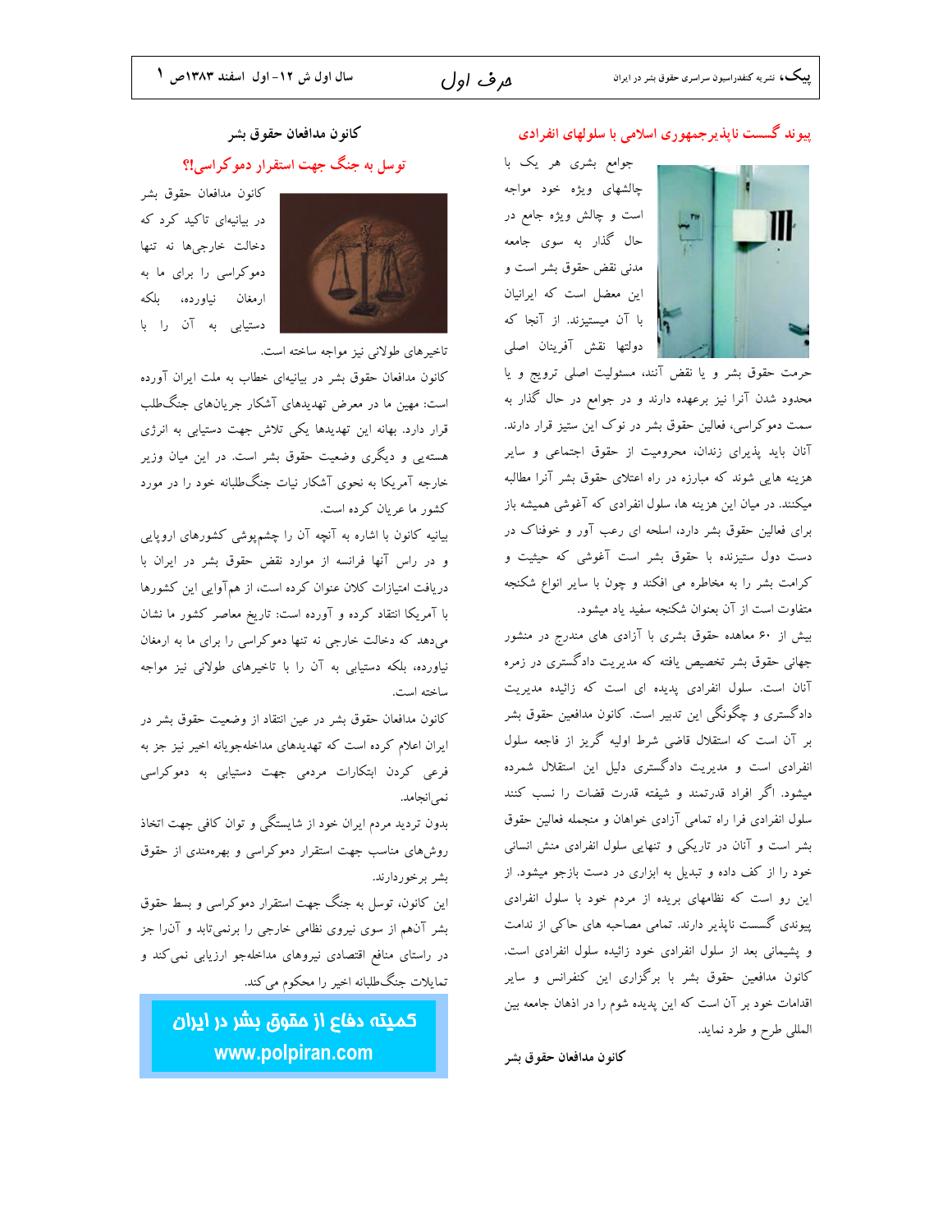## پیوند گسست ناپذیرجمهوری اسلامی با سلولهای انفرادی

جوامع بشری هر یک با چالشهای ویژه خود مواجه است و چالش ویژه جامع در حال گذار به سوی جامعه مدنی نقض حقوق بشر است و این معضل است که ایرانیان با آن میستیزند. از آنجا که دولتها نقش آفرینان اصلی حرمت حقوق بشر و یا نقض آنند، مسئولیت اصلی ترویج و یا محدود شدن آنرا نیز برعهده دارند و در جوامع در حال گذار به سمت دموکراسی، فعالین حقوق بشر در نوک این ستیز قرار دارند. آنان باید پذیرای زندان، محرومیت از حقوق اجتماعی و سایر هزینه هایی شوند که مبارزه در راه اعتلای حقوق بشر آنرا مطالبه میکنند. در میان این هزینه ها، سلول انفرادی که آغوشی همیشه باز برای فعالین حقوق بشر دارد، اسلحه ای رعب آور و خوفناک در دست دول ستیزنده با حقوق بشر است آغوشی که حیثیت و کرامت بشر را به مخاطره می افکند و چون با سایر انواع شکنجه متفاوت است از آن بعنوان شکنجه سفید یاد میشود.

بیش از ۶۰ معاهده حقوق بشری با آزادی های مندرج در منشور جهانی حقوق بشر تخصیص یافته که مدیریت دادگستری در زمره آنان است. سلول انفرادی پدیده ای است که زائیده مدیریت دادگستری و چگونگی این تدبیر است. کانون مدافعین حقوق بشر بر آن است که استقلال قاضی شرط اولیه گریز از فاجعه سلول انفرادی است و مدیریت دادگستری دلیل این استقلال شمرده میشود. اگر افراد قدرتمند و شیفته قدرت قضات را نسب کنند سلول انفرادی فرا راه تمامی آزادی خواهان و منجمله فعالین حقوق بشر است و آنان در تاریکی و تنهایی سلول انفرادی منش انسانی خود را از کف داده و تبدیل به ابزاری در دست بازجو میشوند. از این رو است که نظامهای بریده از مردم خود با سلول انفرادی پیوندی گسست ناپذیر دارند. تمامی مصاحبه های حاکی از ندامت و پشیمانی بعد از سلول انفرادی خود زائیده سلول انفرادی است. کانون مدافعین حقوق بشر با برگزاری این کنفرانس و سایر اقدامات خود بر آن است که این پدیده شوم را در اذهان جامعه بین المللی طرح و طرد نماید.

**کانون مدافعان حقوق بشر**

## کانون مدافعان حقوق بشر

### توسل به جنگ جهت استقرار دموکراسی!؟

کانون مدافعان حقوق بشر در بیانیه‌ای تاکید کرد که دخالت خارجی‌ها نه تنها دموکراسی را برای ما به ارمغان نیاورده، بلکه دستیابی به آن را با تاخیرهای طولانی نیز مواجه ساخته است.

کانون مدافعان حقوق بشر در بیانیه‌ای خطاب به ملت ایران آورده است: میهن ما در معرض تهدیدهای آشکار جریان‌های جنگ‌طلب قرار دارد. بهانه این تهدیدها یکی تلاش جهت دستیابی به انرژی هسته‌یی و دیگری وضعیت حقوق بشر است. در این میان وزیر خارجه آمریکا به نحوی آشکار نیات جنگ‌طلبانه خود را در مورد کشور ما عریان کرده است.

بیانیه کانون با اشاره به آنچه آن را چشم‌پوشی کشورهای اروپایی و در راس آنها فرانسه از موارد نقض حقوق بشر در ایران با دریافت امتیازات کلان عنوان کرده است، از هم‌آوایی این کشورها با آمریکا انتقاد کرده و آورده است: تاریخ معاصر کشور ما نشان می‌دهد که دخالت خارجی نه تنها دموکراسی را برای ما به ارمغان نیاورده، بلکه دستیابی به آن را با تاخیرهای طولانی نیز مواجه ساخته است.

کانون مدافعان حقوق بشر در عین انتقاد از وضعیت حقوق بشر در ایران اعلام کرده است که تهدیدهای مداخله‌جویانه اخیر نیز جز به فرعی کردن ابتکارات مردمی جهت دستیابی به دموکراسی نمی‌انجامد.

بدون تردید مردم ایران خود از شایستگی و توان کافی جهت اتخاذ روش‌های مناسب جهت استقرار دموکراسی و بهره‌مندی از حقوق بشر برخوردارند.

این کانون، توسل به جنگ جهت استقرار دموکراسی و بسط حقوق بشر آن‌هم از سوی نیروی نظامی خارجی را برنمی‌تابد و آن‌را جز در راستای منافع اقتصادی نیروهای مداخله‌جو ارزیابی نمی‌کند و تمایلات جنگ‌طلبانه اخیر را محکوم می‌کند.

**کمیته دفاع از حقوق بشر در ایران**
**www.polpiran.com**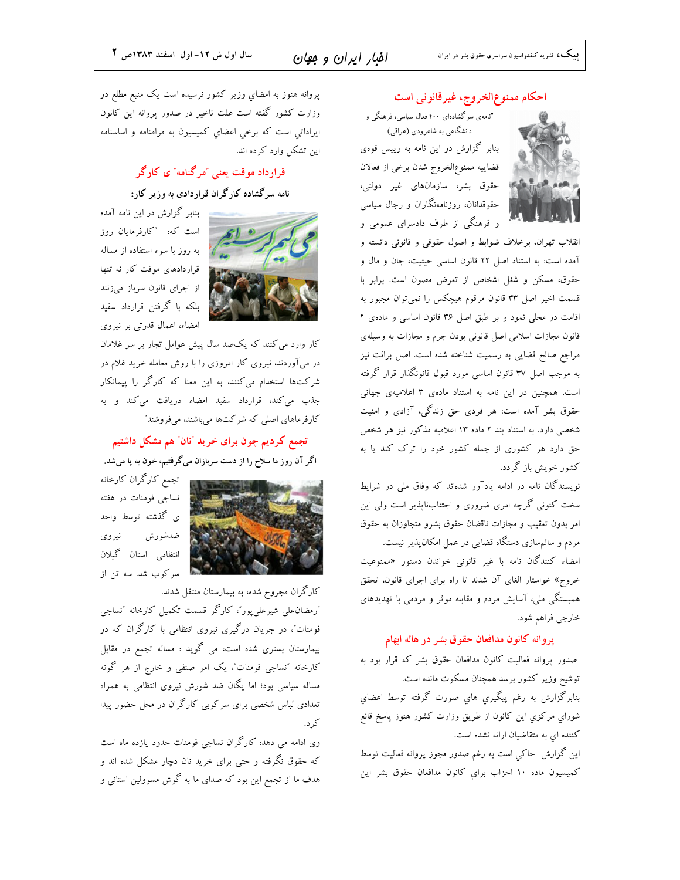## احکام ممنوع‌الخروج، غیرقانونی است

"نامه‌ی سرگشاده‌ی ۴۰۰ فعال سیاسی، فرهنگی و دانشگاهی به شاهرودی (عراقی)

بنابر گزارش در این نامه به رییس قوه‌ی قضاییه ممنوع‌الخروج شدن برخی از فعالان حقوق بشر، سازمان‌های غیر دولتی، حقوقدانان، روزنامه‌نگاران و رجال سیاسی و فرهنگی از طرف دادسرای عمومی و انقلاب تهران، برخلاف ضوابط و اصول حقوقی و قانونی دانسته و آمده است: به استناد اصل ۲۲ قانون اساسی حیثیت، جان و مال و حقوق، مسکن و شغل اشخاص از تعرض مصون است. برابر با قسمت اخیر اصل ۳۳ قانون مرقوم هیچکس را نمی‌توان مجبور به اقامت در محلی نمود و بر طبق اصل ۳۶ قانون اساسی و ماده‌ی ۲ قانون مجازات اسلامی اصل قانونی بودن جرم و مجازات به وسیله‌ی مراجع صالح قضایی به رسمیت شناخته شده است. اصل برائت نیز به موجب اصل ۳۷ قانون اساسی مورد قبول قانونگذار قرار گرفته است. همچنین در این نامه به استناد ماده‌ی ۳ اعلامیه‌ی جهانی حقوق بشر آمده است: هر فردی حق زندگی، آزادی و امنیت شخصی دارد. به استناد بند ۲ ماده ۱۳ اعلامیه مذکور نیز هر شخص حق دارد هر کشوری از جمله کشور خود را ترک کند یا به کشور خویش باز گردد.

نویسندگان نامه در ادامه یادآور شده‌اند که وفاق ملی در شرایط سخت کنونی گرچه امری ضروری و اجتناب‌ناپذیر است ولی این امر بدون تعقیب و مجازات ناقضان حقوق بشرو متجاوزان به حقوق مردم و سالم‌سازی دستگاه قضایی در عمل امکان‌پذیر نیست.

امضاء کنندگان نامه با غیر قانونی خواندن دستور «ممنوعیت خروج» خواستار الغای آن شدند تا راه برای اجرای قانون، تحقق همبستگی ملی، آسایش مردم و مقابله موثر و مردمی با تهدیدهای خارجی فراهم شود.

## پروانه کانون مدافعان حقوق بشر در هاله ابهام

صدور پروانه فعالیت کانون مدافعان حقوق بشر که قرار بود به توشیح وزیر کشور برسد همچنان مسکوت مانده است.

بنابرگزارش به رغم پیگیري هاي صورت گرفته توسط اعضاي شوراي مرکزي این کانون از طریق وزارت کشور هنوز پاسخ قانع کننده اي به متقاضیان ارائه نشده است.

این گزارش حاکي است به رغم صدور مجوز پروانه فعالیت توسط کمیسیون ماده ۱۰ احزاب براي کانون مدافعان حقوق بشر این پروانه هنوز به امضاي وزیر کشور نرسیده است یک منبع مطلع در وزارت کشور گفته است علت تاخیر در صدور پروانه این کانون ایراداتي است که برخي اعضاي کمیسیون به مرامنامه و اساسنامه این تشکل وارد کرده اند.

## قرارداد موقت یعنی "مرگنامه" ی کارگر

**نامه سرگشاده کارگران قراردادی به وزیر کار:**

بنابر گزارش در این نامه آمده است که: "کارفرمایان روز به روز با سوء استفاده از مساله قراردادهای موقت کار نه تنها از اجرای قانون سرباز می‌زنند بلکه با گرفتن قرارداد سفید امضاء، اعمال قدرتی بر نیروی کار وارد می‌کنند که یکصد سال پیش عوامل تجار بر سر غلامان در می‌آوردند، نیروی کار امروزی را با روش معامله خرید غلام در شرکت‌ها استخدام می‌کنند، به این معنا که کارگر را پیمانکار جذب می‌کند، قرارداد سفید امضاء دریافت می‌کند و به کارفرماهای اصلی که شرکت‌ها می‌باشند، می‌فروشند"

## تجمع کردیم چون برای خرید "نان" هم مشکل داشتیم

**اگر آن روز ما سلاح را از دست سربازان می‌گرفتیم، خون به پا می‌شد.**

تجمع کارگران کارخانه نساجی فومنات در هفته ی گذشته توسط واحد ضدشورش نیروی انتظامی استان گیلان سرکوب شد. سه تن از کارگران مجروح شده، به بیمارستان منتقل شدند.

"رمضانعلی شیرعلی‌پور"، کارگر قسمت تکمیل کارخانه "نساجی فومنات"، در جریان درگیری نیروی انتظامی با کارگران که در بیمارستان بستری شده است، می گوید : مساله تجمع در مقابل کارخانه "نساجی فومنات"، یک امر صنفی و خارج از هر گونه مساله سیاسی بود؛ اما یگان ضد شورش نیروی انتظامی به همراه تعدادی لباس شخصی برای سرکوبی کارگران در محل حضور پیدا کرد.

وی ادامه می دهد: کارگران نساجی فومنات حدود یازده ماه است که حقوق نگرفته و حتی برای خرید نان دچار مشکل شده اند و هدف ما از تجمع این بود که صدای ما به گوش مسوولین استانی و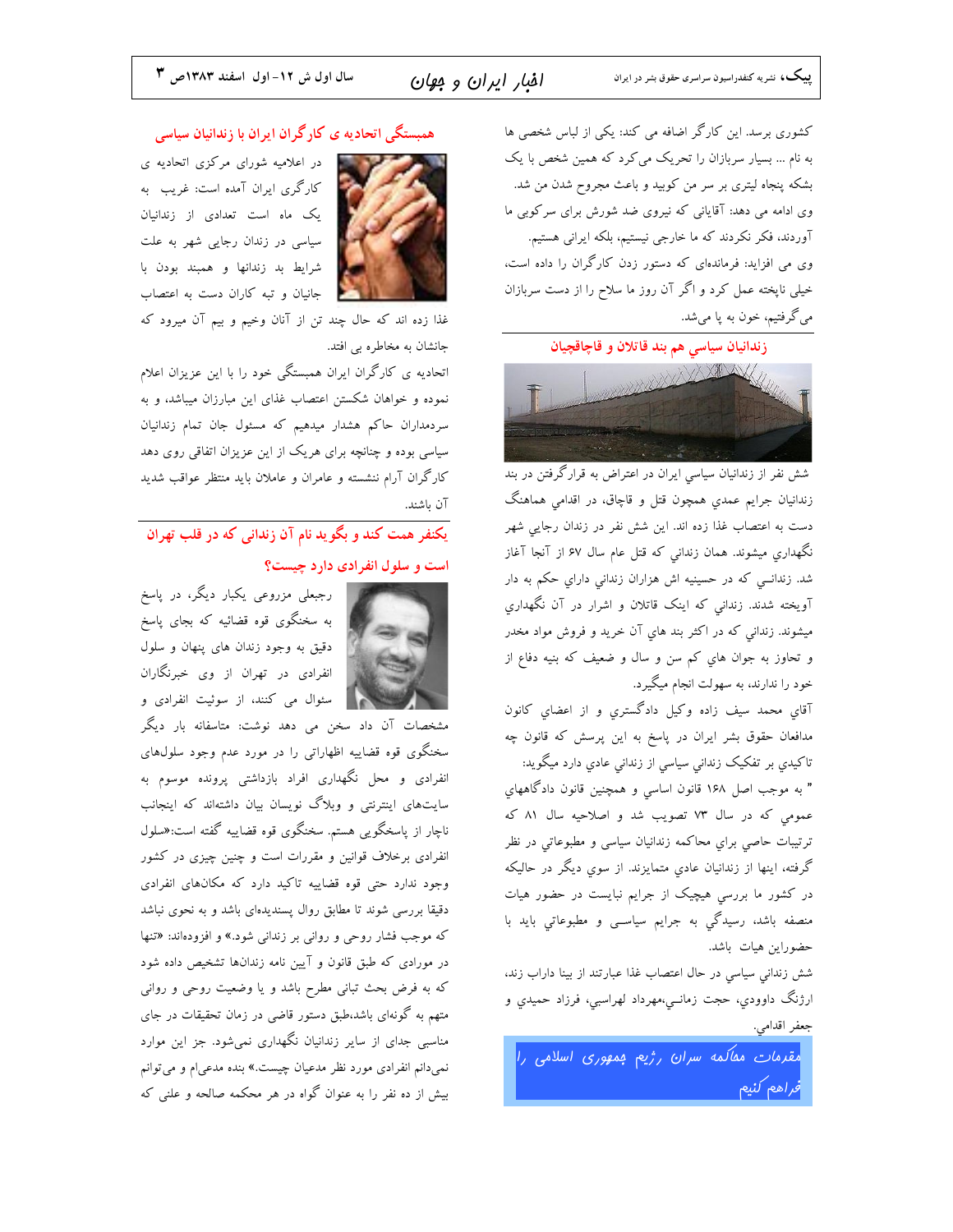کشوری برسد. این کارگر اضافه می کند: یکی از لباس شخصی ها به نام ... بسیار سربازان را تحریک می‌کرد که همین شخص با یک بشکه پنجاه لیتری بر سر من کوبید و باعث مجروح شدن من شد. وی ادامه می دهد: آقایانی که نیروی ضد شورش برای سرکوبی ما آوردند، فکر نکردند که ما خارجی نیستیم، بلکه ایرانی هستیم. وی می افزاید: فرمانده‌ای که دستور زدن کارگران را داده است، خیلی ناپخته عمل کرد و اگر آن روز ما سلاح را از دست سربازان می‌گرفتیم، خون به پا می‌شد.

## زندانیان سیاسي هم بند قاتلان و قاچاقچیان

شش نفر از زندانیان سیاسي ایران در اعتراض به قرارگرفتن در بند زندانیان جرایم عمدي همچون قتل و قاچاق، در اقدامي هماهنگ دست به اعتصاب غذا زده اند. این شش نفر در زندان رجايي شهر نگهداري میشوند. همان زنداني که قتل عام سال ۶۷ از آنجا آغاز شد. زندانــي که در حسینیه اش هزاران زنداني داراي حکم به دار آویخته شدند. زنداني که اینک قاتلان و اشرار در آن نگهداري میشوند. زنداني که در اکثر بند هاي آن خرید و فروش مواد مخدر و تجاوز به جوان هاي کم سن و سال و ضعیف که بنیه دفاع از خود را ندارند، به سهولت انجام میگیرد.

آقاي محمد سیف زاده وکیل دادگستري و از اعضاي کانون مدافعان حقوق بشر ایران در پاسخ به این پرسش که قانون چه تاکیدي بر تفکیک زنداني سیاسي از زنداني عادي دارد میگوید: " به موجب اصل ۱۶۸ قانون اساسي و همچنین قانون دادگاههاي عمومي که در سال ۷۳ تصویب شد و اصلاحیه سال ۸۱ که ترتیبات حاصي براي محاکمه زندانیان سیاسي و مطبوعاتي در نظر گرفته، اینها از زندانیان عادي متمایزند. از سوي دیگر در حالیکه در کشور ما بررسي هیچیک از جرایم نبایست در حضور هیات منصفه باشد، رسیدگي به جرایم سیاســي و مطبوعاتي باید با حضوراین هیات باشد.

شش زنداني سیاسي در حال اعتصاب غذا عبارتند از بینا داراب زند، ارژنگ داوودي، حجت زمانـي،مهرداد لهراسبي، فرزاد حمیدي و جعفر اقدامي.

*مقدمات محاکمه سران رژیم جمهوری اسلامی را فراهم کنیم*

## همبستگی اتحادیه ی کارگران ایران با زندانیان سیاسی

در اعلامیه شورای مرکزی اتحادیه ی کارگری ایران آمده است: غریب به یک ماه است تعدادی از زندانیان سیاسی در زندان رجایی شهر به علت شرایط بد زندانها و همبند بودن با جانیان و تبه کاران دست به اعتصاب غذا زده اند که حال چند تن از آنان وخیم و بیم آن میرود که جانشان به مخاطره بی افتد.

اتحادیه ی کارگران ایران همبستگی خود را با این عزیزان اعلام نموده و خواهان شکستن اعتصاب غذای این مبارزن میباشد، و به سردمداران حاکم هشدار میدهیم که مسئول جان تمام زندانیان سیاسی بوده و چنانچه برای هریک از این عزیزان اتفاقی روی دهد کارگران آرام ننشسته و عامران و عاملان باید منتظر عواقب شدید آن باشند.

## یکنفر همت کند و بگوید نام آن زندانی که در قلب تهران است و سلول انفرادی دارد چیست؟

رجبعلی مزروعی یکبار دیگر، در پاسخ به سخنگوی قوه قضائیه که بجای پاسخ دقیق به وجود زندان های پنهان و سلول انفرادی در تهران از وی خبرنگاران سئوال می کنند، از سوئیت انفرادی و مشخصات آن داد سخن می دهد نوشت: متاسفانه بار دیگر سخنگوی قوه قضاییه اظهاراتی را در مورد عدم وجود سلول‌های انفرادی و محل نگهداری افراد بازداشتی پرونده موسوم به سایت‌های اینترنتی و وبلاگ نویسان بیان داشته‌اند که اینجانب ناچار از پاسخگویی هستم. سخنگوی قوه قضاییه گفته است:«سلول انفرادی برخلاف قوانین و مقررات است و چنین چیزی در کشور وجود ندارد حتی قوه قضاییه تاکید دارد که مکان‌های انفرادی دقیقا بررسی شوند تا مطابق روال پسندیده‌ای باشد و به نحوی نباشد که موجب فشار روحی و روانی بر زندانی شود.» و افزوده‌اند: «تنها در مواردی که طبق قانون و آیین نامه زندان‌ها تشخیص داده شود که به فرض بحث تبانی مطرح باشد و یا وضعیت روحی و روانی متهم به گونه‌ای باشد،طبق دستور قاضی در زمان تحقیقات در جای مناسبی جدای از سایر زندانیان نگهداری نمی‌شود. جز این موارد نمی‌دانم انفرادی مورد نظر مدعیان چیست.» بنده مدعی‌ام و می‌توانم بیش از ده نفر را به عنوان گواه در هر محکمه صالحه و علنی که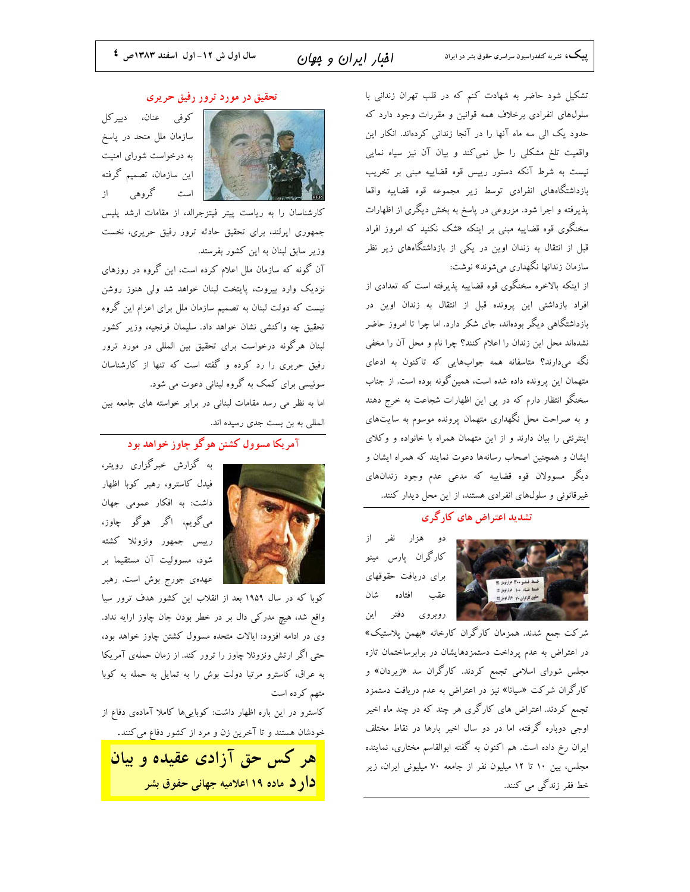تشکیل شود حاضر به شهادت کنم که در قلب تهران زندانی با سلول‌های انفرادی برخلاف همه قوانین و مقررات وجود دارد که حدود یک الی سه ماه آنها را در آنجا زندانی کرده‌اند. انکار این واقعیت تلخ مشکلی را حل نمی‌کند و بیان آن نیز سیاه نمایی نیست به شرط آنکه دستور رییس قوه قضاییه مبنی بر تخریب بازداشتگاه‌های انفرادی توسط زیر مجموعه قوه قضاییه واقعا پذیرفته و اجرا شود. مزروعی در پاسخ به بخش دیگری از اظهارات سخنگوی قوه قضاییه مبنی بر اینکه «شک نکنید که امروز افراد قبل از انتقال به زندان اوین در یکی از بازداشتگاه‌های زیر نظر سازمان زندانها نگهداری می‌شوند» نوشت:

از اینکه بالاخره سخنگوی قوه قضاییه پذیرفته است که تعدادی از افراد بازداشتی این پرونده قبل از انتقال به زندان اوین در بازداشتگاهی دیگر بوده‌اند، جای شکر دارد. اما چرا تا امروز حاضر نشده‌اند محل این زندان را اعلام کنند؟ چرا نام و محل آن را مخفی نگه می‌دارند؟ متاسفانه همه جواب‌هایی که تاکنون به ادعای متهمان این پرونده داده شده است، همین‌گونه بوده است. از جناب سخنگو انتظار دارم که در پی این اظهارات شجاعت به خرج دهند و به صراحت محل نگهداری متهمان پرونده موسوم به سایت‌های اینترنتی را بیان دارند و از این متهمان همراه با خانواده و وکلای ایشان و همچنین اصحاب رسانه‌ها دعوت نمایند که همراه ایشان و دیگر مسوولان قوه قضاییه که مدعی عدم وجود زندان‌های غیرقانونی و سلول‌های انفرادی هستند، از این محل دیدار کنند.

## تشدید اعتراض های کارگری

دو هزار نفر از کارگران پارس مینو برای دریافت حقوقهای عقب افتاده شان روبروی دفتر این شرکت جمع شدند. همزمان کارگران کارخانه «بهمن پلاستیک» در اعتراض به عدم پرداخت دستمزدهایشان در برابرساختمان تازه مجلس شورای اسلامی تجمع کردند. کارگران سد «زیردان» و کارگران شرکت «سیانا» نیز در اعتراض به عدم دریافت دستمزد تجمع کردند. اعتراض های کارگری هر چند که در چند ماه اخیر اوجی دوباره گرفته، اما در دو سال اخیر بارها در نقاط مختلف ایران رخ داده است. هم اکنون به گفته ابوالقاسم مختاری، نماینده مجلس، بین ۱۰ تا ۱۲ میلیون نفر از جامعه ۷۰ میلیونی ایران، زیر خط فقر زندگی می کنند.

## تحقیق در مورد ترور رفیق حریری

کوفی عنان، دبیرکل سازمان ملل متحد در پاسخ به درخواست شورای امنیت این سازمان، تصمیم گرفته است گروهی از کارشناسان را به ریاست پیتر فیتزجرالد، از مقامات ارشد پلیس جمهوری ایرلند، برای تحقیق حادثه ترور رفیق حریری، نخست وزیر سابق لبنان به این کشور بفرستد.

آن گونه که سازمان ملل اعلام کرده است، این گروه در روزهای نزدیک وارد بیروت، پایتخت لبنان خواهد شد ولی هنوز روشن نیست که دولت لبنان به تصمیم سازمان ملل برای اعزام این گروه تحقیق چه واکنشی نشان خواهد داد. سلیمان فرنجیه، وزیر کشور لبنان هرگونه درخواست برای تحقیق بین المللی در مورد ترور رفیق حریری را رد کرده و گفته است که تنها از کارشناسان سوئیسی برای کمک به گروه لبنانی دعوت می شود.

اما به نظر می رسد مقامات لبنانی در برابر خواسته های جامعه بین المللی به بن بست جدی رسیده اند.

## آمریکا مسوول کشتن هوگو چاوز خواهد بود

به گزارش خبرگزاری رویتر، فیدل کاسترو، رهبر کوبا اظهار داشت: به افکار عمومی جهان می‌گوییم، اگر هوگو چاوز، رییس جمهور ونزوئلا کشته شود، مسوولیت آن مستقیما بر عهده‌ی جورج بوش است. رهبر کوبا که در سال ۱۹۵۹ بعد از انقلاب این کشور هدف ترور سیا واقع شد، هیچ مدرکی دال بر در خطر بودن جان چاوز ارایه نداد. وی در ادامه افزود: ایالات متحده مسوول کشتن چاوز خواهد بود، حتی اگر ارتش ونزوئلا چاوز را ترور کند. از زمان حمله‌ی آمریکا به عراق، کاسترو مرتبا دولت بوش را به تمایل به حمله به کوبا متهم کرده است

کاسترو در این باره اظهار داشت: کوبایی‌ها کاملا آماده‌ی دفاع از خودشان هستند و تا آخرین زن و مرد از کشور دفاع می‌کنند.

**هر کس حق آزادی عقیده و بیان دارد** ماده ۱۹ اعلامیه جهانی حقوق بشر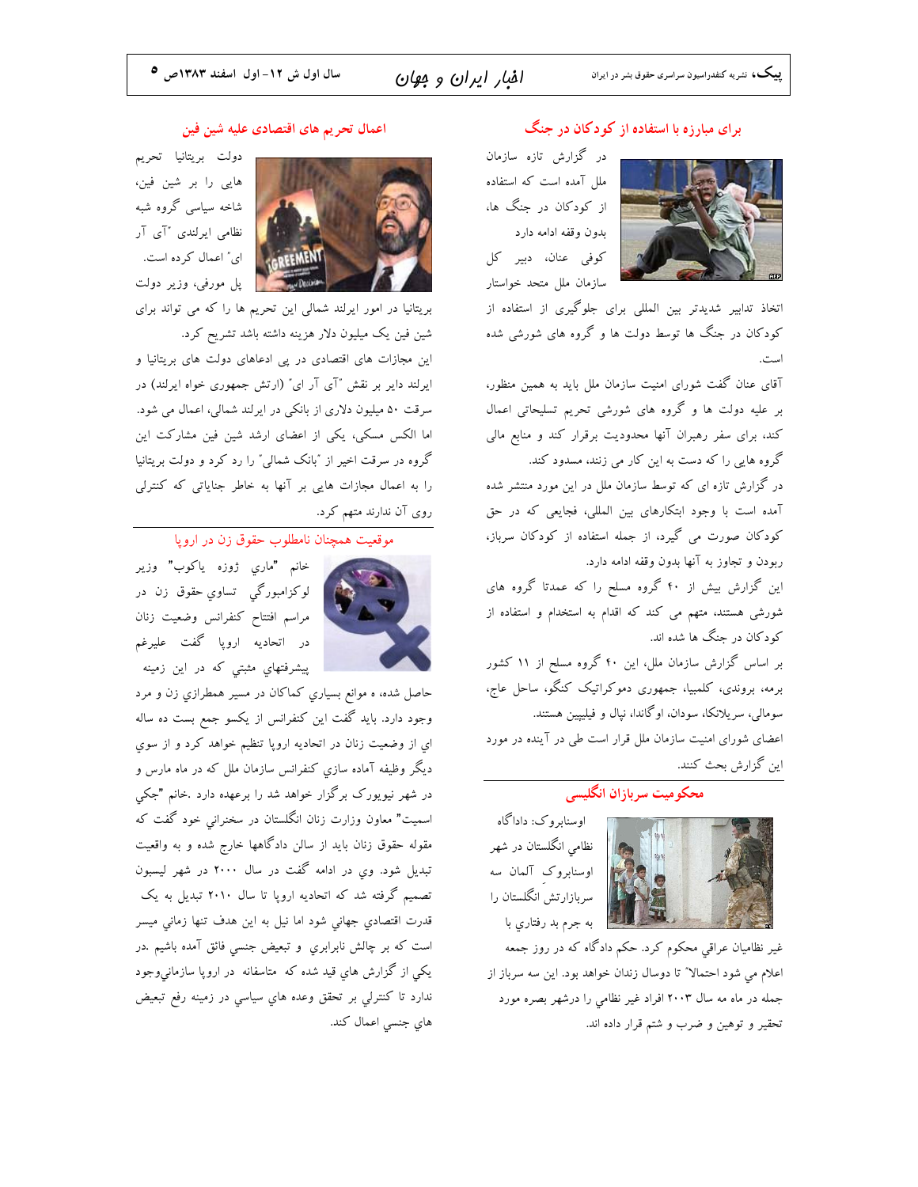## برای مبارزه با استفاده از کودکان در جنگ

در گزارش تازه سازمان ملل آمده است که استفاده از کودکان در جنگ ها، بدون وقفه ادامه دارد

کوفی عنان، دبیر کل سازمان ملل متحد خواستار اتخاذ تدابیر شدیدتر بین المللی برای جلوگیری از استفاده از کودکان در جنگ ها توسط دولت ها و گروه های شورشی شده است.

آقای عنان گفت شورای امنیت سازمان ملل باید به همین منظور، بر علیه دولت ها و گروه های شورشی تحریم تسلیحاتی اعمال کند، برای سفر رهبران آنها محدودیت برقرار کند و منابع مالی گروه هایی را که دست به این کار می زنند، مسدود کند.

در گزارش تازه ای که توسط سازمان ملل در این مورد منتشر شده آمده است با وجود ابتکارهای بین المللی، فجایعی که در حق کودکان صورت می گیرد، از جمله استفاده از کودکان سرباز، ربودن و تجاوز به آنها بدون وقفه ادامه دارد.

این گزارش بیش از ۴۰ گروه مسلح را که عمدتا گروه های شورشی هستند، متهم می کند که اقدام به استخدام و استفاده از کودکان در جنگ ها شده اند.

بر اساس گزارش سازمان ملل، این ۴۰ گروه مسلح از ۱۱ کشور برمه، بروندی، کلمبیا، جمهوری دموکراتیک کنگو، ساحل عاج، سومالی، سریلانکا، سودان، اوگاندا، نپال و فیلیپین هستند.

اعضای شورای امنیت سازمان ملل قرار است طی در آینده در مورد این گزارش بحث کنند.

## محکومیت سربازان انگلیسی

اوسنابروک: دادگاه نظامی انگلستان در شهر اوسنابروک آلمان سه سربازارتش انگلستان را به جرم بد رفتاری با غیر نظامیان عراقی محکوم کرد. حکم دادگاه که در روز جمعه اعلام مي شود احتمالا" تا دوسال زندان خواهد بود. این سه سرباز از جمله در ماه مه سال ۲۰۰۳ افراد غیر نظامي را درشهر بصره مورد تحقیر و توهین و ضرب و شتم قرار داده اند.

## اعمال تحریم های اقتصادی علیه شین فین

دولت بریتانیا تحریم هایی را بر شین فین، شاخه سیاسی گروه شبه نظامی ایرلندی "آی آر ای" اعمال کرده است.

پل مورفی، وزیر دولت بریتانیا در امور ایرلند شمالی این تحریم ها را که می تواند برای شین فین یک میلیون دلار هزینه داشته باشد تشریح کرد.

این مجازات های اقتصادی در پی ادعاهای دولت های بریتانیا و ایرلند دایر بر نقش "آی آر ای" (ارتش جمهوری خواه ایرلند) در سرقت ۵۰ میلیون دلاری از بانکی در ایرلند شمالی، اعمال می شود.

اما الکس مسکی، یکی از اعضای ارشد شین فین مشارکت این گروه در سرقت اخیر از "بانک شمالی" را رد کرد و دولت بریتانیا را به اعمال مجازات هایی بر آنها به خاطر جنایاتی که کنترلی روی آن ندارند متهم کرد.

## موقعیت همچنان نامطلوب حقوق زن در اروپا

خانم "ماري ژوزه ياکوب" وزير لوکزامبورگي تساوي حقوق زن در مراسم افتتاح کنفرانس وضعيت زنان در اتحاديه اروپا گفت عليرغم پيشرفتهاي مثبتي که در اين زمينه حاصل شده، ه موانع بسياري کماکان در مسير همطرازي زن و مرد وجود دارد. بايد گفت اين کنفرانس از يکسو جمع بست ده ساله اي از وضعيت زنان در اتحاديه اروپا تنظيم خواهد کرد و از سوي ديگر وظيفه آماده سازي کنفرانس سازمان ملل که در ماه مارس و در شهر نيويورک برگزار خواهد شد را برعهده دارد .خانم "جکي اسميت" معاون وزارت زنان انگلستان در سخنراني خود گفت که مقوله حقوق زنان بايد از سالن دادگاهها خارج شده و به واقعيت تبديل شود. وي در ادامه گفت در سال ۲۰۰۰ در شهر ليسبون تصميم گرفته شد که اتحاديه اروپا تا سال ۲۰۱۰ تبديل به يک قدرت اقتصادي جهاني شود اما نيل به اين هدف تنها زماني ميسر است که بر چالش نابرابري و تبعيض جنسي فائق آمده باشيم .در يکي از گزارش هاي قيد شده که متاسفانه در اروپا سازمانيوجود ندارد تا کنترلي بر تحقق وعده هاي سياسي در زمينه رفع تبعيض هاي جنسي اعمال کند.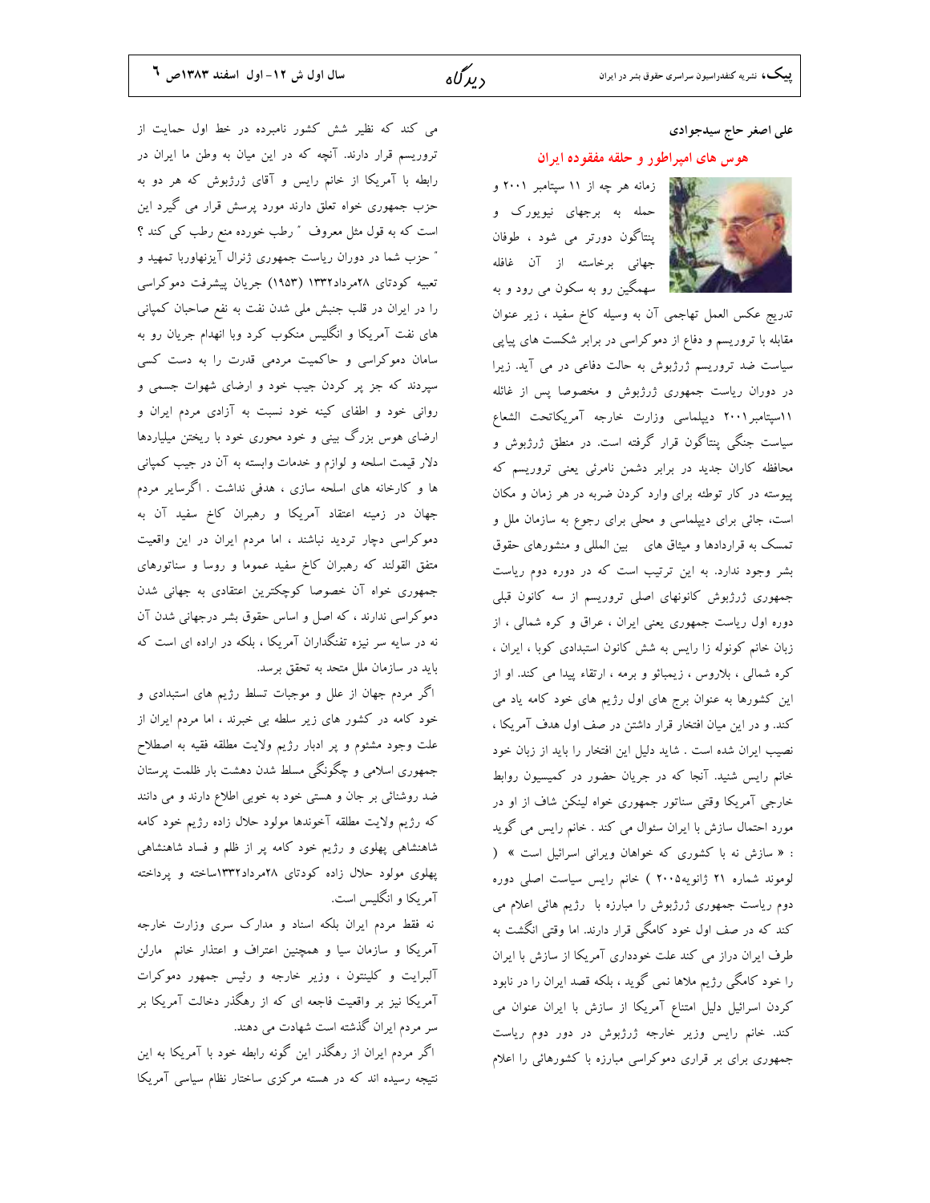علی اصغر حاج سیدجوادی

## هوس های امپراطور و حلقه مفقوده ایران

زمانه هر چه از ۱۱ سپتامبر ۲۰۰۱ و حمله به برجهای نیویورک و پنتاگون دورتر می شود ، طوفان جهانی برخاسته از آن غائله سهمگین رو به سکون می رود و به تدریج عکس العمل تهاجمی آن به وسیله کاخ سفید ، زیر عنوان مقابله با تروریسم و دفاع از دموکراسی در برابر شکست های پیاپی سیاست ضد تروریسم ژرژبوش به حالت دفاعی در می آید. زیرا در دوران ریاست جمهوری ژرژبوش و مخصوصا پس از غائله ۱۱سپتامبر۲۰۰۱ دیپلماسی وزارت خارجه آمریکاتحت الشعاع سیاست جنگی پنتاگون قرار گرفته است. در منطق ژرژبوش و محافظه کاران جدید در برابر دشمن نامرئی یعنی تروریسم که پیوسته در کار توطئه برای وارد کردن ضربه در هر زمان و مکان است، جائی برای دیپلماسی و محلی برای رجوع به سازمان ملل و تمسک به قراردادها و میثاق های بین المللی و منشورهای حقوق بشر وجود ندارد. به این ترتیب است که در دوره دوم ریاست جمهوری ژرژبوش کانونهای اصلی تروریسم از سه کانون قبلی دوره اول ریاست جمهوری یعنی ایران ، عراق و کره شمالی ، از زبان خانم کونوله زا رایس به شش کانون استبدادی کوبا ، ایران ، کره شمالی ، بلاروس ، زیمبائو و برمه ، ارتقاء پیدا می کند. او از این کشورها به عنوان برج های اول رژیم های خود کامه یاد می کند. و در این میان افتخار قرار داشتن در صف اول هدف آمریکا ، نصیب ایران شده است . شاید دلیل این افتخار را باید از زبان خود خانم رایس شنید. آنجا که در جریان حضور در کمیسیون روابط خارجی آمریکا وقتی سناتور جمهوری خواه لینکن شاف از او در مورد احتمال سازش با ایران سئوال می کند . خانم رایس می گوید : « سازش نه با کشوری که خواهان ویرانی اسرائیل است » ( لوموند شماره ۲۱ ژانویه۲۰۰۵ ) خانم رایس سیاست اصلی دوره دوم ریاست جمهوری ژرژبوش را مبارزه با رژیم هائی اعلام می کند که در صف اول خود کامگی قرار دارند. اما وقتی انگشت به طرف ایران دراز می کند علت خودداری آمریکا از سازش با ایران را خود کامگی رژیم ملاها نمی گوید ، بلکه قصد ایران را در نابود کردن اسرائیل دلیل امتناع آمریکا از سازش با ایران عنوان می کند. خانم رایس وزیر خارجه ژرژبوش در دور دوم ریاست جمهوری برای بر قراری دموکراسی مبارزه با کشورهائی را اعلام می کند که نظیر شش کشور نامبرده در خط اول حمایت از تروریسم قرار دارند. آنچه که در این میان به وطن ما ایران در رابطه با آمریکا از خانم رایس و آقای ژرژبوش که هر دو به حزب جمهوری خواه تعلق دارند مورد پرسش قرار می گیرد این است که به قول مثل معروف " رطب خورده منع رطب کی کند ؟ " حزب شما در دوران ریاست جمهوری ژنرال آیزنهاوربا تمهید و تعبیه کودتای ۲۸مرداد۱۳۳۲ (۱۹۵۳) جریان پیشرفت دموکراسی را در ایران در قلب جنبش ملی شدن نفت به نفع صاحبان کمپانی های نفت آمریکا و انگلیس منکوب کرد وبا انهدام جریان رو به سامان دموکراسی و حاکمیت مردمی قدرت را به دست کسی سپردند که جز پر کردن جیب خود و ارضای شهوات جسمی و روانی خود و اطفای کینه خود نسبت به آزادی مردم ایران و ارضای هوس بزرگ بینی و خود محوری خود با ریختن میلیاردها دلار قیمت اسلحه و لوازم و خدمات وابسته به آن در جیب کمپانی ها و کارخانه های اسلحه سازی ، هدفی نداشت . اگرسایر مردم جهان در زمینه اعتقاد آمریکا و رهبران کاخ سفید آن به دموکراسی دچار تردید نباشند ، اما مردم ایران در این واقعیت متفق القولند که رهبران کاخ سفید عموما و روسا و سناتورهای جمهوری خواه آن خصوصا کوچکترین اعتقادی به جهانی شدن دموکراسی ندارند ، که اصل و اساس حقوق بشر درجهانی شدن آن نه در سایه سر نیزه تفنگداران آمریکا ، بلکه در اراده ای است که باید در سازمان ملل متحد به تحقق برسد.

اگر مردم جهان از علل و موجبات تسلط رژیم های استبدادی و خود کامه در کشور های زیر سلطه بی خبرند ، اما مردم ایران از علت وجود مشئوم و پر ادبار رژیم ولایت مطلقه فقیه به اصطلاح جمهوری اسلامی و چگونگی مسلط شدن دهشت بار ظلمت پرستان ضد روشنائی بر جان و هستی خود به خوبی اطلاع دارند و می دانند که رژیم ولایت مطلقه آخوندها مولود حلال زاده رژیم خود کامه شاهنشاهی پهلوی و رژیم خود کامه پر از ظلم و فساد شاهنشاهی پهلوی مولود حلال زاده کودتای ۲۸مرداد۱۳۳۲ساخته و پرداخته آمریکا و انگلیس است.

نه فقط مردم ایران بلکه اسناد و مدارک سری وزارت خارجه آمریکا و سازمان سیا و همچنین اعتراف و اعتذار خانم مارلن آلبرایت و کلینتون ، وزیر خارجه و رئیس جمهور دموکرات آمریکا نیز بر واقعیت فاجعه ای که از رهگذر دخالت آمریکا بر سر مردم ایران گذشته است شهادت می دهند.

اگر مردم ایران از رهگذر این گونه رابطه خود با آمریکا به این نتیجه رسیده اند که در هسته مرکزی ساختار نظام سیاسی آمریکا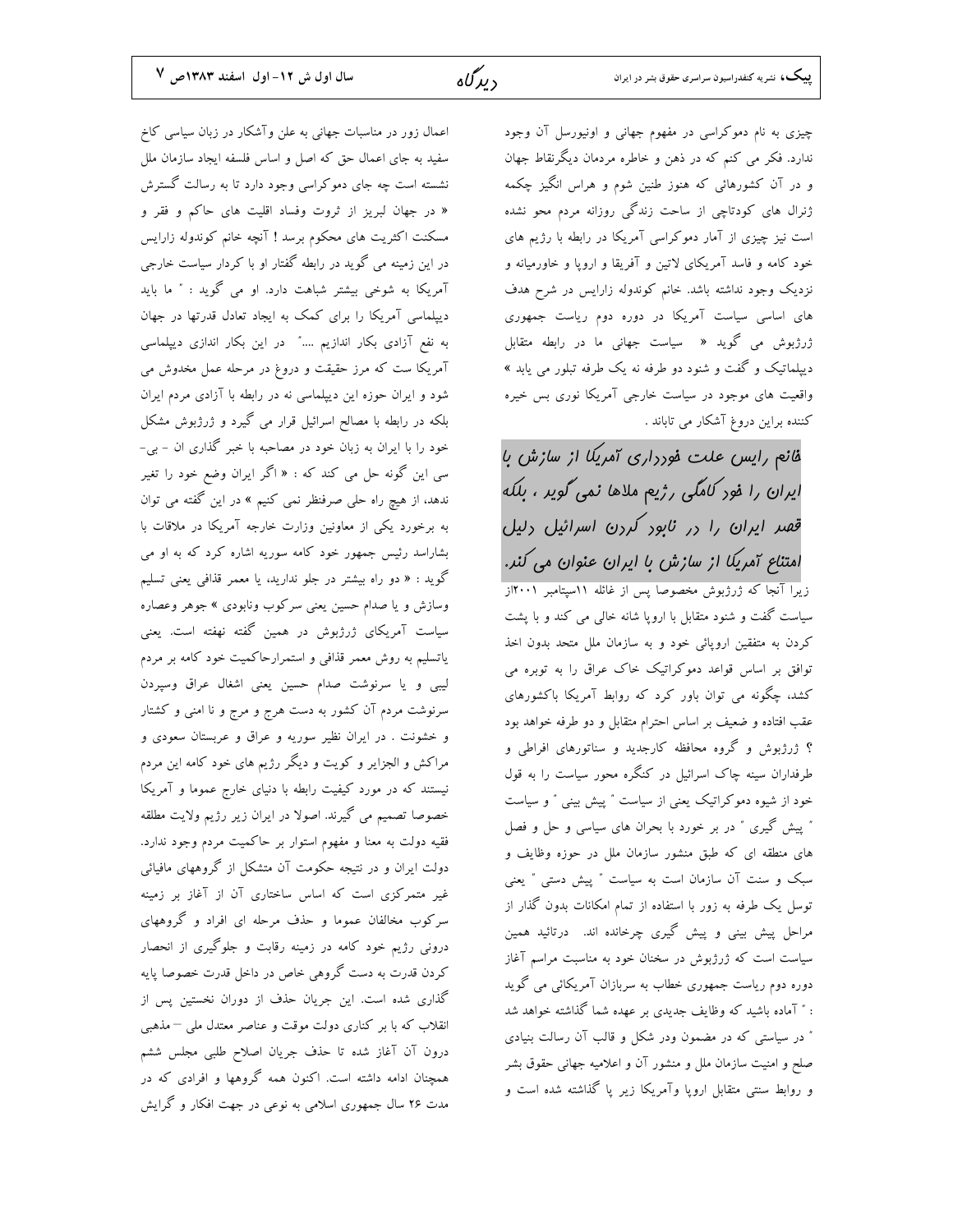چیزی به نام دموکراسی در مفهوم جهانی و اونیورسل آن وجود ندارد. فکر می کنم که در ذهن و خاطره مردمان دیگرنقاط جهان و در آن کشورهائی که هنوز طنین شوم و هراس انگیز چکمه ژنرال های کودتاچی از ساحت زندگی روزانه مردم محو نشده است نیز چیزی از آمار دموکراسی آمریکا در رابطه با رژیم های خود کامه و فاسد آمریکای لاتین و آفریقا و اروپا و خاورمیانه و نزدیک وجود نداشته باشد. خانم کوندوله زارایس در شرح هدف های اساسی سیاست آمریکا در دوره دوم ریاست جمهوری ژرژبوش می گوید « سیاست جهانی ما در رابطه متقابل دیپلماتیک و گفت و شنود دو طرفه نه یک طرفه تبلور می یابد » واقعیت های موجود در سیاست خارجی آمریکا نوری بس خیره کننده براین دروغ آشکار می تاباند .

***خانم رایس علت خودداری آمریکا از سازش با ایران را خود کامگی رژیم ملاها نمی گوید ، بلکه قصد ایران را در نابود کردن اسرائیل دلیل امتناع آمریکا از سازش با ایران عنوان می کند.***

زیرا آنجا که ژرژبوش مخصوصا پس از غائله ۱۱سپتامبر ۲۰۰۱از سیاست گفت و شنود متقابل با اروپا شانه خالی می کند و با پشت کردن به متفقین اروپائی خود و به سازمان ملل متحد بدون اخذ توافق بر اساس قواعد دموکراتیک خاک عراق را به توبره می کشد، چگونه می توان باور کرد که روابط آمریکا باکشورهای عقب افتاده و ضعیف بر اساس احترام متقابل و دو طرفه خواهد بود ؟ ژرژبوش و گروه محافظه کارجدید و سناتورهای افراطی و طرفداران سینه چاک اسرائیل در کنگره محور سیاست را به قول خود از شیوه دموکراتیک یعنی از سیاست " پیش بینی " و سیاست " پیش گیری " در بر خورد با بحران های سیاسی و حل و فصل های منطقه ای که طبق منشور سازمان ملل در حوزه وظایف و سبک و سنت آن سازمان است به سیاست " پیش دستی " یعنی توسل یک طرفه به زور با استفاده از تمام امکانات بدون گذار از مراحل پیش بینی و پیش گیری چرخانده اند. درتائید همین سیاست است که ژرژبوش در سخنان خود به مناسبت مراسم آغاز دوره دوم ریاست جمهوری خطاب به سربازان آمریکائی می گوید : " آماده باشید که وظایف جدیدی بر عهده شما گذاشته خواهد شد " در سیاستی که در مضمون ودر شکل و قالب آن رسالت بنیادی صلح و امنیت سازمان ملل و منشور آن و اعلامیه جهانی حقوق بشر و روابط سنتی متقابل اروپا وآمریکا زیر پا گذاشته شده است و اعمال زور در مناسبات جهانی به علن وآشکار در زبان سیاسی کاخ سفید به جای اعمال حق که اصل و اساس فلسفه ایجاد سازمان ملل نشسته است چه جای دموکراسی وجود دارد تا به رسالت گسترش « در جهان لبریز از ثروت وفساد اقلیت های حاکم و فقر و مسکنت اکثریت های محکوم برسد ! آنچه خانم کوندوله زارایس در این زمینه می گوید در رابطه گفتار او با کردار سیاست خارجی آمریکا به شوخی بیشتر شباهت دارد. او می گوید : " ما باید دیپلماسی آمریکا را برای کمک به ایجاد تعادل قدرتها در جهان به نفع آزادی بکار اندازیم ...." در این بکار اندازی دیپلماسی آمریکا ست که مرز حقیقت و دروغ در مرحله عمل مخدوش می شود و ایران حوزه این دیپلماسی نه در رابطه با آزادی مردم ایران بلکه در رابطه با مصالح اسرائیل قرار می گیرد و ژرژبوش مشکل خود را با ایران به زبان خود در مصاحبه با خبر گذاری ان - بی- سی این گونه حل می کند که : « اگر ایران وضع خود را تغیر ندهد، از هیچ راه حلی صرفنظر نمی کنیم » در این گفته می توان به برخورد یکی از معاونین وزارت خارجه آمریکا در ملاقات با بشاراسد رئیس جمهور خود کامه سوریه اشاره کرد که به او می گوید : « دو راه بیشتر در جلو ندارید، یا معمر قذافی یعنی تسلیم وسازش و یا صدام حسین یعنی سرکوب ونابودی » جوهر وعصاره سیاست آمریکای ژرژبوش در همین گفته نهفته است. یعنی یاتسلیم به روش معمر قذافی و استمرارحاکمیت خود کامه بر مردم لیبی و یا سرنوشت صدام حسین یعنی اشغال عراق وسپردن سرنوشت مردم آن کشور به دست هرج و مرج و نا امنی و کشتار و خشونت . در ایران نظیر سوریه و عراق و عربستان سعودی و مراکش و الجزایر و کویت و دیگر رژیم های خود کامه این مردم نیستند که در مورد کیفیت رابطه با دنیای خارج عموما و آمریکا خصوصا تصمیم می گیرند. اصولا در ایران زیر رژیم ولایت مطلقه فقیه دولت به معنا و مفهوم استوار بر حاکمیت مردم وجود ندارد. دولت ایران و در نتیجه حکومت آن متشکل از گروههای مافیائی غیر متمرکزی است که اساس ساختاری آن از آغاز بر زمینه سرکوب مخالفان عموما و حذف مرحله ای افراد و گروههای درونی رژیم خود کامه در زمینه رقابت و جلوگیری از انحصار کردن قدرت به دست گروهی خاص در داخل قدرت خصوصا پایه گذاری شده است. این جریان حذف از دوران نخستین پس از انقلاب که با بر کناری دولت موقت و عناصر معتدل ملی – مذهبی درون آن آغاز شده تا حذف جریان اصلاح طلبی مجلس ششم همچنان ادامه داشته است. اکنون همه گروهها و افرادی که در مدت ۲۶ سال جمهوری اسلامی به نوعی در جهت افکار و گرایش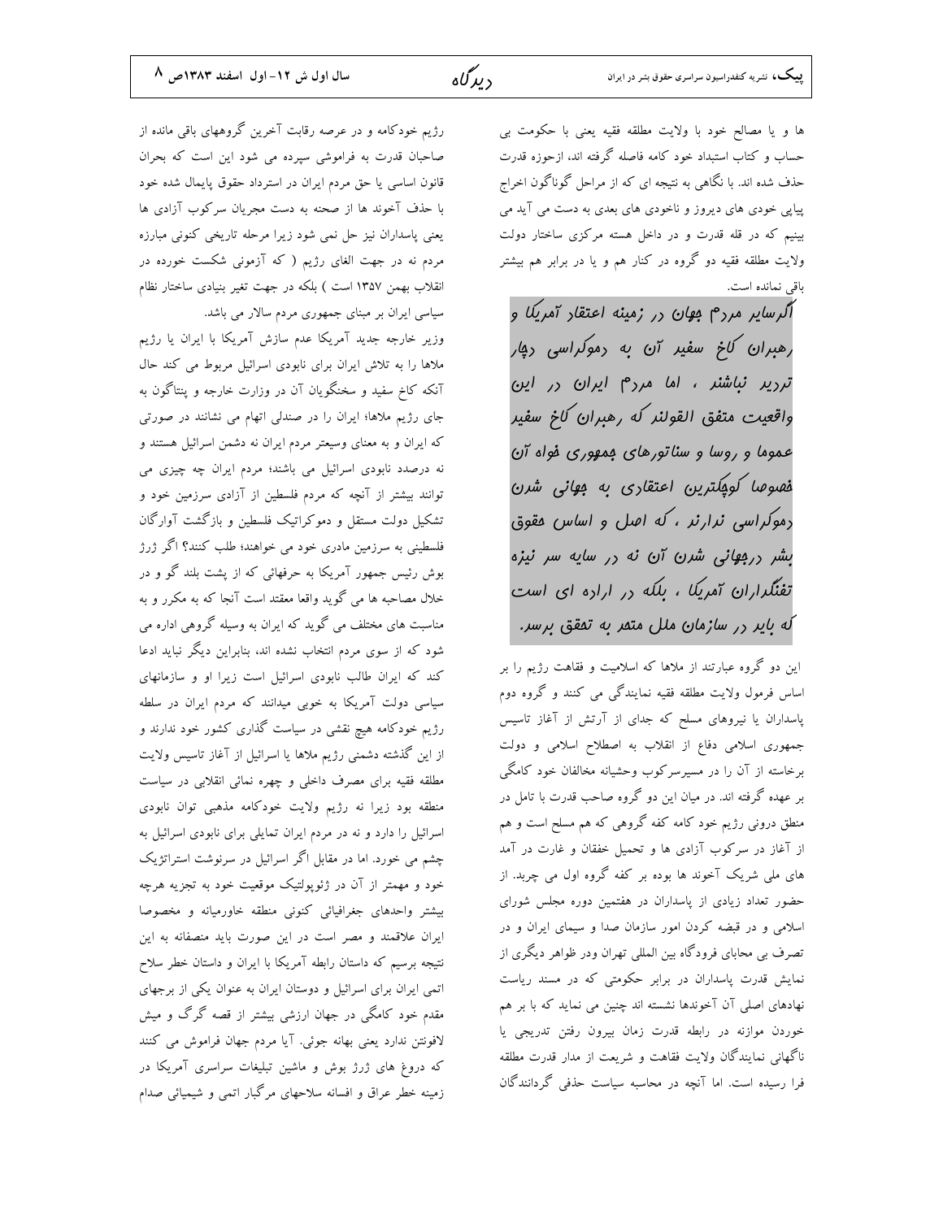ها و یا مصالح خود با ولایت مطلقه فقیه یعنی با حکومت بی حساب و کتاب استبداد خود کامه فاصله گرفته اند، ازحوزه قدرت حذف شده اند. با نگاهی به نتیجه ای که از مراحل گوناگون اخراج پیاپی خودی های دیروز و ناخودی های بعدی به دست می آید می بینیم که در قله قدرت و در داخل هسته مرکزی ساختار دولت ولایت مطلقه فقیه دو گروه در کنار هم و یا در برابر هم بیشتر باقی نمانده است.

**اگرسایر مردم جهان در زمینه اعتقاد آمریکا و رهبران کاخ سفید آن به دموکراسی دچار تردید نباشند ، اما مردم ایران در این واقعیت متفق القولند که رهبران کاخ سفید عموما و روسا و سناتورهای جمهوری خواه آن خصوصا کوچکترین اعتقادی به جهانی شدن دموکراسی ندارند ، که اصل و اساس حقوق بشر درجهانی شدن آن نه در سایه سر نیزه تفنگداران آمریکا ، بلکه در اراده ای است که باید در سازمان ملل متحد به تحقق برسد.**

این دو گروه عبارتند از ملاها که اسلامیت و فقاهت رژیم را بر اساس فرمول ولایت مطلقه فقیه نمایندگی می کنند و گروه دوم پاسداران یا نیروهای مسلح که جدای از آرتش از آغاز تاسیس جمهوری اسلامی دفاع از انقلاب به اصطلاح اسلامی و دولت برخاسته از آن را در مسیرسرکوب وحشیانه مخالفان خود کامگی بر عهده گرفته اند. در میان این دو گروه صاحب قدرت با تامل در منطق درونی رژیم خود کامه کفه گروهی که هم مسلح است و هم از آغاز در سرکوب آزادی ها و تحمیل خفقان و غارت در آمد های ملی شریک آخوند ها بوده بر کفه گروه اول می چربد. از حضور تعداد زیادی از پاسداران در هفتمین دوره مجلس شورای اسلامی و در قبضه کردن امور سازمان صدا و سیمای ایران و در تصرف بی محابای فرودگاه بین المللی تهران ودر ظواهر دیگری از نمایش قدرت پاسداران در برابر حکومتی که در مسند ریاست نهادهای اصلی آن آخوندها نشسته اند چنین می نماید که با بر هم خوردن موازنه در رابطه قدرت زمان بیرون رفتن تدریجی یا ناگهانی نمایندگان ولایت فقاهت و شریعت از مدار قدرت مطلقه فرا رسیده است. اما آنچه در محاسبه سیاست حذفی گردانندگان رژیم خودکامه و در عرصه رقابت آخرین گروههای باقی مانده از صاحبان قدرت به فراموشی سپرده می شود این است که بحران قانون اساسی یا حق مردم ایران در استرداد حقوق پایمال شده خود با حذف آخوند ها از صحنه به دست مجریان سرکوب آزادی ها یعنی پاسداران نیز حل نمی شود زیرا مرحله تاریخی کنونی مبارزه مردم نه در جهت الغای رژیم ( که آزمونی شکست خورده در انقلاب بهمن ۱۳۵۷ است ) بلکه در جهت تغیر بنیادی ساختار نظام سیاسی ایران بر مبنای جمهوری مردم سالار می باشد.

وزیر خارجه جدید آمریکا عدم سازش آمریکا با ایران یا رژیم ملاها را به تلاش ایران برای نابودی اسرائیل مربوط می کند حال آنکه کاخ سفید و سخنگویان آن در وزارت خارجه و پنتاگون به جای رژیم ملاها؛ ایران را در صندلی اتهام می نشانند در صورتی که ایران و به معنای وسیعتر مردم ایران نه دشمن اسرائیل هستند و نه درصدد نابودی اسرائیل می باشند؛ مردم ایران چه چیزی می توانند بیشتر از آنچه که مردم فلسطین از آزادی سرزمین خود و تشکیل دولت مستقل و دموکراتیک فلسطین و بازگشت آوارگان فلسطینی به سرزمین مادری خود می خواهند؛ طلب کنند؟ اگر ژرژ بوش رئیس جمهور آمریکا به حرفهائی که از پشت بلند گو و در خلال مصاحبه ها می گوید واقعا معتقد است آنجا که به مکرر و به مناسبت های مختلف می گوید که ایران به وسیله گروهی اداره می شود که از سوی مردم انتخاب نشده اند، بنابراین دیگر نباید ادعا کند که ایران طالب نابودی اسرائیل است زیرا او و سازمانهای سیاسی دولت آمریکا به خوبی میدانند که مردم ایران در سلطه رژیم خودکامه هیچ نقشی در سیاست گذاری کشور خود ندارند و از این گذشته دشمنی رژیم ملاها یا اسرائیل از آغاز تاسیس ولایت مطلقه فقیه برای مصرف داخلی و چهره نمائی انقلابی در سیاست منطقه بوده زیرا نه رژیم ولایت خودکامه مذهبی توان نابودی اسرائیل را دارد و نه در مردم ایران تمایلی برای نابودی اسرائیل به چشم می خورد. اما در مقابل اگر اسرائیل در سرنوشت استراتژیک خود و مهمتر از آن در ژئوپولتیک موقعیت خود به تجزیه هرچه بیشتر واحدهای جغرافیائی کنونی منطقه خاورمیانه و مخصوصا ایران علاقمند و مصر است در این صورت باید منصفانه به این نتیجه برسیم که داستان رابطه آمریکا با ایران و داستان خطر سلاح اتمی ایران برای اسرائیل و دوستان ایران به عنوان یکی از برجهای مقدم خود کامگی در جهان ارزشی بیشتر از قصه گرگ و میش لافونتن ندارد یعنی بهانه جوئی. آیا مردم جهان فراموش می کنند که دروغ های ژرژ بوش و ماشین تبلیغات سراسری آمریکا در زمینه خطر عراق و افسانه سلاحهای مرگبار اتمی و شیمیائی صدام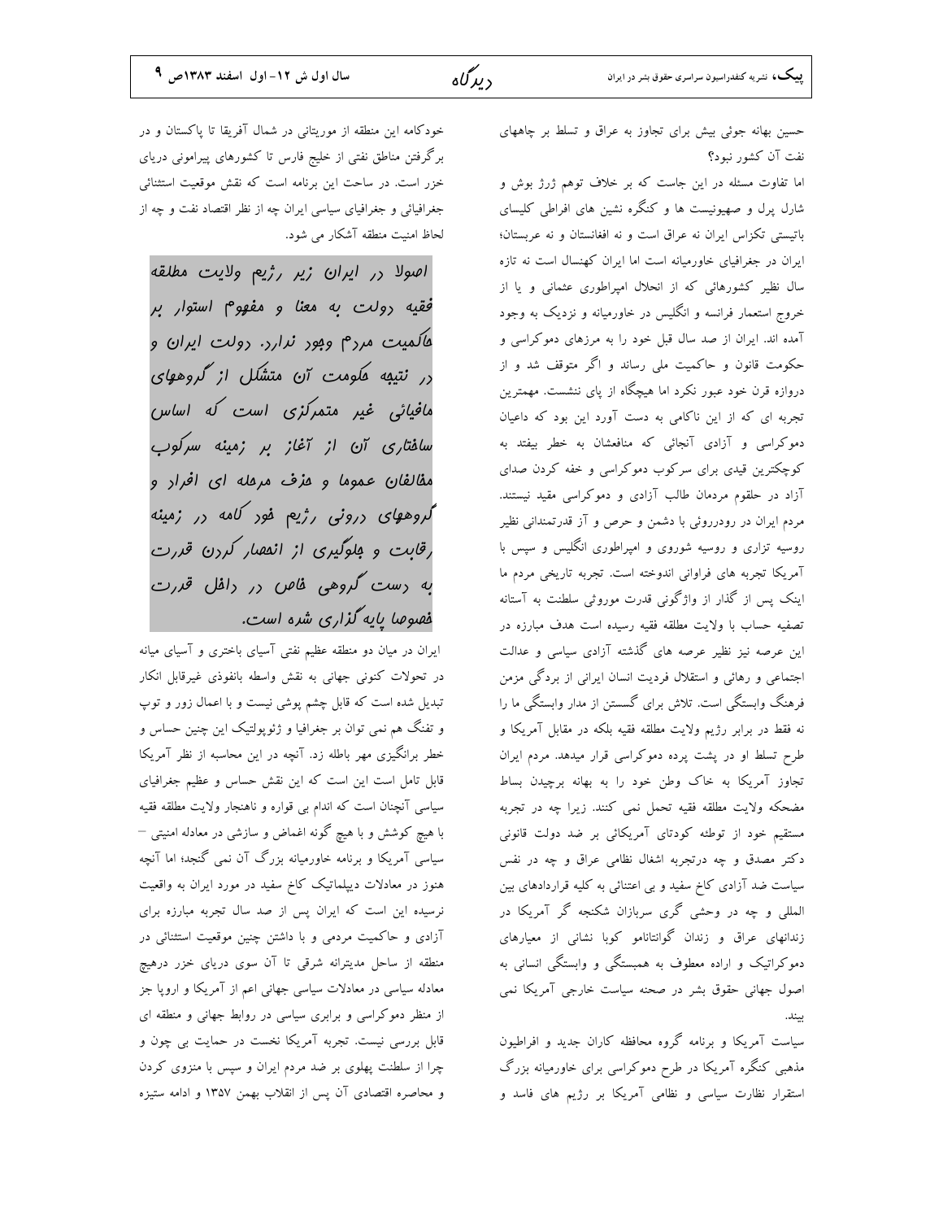حسین بهانه جوئی بیش برای تجاوز به عراق و تسلط بر چاههای نفت آن کشور نبود؟

اما تفاوت مسئله در این جاست که بر خلاف توهم ژرژ بوش و شارل پرل و صهیونیست ها و کنگره نشین های افراطی کلیسای باتیستی تکزاس ایران نه عراق است و نه افغانستان و نه عربستان؛ ایران در جغرافیای خاورمیانه است اما ایران کهنسال است نه تازه سال نظیر کشورهائی که از انحلال امپراطوری عثمانی و یا از خروج استعمار فرانسه و انگلیس در خاورمیانه و نزدیک به وجود آمده اند. ایران از صد سال قبل خود را به مرزهای دموکراسی و حکومت قانون و حاکمیت ملی رساند و اگر متوقف شد و از دروازه قرن خود عبور نکرد اما هیچگاه از پای ننشست. مهمترین تجربه ای که از این ناکامی به دست آورد این بود که داعیان دموکراسی و آزادی آنجائی که منافعشان به خطر بیفتد به کوچکترین قیدی برای سرکوب دموکراسی و خفه کردن صدای آزاد در حلقوم مردمان طالب آزادی و دموکراسی مقید نیستند. مردم ایران در رودرروئی با دشمن و حرص و آز قدرتمندانی نظیر روسیه تزاری و روسیه شوروی و امپراطوری انگلیس و سپس با آمریکا تجربه های فراوانی اندوخته است. تجربه تاریخی مردم ما اینک پس از گذار از واژگونی قدرت موروثی سلطنت به آستانه تصفیه حساب با ولایت مطلقه فقیه رسیده است هدف مبارزه در این عرصه نیز نظیر عرصه های گذشته آزادی سیاسی و عدالت اجتماعی و رهائی و استقلال فردیت انسان ایرانی از بردگی مزمن فرهنگ وابستگی است. تلاش برای گسستن از مدار وابستگی ما را نه فقط در برابر رژیم ولایت مطلقه فقیه بلکه در مقابل آمریکا و طرح تسلط او در پشت پرده دموکراسی قرار میدهد. مردم ایران تجاوز آمریکا به خاک وطن خود را به بهانه برچیدن بساط مضحکه ولایت مطلقه فقیه تحمل نمی کنند. زیرا چه در تجربه مستقیم خود از توطئه کودتای آمریکائی بر ضد دولت قانونی دکتر مصدق و چه درتجربه اشغال نظامی عراق و چه در نفس سیاست ضد آزادی کاخ سفید و بی اعتنائی به کلیه قراردادهای بین المللی و چه در وحشی گری سربازان شکنجه گر آمریکا در زندانهای عراق و زندان گوانتانامو کوبا نشانی از معیارهای دموکراتیک و اراده معطوف به همبستگی و وابستگی انسانی به اصول جهانی حقوق بشر در صحنه سیاست خارجی آمریکا نمی بیند.

سیاست آمریکا و برنامه گروه محافظه کاران جدید و افراطیون مذهبی کنگره آمریکا در طرح دموکراسی برای خاورمیانه بزرگ استقرار نظارت سیاسی و نظامی آمریکا بر رژیم های فاسد و خودکامه این منطقه از موریتانی در شمال آفریقا تا پاکستان و در برگرفتن مناطق نفتی از خلیج فارس تا کشورهای پیرامونی دریای خزر است. در ساحت این برنامه است که نقش موقعیت استثنائی جغرافیائی و جغرافیای سیاسی ایران چه از نظر اقتصاد نفت و چه از لحاظ امنیت منطقه آشکار می شود.

**اصولا در ایران زیر رژیم ولایت مطلقه فقیه دولت به معنا و مفهوم استوار بر حاکمیت مردم وجود ندارد. دولت ایران و در نتیجه حکومت آن متشکل از گروههای مافیائی غیر متمرکزی است که اساس ساختاری آن از آغاز بر زمینه سرکوب مخالفان عموما و حذف مرحله ای افراد و گروههای درونی رژیم خود کامه در زمینه رقابت و جلوگیری از انحصار کردن قدرت به دست گروهی خاص در داخل قدرت خصوصا پایه گزاری شده است.**

ایران در میان دو منطقه عظیم نفتی آسیای باختری و آسیای میانه در تحولات کنونی جهانی به نقش واسطه بانفوذی غیرقابل انکار تبدیل شده است که قابل چشم پوشی نیست و با اعمال زور و توپ و تفنگ هم نمی توان بر جغرافیا و ژئوپولتیک این چنین حساس و خطر برانگیزی مهر باطله زد. آنچه در این محاسبه از نظر آمریکا قابل تامل است این است که این نقش حساس و عظیم جغرافیای سیاسی آنچنان است که اندام بی قواره و ناهنجار ولایت مطلقه فقیه با هیچ کوشش و با هیچ گونه اغماض و سازشی در معادله امنیتی – سیاسی آمریکا و برنامه خاورمیانه بزرگ آن نمی گنجد؛ اما آنچه هنوز در معادلات دیپلماتیک کاخ سفید در مورد ایران به واقعیت نرسیده این است که ایران پس از صد سال تجربه مبارزه برای آزادی و حاکمیت مردمی و با داشتن چنین موقعیت استثنائی در منطقه از ساحل مدیترانه شرقی تا آن سوی دریای خزر درهیچ معادله سیاسی در معادلات سیاسی جهانی اعم از آمریکا و اروپا جز از منظر دموکراسی و برابری سیاسی در روابط جهانی و منطقه ای قابل بررسی نیست. تجربه آمریکا نخست در حمایت بی چون و چرا از سلطنت پهلوی بر ضد مردم ایران و سپس با منزوی کردن و محاصره اقتصادی آن پس از انقلاب بهمن ۱۳۵۷ و ادامه ستیزه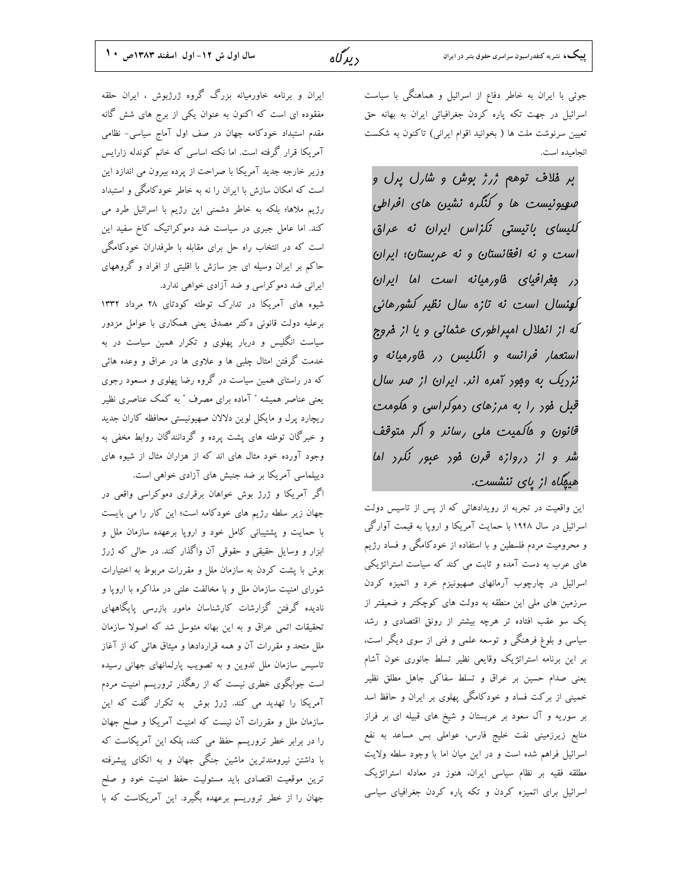جوئی با ایران به خاطر دفاع از اسرائیل و هماهنگی با سیاست اسرائیل در جهت تکه پاره کردن جغرافیائی ایران به بهانه حق تعیین سرنوشت ملت ها ( بخوانید اقوام ایرانی) تاکنون به شکست انجامیده است.

**بر خلاف توهم ژرژ بوش و شارل پرل و صهیونیست ها و کنگره نشین های افراطی کلیسای باتیستی تگزاس ایران نه عراق است و نه افغانستان و نه عربستان؛ ایران در جغرافیای خاورمیانه است اما ایران کهنسال است نه تازه سال نظیر کشورهائی که از انحلال امپراطوری عثمانی و یا از خروج استعمار فرانسه و انگلیس در خاورمیانه و نزدیک به وجود آمده اند. ایران از صد سال قبل خود را به مرزهای دموکراسی و حکومت قانون و حاکمیت ملی رساند و اگر متوقف شد و از دروازه قرن خود عبور نکرد اما هیچگاه از پای ننشست.**

این واقعیت در تجربه از رویدادهائی که از پس از تاسیس دولت اسرائیل در سال ۱۹۴۸ با حمایت آمریکا و اروپا به قیمت آوارگی و محرومیت مردم فلسطین و با استفاده از خودکامگی و فساد رژیم های عرب به دست آمده و ثابت می کند که سیاست استراتژیکی اسرائیل در چارچوب آرمانهای صهیونیزم خرد و اتمیزه کردن سرزمین های ملی این منطقه به دولت های کوچکتر و ضعیفتر از یک سو عقب افتاده تر هرچه بیشتر از رونق اقتصادی و رشد سیاسی و بلوغ فرهنگی و توسعه علمی و فنی از سوی دیگر است، بر این برنامه استراتژیک وقایعی نظیر تسلط جانوری خون آشام یعنی صدام حسین بر عراق و تسلط سفاکی جاهل مطلق نظیر خمینی از برکت فساد و خودکامگی پهلوی بر ایران و حافظ اسد بر سوریه و آل سعود بر عربستان و شیخ های قبیله ای بر فراز منابع زیرزمینی نفت خلیج فارس، عواملی بس مساعد به نفع اسرائیل فراهم شده است و در این میان اما با وجود سلطه ولایت مطلقه فقیه بر نظام سیاسی ایران، هنوز در معادله استراتژیک اسرائیل برای اتمیزه کردن و تکه پاره کردن جغرافیای سیاسی ایران و برنامه خاورمیانه بزرگ گروه ژرژبوش ، ایران حلقه مفقوده ای است که اکنون به عنوان یکی از برج های شش گانه مقدم استبداد خودکامه جهان در صف اول آماج سیاسی- نظامی آمریکا قرار گرفته است. اما نکته اساسی که خانم کوندله زارایس وزیر خارجه جدید آمریکا با صراحت از پرده بیرون می اندازد این است که امکان سازش با ایران را نه به خاطر خودکامگی و استبداد رژیم ملاها؛ بلکه به خاطر دشمنی این رژیم با اسرائیل طرد می کند. اما عامل جبری در سیاست ضد دموکراتیک کاخ سفید این است که در انتخاب راه حل برای مقابله با طرفداران خودکامگی حاکم بر ایران وسیله ای جز سازش با اقلیتی از افراد و گروههای ایرانی ضد دموکراسی و ضد آزادی خواهی ندارد.

شیوه های آمریکا در تدارک توطئه کودتای ۲۸ مرداد ۱۳۳۲ برعلیه دولت قانونی دکتر مصدق یعنی همکاری با عوامل مزدور سیاست انگلیس و دربار پهلوی و تکرار همین سیاست در به خدمت گرفتن امثال چلبی ها و علاوی ها در عراق و وعده هائی که در راستای همین سیاست در گروه رضا پهلوی و مسعود رجوی یعنی عناصر همیشه " آماده برای مصرف " به کمک عناصری نظیر ریچارد پرل و مایکل لوین دلالان صهیونیستی محافظه کاران جدید و خبرگان توطئه های پشت پرده و گردانندگان روابط مخفی به وجود آورده خود مثال های اند که از هزاران مثال از شیوه های دیپلماسی آمریکا بر ضد جنبش های آزادی خواهی است.

اگر آمریکا و ژرژ بوش خواهان برقراری دموکراسی واقعی در جهان زیر سلطه رژیم های خودکامه است؛ این کار را می بایست با حمایت و پشتیبانی کامل خود و اروپا برعهده سازمان ملل و ابزار و وسایل حقیقی و حقوقی آن واگذار کند. در حالی که ژرژ بوش با پشت کردن به سازمان ملل و مقررات مربوط به اختیارات شورای امنیت سازمان ملل و با مخالفت علنی در مذاکره با اروپا و نادیده گرفتن گزارشات کارشناسان مامور بازرسی پایگاههای تحقیقات اتمی عراق و به این بهانه متوسل شد که اصولا سازمان ملل متحد و مقررات آن و همه قراردادها و میثاق هائی که از آغاز تاسیس سازمان ملل تدوین و به تصویب پارلمانهای جهانی رسیده است جوابگوی خطری نیست که از رهگذر تروریسم امنیت مردم آمریکا را تهدید می کند. ژرژ بوش به تکرار گفت که این سازمان ملل و مقررات آن نیست که امنیت آمریکا و صلح جهان را در برابر خطر تروریسم حفظ می کند، بلکه این آمریکاست که با داشتن نیرومندترین ماشین جنگی جهان و به اتکای پیشرفته ترین موقعیت اقتصادی باید مسئولیت حفظ امنیت خود و صلح جهان را از خطر تروریسم برعهده بگیرد. این آمریکاست که با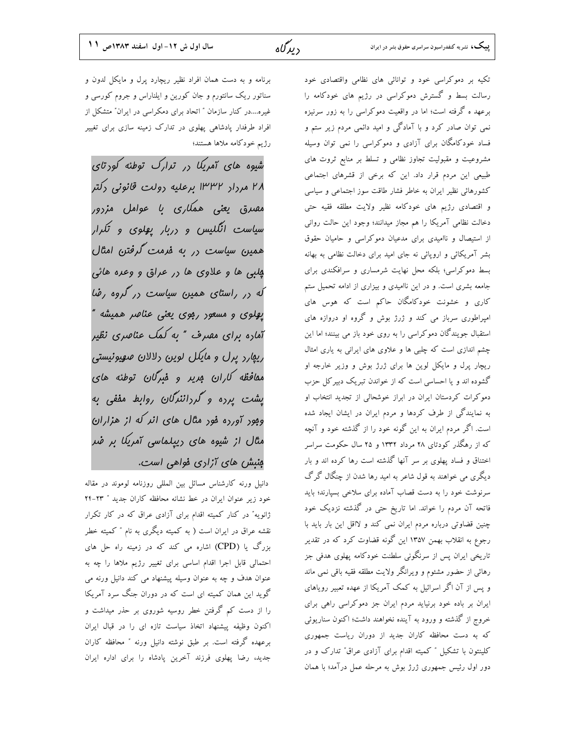تکیه بر دموکراسی خود و توانائی های نظامی واقتصادی خود رسالت بسط و گسترش دموکراسی در رژیم های خودکامه را برعهد ه گرفته است؛ اما در واقعیت دموکراسی را به زور سرنیزه نمی توان صادر کرد و با آمادگی و امید دائمی مردم زیر ستم و فساد خودکامگان برای آزادی و دموکراسی را نمی توان وسیله مشروعیت و مقبولیت تجاوز نظامی و تسلط بر منابع ثروت های طبیعی این مردم قرار داد. این که برخی از قشرهای اجتماعی کشورهائی نظیر ایران به خاطر فشار طاقت سوز اجتماعی و سیاسی و اقتصادی رژیم های خودکامه نظیر ولایت مطلقه فقیه حتی دخالت نظامی آمریکا را هم مجاز میدانند؛ وجود این حالت روانی از استیصال و ناامیدی برای مدعیان دموکراسی و حامیان حقوق بشر آمریکائی و اروپائی نه جای امید برای دخالت نظامی به بهانه بسط دموکراسی؛ بلکه محل نهایت شرمساری و سرافکندی برای جامعه بشری است. و در این ناامیدی و بیزاری از ادامه تحمیل ستم کاری و خشونت خودکامگان حاکم است که هوس های امپراطوری سرباز می کند و ژرژ بوش و گروه او دروازه های استقبال جویندگان دموکراسی را به روی خود باز می بینند؛ اما این چشم اندازی است که چلبی ها و علاوی های ایرانی به یاری امثال ریچار پرل و مایکل لوین ها برای ژرژ بوش و وزیر خارجه او گشوده اند و یا احساسی است که از خواندن تبریک دبیرکل حزب دموکرات کردستان ایران در ابراز خوشحالی از تجدید انتخاب او به نمایندگی از طرف کردها و مردم ایران در ایشان ایجاد شده است. اگر مردم ایران به این گونه خود را از گذشته خود و آنچه که از رهگذر کودتای ۲۸ مرداد ۱۳۳۲ و ۲۵ سال حکومت سراسر اختناق و فساد پهلوی بر سر آنها گذشته است رها کرده اند و بار دیگری می خواهند به قول شاعر به امید رها شدن از چنگال گرگ سرنوشت خود را به دست قصاب آماده برای سلاخی بسپارند؛ باید فاتحه آن مردم را خواند. اما تاریخ حتی در گذشته نزدیک خود چنین قضاوتی درباره مردم ایران نمی کند و لااقل این بار باید با رجوع به انقلاب بهمن ۱۳۵۷ این گونه قضاوت کرد که در تقدیر تاریخی ایران پس از سرنگونی سلطنت خودکامه پهلوی هدفی جز رهائی از حضور مشئوم و ویرانگر ولایت مطلقه فقیه باقی نمی ماند و پس از آن اگر اسرائیل به کمک آمریکا از عهده تعبیر رویاهای ایران بر باده خود برنیاید مردم ایران جز دموکراسی راهی برای خروج از گذشته و ورود به آینده نخواهند داشت؛ اکنون سناریوئی که به دست محافظه کاران جدید از دوران ریاست جمهوری کلینتون با تشکیل " کمیته اقدام برای آزادی عراق" تدارک و در دور اول رئیس جمهوری ژرژ بوش به مرحله عمل درآمد؛ با همان برنامه و به دست همان افراد نظیر ریچارد پرل و مایکل لدون و سناتور ریک سانتورم و جان کورین و ایلناراس و جروم کورسی و غیره....در کنار سازمان " اتحاد برای دمکراسی در ایران" متشکل از افراد طرفدار پادشاهی پهلوی در تدارک زمینه سازی برای تغییر رژیم خودکامه ملاها هستند؛

**شیوه های آمریکا در تدارک توطئه کودتای ۲۸ مرداد ۱۳۳۲ برعلیه دولت قانونی دکتر مصدق یعنی همکاری با عوامل مزدور سیاست انگلیس و دربار پهلوی و تکرار همین سیاست در به خدمت گرفتن امثال چلبی ها و علاوی ها در عراق و وعده هائی که در راستای همین سیاست در گروه رضا پهلوی و مسعود رجوی یعنی عناصر همیشه " آماده برای مصرف " به کمک عناصری نظیر ریچارد پرل و مایکل لوین دلالان صهیونیستی محافظه کاران جدید و خبرگان توطئه های پشت پرده و گردانندگان روابط مخفی به وجود آورده خود مثال های اند که از هزاران مثال از شیوه های دیپلماسی آمریکا بر ضد جنبش های آزادی خواهی است.**

دانیل ورنه کارشناس مسائل بین المللی روزنامه لوموند در مقاله خود زیر عنوان ایران در خط نشانه محافظه کاران جدید " ۲۳-۲۴ ژانویه" در کنار کمیته اقدام برای آزادی عراق که در کار تکرار نقشه عراق در ایران است ( به کمیته دیگری به نام " کمیته خطر بزرگ یا (CPD) اشاره می کند که در زمینه راه حل های احتمالی قابل اجرا اقدام اساسی برای تغییر رژیم ملاها را چه به عنوان هدف و چه به عنوان وسیله پیشنهاد می کند دانیل ورنه می گوید این همان کمیته ای است که در دوران جنگ سرد آمریکا را از دست کم گرفتن خطر روسیه شوروی بر حذر میداشت و اکنون وظیفه پیشنهاد اتخاذ سیاست تازه ای را در قبال ایران برعهده گرفته است. بر طبق نوشته دانیل ورنه " محافظه کاران جدید، رضا پهلوی فرزند آخرین پادشاه را برای اداره ایران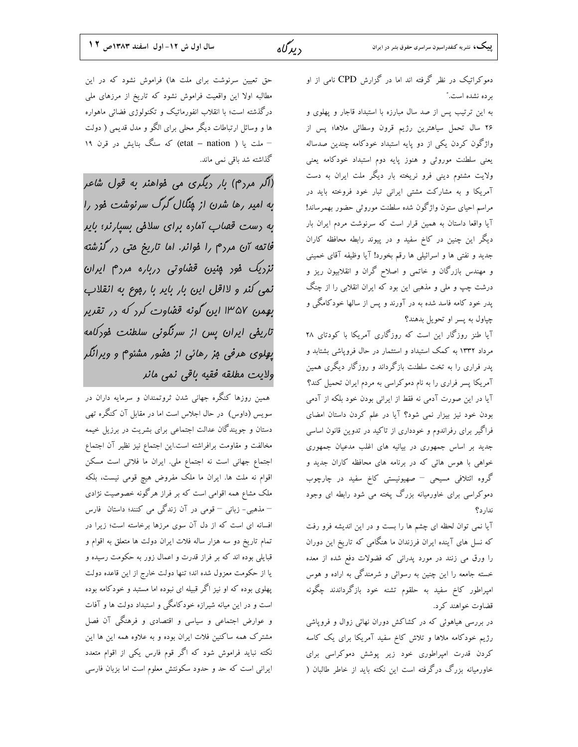دموکراتیک در نظر گرفته اند اما در گزارش CPD نامی از او برده نشده است."

به این ترتیب پس از صد سال مبارزه با استبداد قاجار و پهلوی و ۲۶ سال تحمل سیاهترین رژیم قرون وسطائی ملاها؛ پس از واژگون کردن یکی از دو پایه استبداد خودکامه چندین صدساله یعنی سلطنت موروثی و هنوز پایه دوم استبداد خودکامه یعنی ولایت مشئوم دینی فرو نریخته بار دیگر ملت ایران به دست آمریکا و به مشارکت مشتی ایرانی تبار خود فروخته باید در مراسم احیای ستون واژگون شده سلطنت موروثی حضور بهمرساند! آیا واقعا داستان به همین قرار است که سرنوشت مردم ایران بار دیگر این چنین در کاخ سفید و در پیوند رابطه محافظه کاران جدید و نفتی ها و اسرائیلی ها رقم بخورد! آیا وظیفه آقای خمینی و مهندس بازرگان و خاتمی و اصلاح گران و انقلابیون ریز و درشت چپ و ملی و مذهبی این بود که ایران انقلابی را از چنگ پدر خود کامه فاسد شده به در آورند و پس از سالها خودکامگی و چپاول به پسر او تحویل بدهند؟

آیا طنز روزگار این است که روزگاری آمریکا با کودتای ۲۸ مرداد ۱۳۳۲ به کمک استبداد و استثمار در حال فروپاشی بشتابد و پدر فراری را به تخت سلطنت بازگرداند و روزگار دیگری همین آمریکا پسر فراری را به نام دموکراسی به مردم ایران تحمیل کند؟ آیا در این صورت آدمی نه فقط از ایرانی بودن خود بلکه از آدمی بودن خود نیز بیزار نمی شود؟ آیا در علم کردن داستان امضای فراگیر برای رفراندوم و خودداری از تاکید در تدوین قانون اساسی جدید بر اساس جمهوری در بیانیه های اغلب مدعیان جمهوری خواهی با هوس هائی که در برنامه های محافظه کاران جدید و گروه ائتلافی مسیحی – صهیونیستی کاخ سفید در چارچوب دموکراسی برای خاورمیانه بزرگ پخته می شود رابطه ای وجود ندارد؟

آیا نمی توان لحظه ای چشم ها را بست و در این اندیشه فرو رفت که نسل های آینده ایران فرزندان ما هنگامی که تاریخ این دوران را ورق می زنند در مورد پدرانی که فضولات دفع شده از معده خسته جامعه را این چنین به رسوائی و شرمندگی به اراده و هوس امپراطور کاخ سفید به حلقوم تشنه خود بازگرداندند چگونه قضاوت خواهند کرد.

در بررسی هیاهوئی که در کشاکش دوران نهائی زوال و فروپاشی رژیم خودکامه ملاها و تلاش کاخ سفید آمریکا برای یک کاسه کردن قدرت امپراطوری خود زیر پوشش دموکراسی برای خاورمیانه بزرگ درگرفته است این نکته باید از خاطر طالبان ( حق تعیین سرنوشت برای ملت ها) فراموش نشود که در این مطالبه اولا این واقعیت فراموش نشود که تاریخ از مرزهای ملی درگذشته است؛ با انقلاب انفورماتیک و تکنولوژی فضائی ماهواره ها و وسائل ارتباطات دیگر محلی برای الگو و مدل قدیمی ( دولت – ملت یا ( etat – nation) که سنگ بنایش در قرن ۱۹ گذاشته شد باقی نمی ماند.

*(اگر مردم) بار دیگری می خواهند به قول شاعر به امید رها شدن از چنگال گرگ سرنوشت خود را به دست قصاب آماده برای سلاخی بسپارند؛ باید فاتحه آن مردم را خواند. اما تاریخ حتی در گذشته نزدیک خود چنین قضاوتی درباره مردم ایران نمی کند و لااقل این بار باید با رجوع به انقلاب بهمن ۱۳۵۷ این گونه قضاوت کرد که در تقدیر تاریخی ایران پس از سرنگونی سلطنت خودکامه پهلوی حرفی جز رهائی از حضور مشئوم و ویرانگر ولایت مطلقه فقیه باقی نمی ماند*

همین روزها کنگره جهانی شدن ثروتمندان و سرمایه داران در سویس (داوس) در حال اجلاس است اما در مقابل آن کنگره تهی دستان و جویندگان عدالت اجتماعی برای بشریت در برزیل خیمه مخالفت و مقاومت برافراشته است.این اجتماع نیز نظیر آن اجتماع اجتماع جهانی است نه اجتماع ملی. ایران ما فلاتی است مسکن اقوام نه ملت ها. ایران ما ملک مفروض هیچ قومی نیست، بلکه ملک مشاع همه اقوامی است که بر فراز هرگونه خصوصیت نژادی – مذهبی- زبانی – قومی در آن زندگی می کنند؛ داستان فارس افسانه ای است که از دل آن سوی مرزها برخاسته است؛ زیرا در تمام تاریخ دو سه هزار ساله فلات ایران دولت ها متعلق به اقوام و قبایلی بوده اند که بر فراز قدرت و اعمال زور به حکومت رسیده و یا از حکومت معزول شده اند؛ تنها دولت خارج از این قاعده دولت پهلوی بوده که او نیز اگر قبیله ای نبوده اما مستبد و خودکامه بوده است و در این میانه شیرازه خودکامگی و استبداد دولت ها و آفات و عوارض اجتماعی و سیاسی و اقتصادی و فرهنگی آن فصل مشترک همه ساکنین فلات ایران بوده و به علاوه همه این ها این نکته نباید فراموش شود که اگر قوم فارس یکی از اقوام متعدد ایرانی است که حد و حدود سکونتش معلوم است اما بزبان فارسی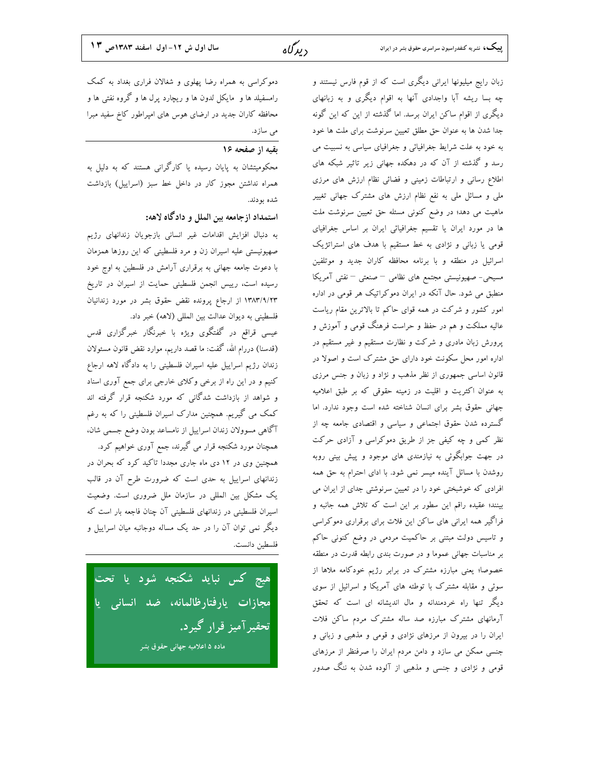زبان رایج میلیونها ایرانی دیگری است که از قوم فارس نیستند و چه بسا ریشه آبا واجدادی آنها به اقوام دیگری و به زبانهای دیگری از اقوام ساکن ایران برسد. اما گذشته از این که این گونه جدا شدن ها به عنوان حق مطلق تعیین سرنوشت برای ملت ها خود به خود به علت شرایط جغرافیائی و جغرافیای سیاسی به نسبیت می رسد و گذشته از آن که در دهکده جهانی زیر تاثیر شبکه های اطلاع رسانی و ارتباطات زمینی و فضائی نظام ارزش های مرزی ملی و مسائل ملی به نفع نظام ارزش های مشترک جهانی تغییر ماهیت می دهد؛ در وضع کنونی مسئله حق تعیین سرنوشت ملت ها در مورد ایران یا تقسیم جغرافیائی ایران بر اساس جغرافیای قومی یا زبانی و نژادی به خط مستقیم با هدف های استراتژیک اسرائیل در منطقه و با برنامه محافظه کاران جدید و موتلفین مسیحی- صهیونیستی مجتمع های نظامی – صنعتی – نفتی آمریکا منطبق می شود. حال آنکه در ایران دموکراتیک هر قومی در اداره امور کشور و شرکت در همه قوای حاکم تا بالاترین مقام ریاست عالیه مملکت و هم در حفظ و حراست فرهنگ قومی و آموزش و پرورش زبان مادری و شرکت و نظارت مستقیم و غیر مستقیم در اداره امور محل سکونت خود دارای حق مشترک است و اصولا در قانون اساسی جمهوری از نظر مذهب و نژاد و زبان و جنس مرزی به عنوان اکثریت و اقلیت در زمینه حقوقی که بر طبق اعلامیه جهانی حقوق بشر برای انسان شناخته شده است وجود ندارد. اما گسترده شدن حقوق اجتماعی و سیاسی و اقتصادی جامعه چه از نظر کمی و چه کیفی جز از طریق دموکراسی و آزادی حرکت در جهت جوابگوئی به نیازمندی های موجود و پیش بینی روبه روشدن با مسائل آینده میسر نمی شود. با ادای احترام به حق همه افرادی که خوشبختی خود را در تعیین سرنوشتی جدای از ایران می بینند؛ عقیده راقم این سطور بر این است که تلاش همه جانبه و فراگیر همه ایرانی های ساکن این فلات برای برقراری دموکراسی و تاسیس دولت مبتنی بر حاکمیت مردمی در وضع کنونی حاکم بر مناسبات جهانی عموما و در صورت بندی رابطه قدرت در منطقه خصوصا؛ یعنی مبارزه مشترک در برابر رژیم خودکامه ملاها از سوئی و مقابله مشترک با توطئه های آمریکا و اسرائیل از سوی دیگر تنها راه خردمندانه و مال اندیشانه ای است که تحقق آرمانهای مشترک مبارزه صد ساله مشترک مردم ساکن فلات ایران را در بیرون از مرزهای نژادی و قومی و مذهبی و زبانی و جنسی ممکن می سازد و دامن مردم ایران را صرفنظر از مرزهای قومی و نژادی و جنسی و مذهبی از آلوده شدن به ننگ صدور دموکراسی به همراه رضا پهلوی و شغالان فراری بغداد به کمک رامسفیلد ها و مایکل لدون ها و ریچارد پرل ها و گروه نفتی ها و محافظه کاران جدید در ارضای هوس های امپراطور کاخ سفید مبرا می سازد.

---

**بقیه از صفحه ۱۶**

محکومیتشان به پایان رسیده یا کارگرانی هستند که به دلیل به همراه نداشتن مجوز کار در داخل خط سبز (اسراییل) بازداشت شده بودند.

**استمداد ازجامعه بین الملل و دادگاه لاهه:**

به دنبال افزایش اقدامات غیر انسانی بازجویان زندانهای رژیم صهیونیستی علیه اسیران زن و مرد فلسطینی که این روزها همزمان با دعوت جامعه جهانی به برقراری آرامش در فلسطین به اوج خود رسیده است، رییس انجمن فلسطینی حمایت از اسیران از تاریخ ۱۳۸۳/۹/۲۳ از ارجاع پرونده نقض حقوق بشر در مورد زندانیان فلسطینی به دیوان عدالت بین المللی (لاهه) خبر داد.

عیسی قراقع در گفتگوی ویژه با خبرنگار خبرگزاری قدس (قدسنا) دررام الله، گفت: ما قصد داریم، موارد نقض قانون مسئولان زندان رژیم اسراییل علیه اسیران فلسطینی را به دادگاه لاهه ارجاع کنیم و در این راه از برخی وکلای خارجی برای جمع آوری اسناد و شواهد از بازداشت شدگانی که مورد شکنجه قرار گرفته اند کمک می گیریم. همچنین مدارک اسیران فلسطینی را که به رغم آگاهی مسوولان زندان اسراییل از نامساعد بودن وضع جسمی شان، همچنان مورد شکنجه قرار می گیرند، جمع آوری خواهیم کرد.

همچنین وی در ۱۲ دی ماه جاری مجددا تاکید کرد که بحران در زندانهای اسراییل به حدی است که ضرورت طرح آن در قالب یک مشکل بین المللی در سازمان ملل ضروری است. وضعیت اسیران فلسطینی در زندانهای فلسطینی آن چنان فاجعه بار است که دیگر نمی توان آن را در حد یک مساله دوجانبه میان اسراییل و فلسطین دانست.

---

**هیچ کس نباید شکنجه شود یا تحت مجازات یارفتارظالمانه، ضد انسانی یا تحقیرآمیز قرار گیرد.**

ماده ۵ اعلامیه جهانی حقوق بشر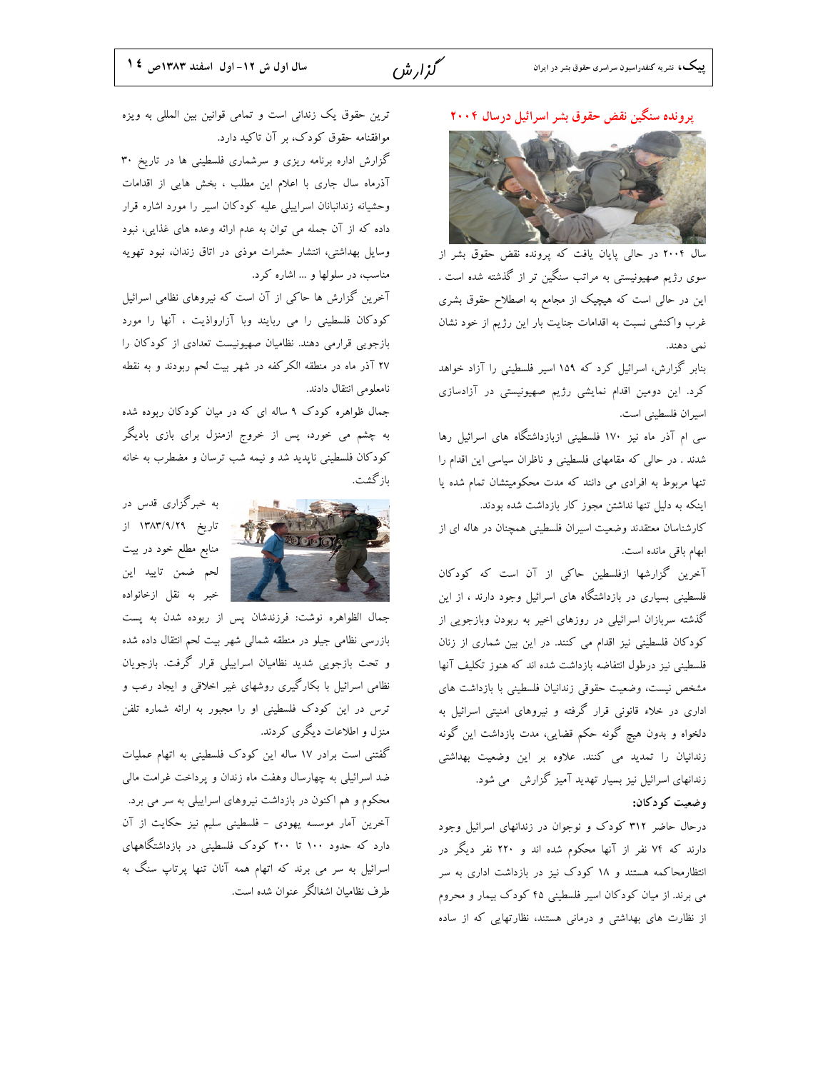## پرونده سنگین نقض حقوق بشر اسرائیل درسال ۲۰۰۴

سال ۲۰۰۴ در حالی پایان یافت که پرونده نقض حقوق بشر از سوی رژیم صهیونیستی به مراتب سنگین تر از گذشته شده است . این در حالی است که هیچیک از مجامع به اصطلاح حقوق بشری غرب واکنشی نسبت به اقدامات جنایت بار این رژیم از خود نشان نمی دهند.

بنابر گزارش، اسرائیل کرد که ۱۵۹ اسیر فلسطینی را آزاد خواهد کرد. این دومین اقدام نمایشی رژیم صهیونیستی در آزادسازی اسیران فلسطینی است.

سی ام آذر ماه نیز ۱۷۰ فلسطینی ازبازداشتگاه های اسرائیل رها شدند . در حالی که مقامهای فلسطینی و ناظران سیاسی این اقدام را تنها مربوط به افرادی می دانند که مدت محکومیتشان تمام شده یا اینکه به دلیل تنها نداشتن مجوز کار بازداشت شده بودند.

کارشناسان معتقدند وضعیت اسیران فلسطینی همچنان در هاله ای از ابهام باقی مانده است.

آخرین گزارشها ازفلسطین حاکی از آن است که کودکان فلسطینی بسیاری در بازداشتگاه های اسرائیل وجود دارند ، از این گذشته سربازان اسرائیلی در روزهای اخیر به ربودن وبازجویی از کودکان فلسطینی نیز اقدام می کنند. در این بین شماری از زنان فلسطینی نیز درطول انتفاضه بازداشت شده اند که هنوز تکلیف آنها مشخص نیست، وضعیت حقوقی زندانیان فلسطینی با بازداشت های اداری در خلاء قانونی قرار گرفته و نیروهای امنیتی اسرائیل به دلخواه و بدون هیچ گونه حکم قضایی، مدت بازداشت این گونه زندانیان را تمدید می کنند. علاوه بر این وضعیت بهداشتی زندانهای اسرائیل نیز بسیار تهدید آمیز گزارش می شود.

**وضعیت کودکان:**

درحال حاضر ۳۱۲ کودک و نوجوان در زندانهای اسرائیل وجود دارند که ۷۴ نفر از آنها محکوم شده اند و ۲۲۰ نفر دیگر در انتظارمحاکمه هستند و ۱۸ کودک نیز در بازداشت اداری به سر می برند. از میان کودکان اسیر فلسطینی ۴۵ کودک بیمار و محروم از نظارت های بهداشتی و درمانی هستند، نظارتهایی که از ساده ترین حقوق یک زندانی است و تمامی قوانین بین المللی به ویژه موافقنامه حقوق کودک، بر آن تاکید دارد.

گزارش اداره برنامه ریزی و سرشماری فلسطینی ها در تاریخ ۳۰ آذرماه سال جاری با اعلام این مطلب ، بخش هایی از اقدامات وحشیانه زندانبانان اسراییلی علیه کودکان اسیر را مورد اشاره قرار داده که از آن جمله می توان به عدم ارائه وعده های غذایی، نبود وسایل بهداشتی، انتشار حشرات موذی در اتاق زندان، نبود تهویه مناسب، در سلولها و ... اشاره کرد.

آخرین گزارش ها حاکی از آن است که نیروهای نظامی اسرائیل کودکان فلسطینی را می ربایند وبا آزارواذیت ، آنها را مورد بازجویی قرارمی دهند. نظامیان صهیونیست تعدادی از کودکان را ۲۷ آذر ماه در منطقه الکرکفه در شهر بیت لحم ربودند و به نقطه نامعلومی انتقال دادند.

جمال ظواهره کودک ۹ ساله ای که در میان کودکان ربوده شده به چشم می خورد، پس از خروج ازمنزل برای بازی بادیگر کودکان فلسطینی ناپدید شد و نیمه شب ترسان و مضطرب به خانه بازگشت.

به خبرگزاری قدس در تاریخ ۱۳۸۳/۹/۲۹ از منابع مطلع خود در بیت لحم ضمن تایید این خبر به نقل ازخانواده جمال الظواهره نوشت: فرزندشان پس از ربوده شدن به پست بازرسی نظامی جیلو در منطقه شمالی شهر بیت لحم انتقال داده شده و تحت بازجویی شدید نظامیان اسراییلی قرار گرفت. بازجویان نظامی اسرائیل با بکارگیری روشهای غیر اخلاقی و ایجاد رعب و ترس در این کودک فلسطینی او را مجبور به ارائه شماره تلفن منزل و اطلاعات دیگری کردند.

گفتنی است برادر ۱۷ ساله این کودک فلسطینی به اتهام عملیات ضد اسرائیلی به چهارسال وهفت ماه زندان و پرداخت غرامت مالی محکوم و هم اکنون در بازداشت نیروهای اسراییلی به سر می برد.

آخرین آمار موسسه یهودی - فلسطینی سلیم نیز حکایت از آن دارد که حدود ۱۰۰ تا ۲۰۰ کودک فلسطینی در بازداشتگاههای اسرائیل به سر می برند که اتهام همه آنان تنها پرتاپ سنگ به طرف نظامیان اشغالگر عنوان شده است.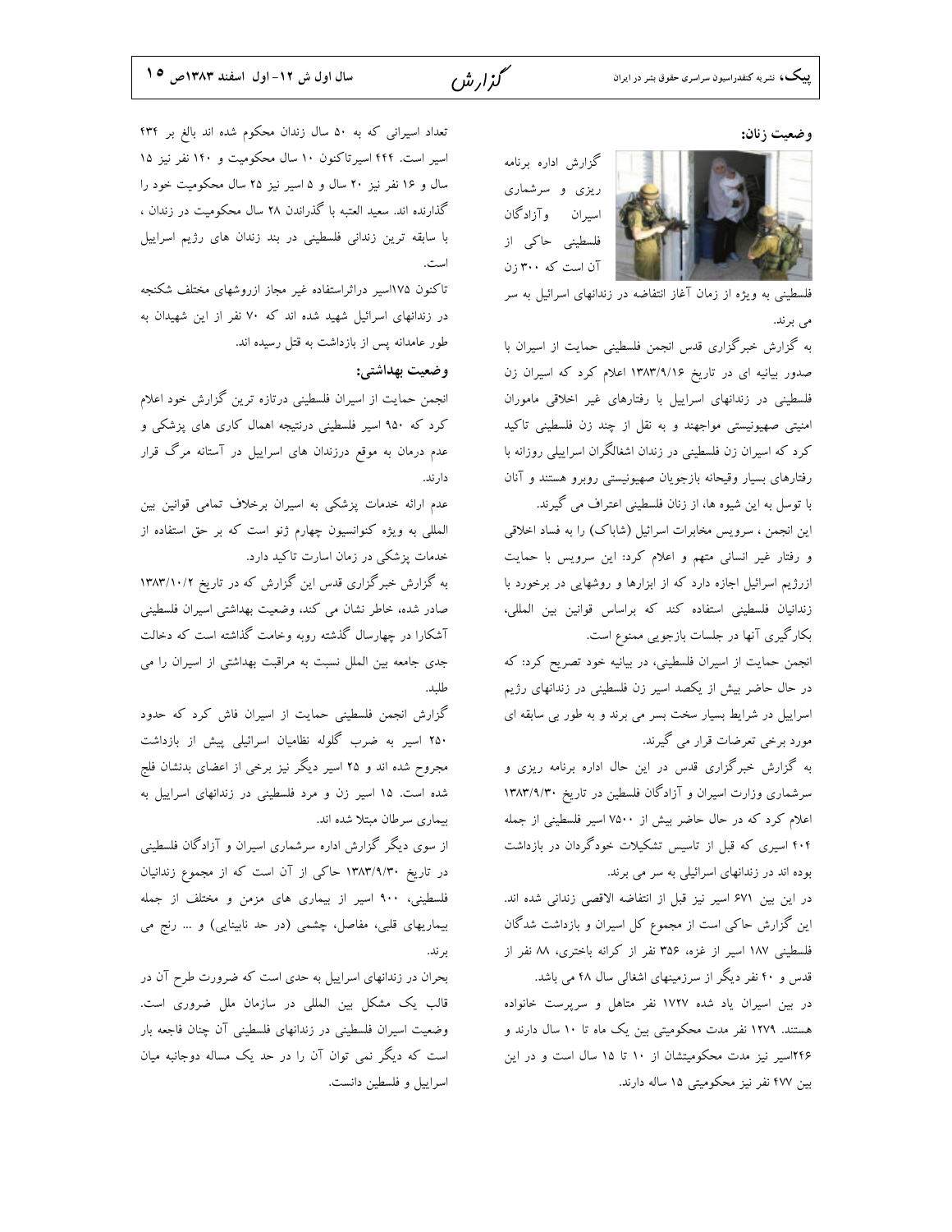### وضعیت زنان:

گزارش اداره برنامه ریزی و سرشماری اسیران وآزادگان فلسطینی حاکی از آن است که ۳۰۰ زن فلسطینی به ویژه از زمان آغاز انتفاضه در زندانهای اسرائیل به سر می برند.

به گزارش خبرگزاری قدس انجمن فلسطینی حمایت از اسیران با صدور بیانیه ای در تاریخ ۱۳۸۳/۹/۱۶ اعلام کرد که اسیران زن فلسطینی در زندانهای اسراییل با رفتارهای غیر اخلاقی ماموران امنیتی صهیونیستی مواجهند و به نقل از چند زن فلسطینی تاکید کرد که اسیران زن فلسطینی در زندان اشغالگران اسراییلی روزانه با رفتارهای بسیار وقیحانه بازجویان صهیونیستی روبرو هستند و آنان با توسل به این شیوه ها، از زنان فلسطینی اعتراف می گیرند.

این انجمن ، سرویس مخابرات اسرائیل (شاباک) را به فساد اخلاقی و رفتار غیر انسانی متهم و اعلام کرد: این سرویس با حمایت ازرژیم اسرائیل اجازه دارد که از ابزارها و روشهایی در برخورد با زندانیان فلسطینی استفاده کند که براساس قوانین بین المللی، بکارگیری آنها در جلسات بازجویی ممنوع است.

انجمن حمایت از اسیران فلسطینی، در بیانیه خود تصریح کرد: که در حال حاضر بیش از یکصد اسیر زن فلسطینی در زندانهای رژیم اسراییل در شرایط بسیار سخت بسر می برند و به طور بی سابقه ای مورد برخی تعرضات قرار می گیرند.

به گزارش خبرگزاری قدس در این حال اداره برنامه ریزی و سرشماری وزارت اسیران و آزادگان فلسطین در تاریخ ۱۳۸۳/۹/۳۰ اعلام کرد که در حال حاضر بیش از ۷۵۰۰ اسیر فلسطینی از جمله ۴۰۴ اسیری که قبل از تاسیس تشکیلات خودگردان در بازداشت بوده اند در زندانهای اسرائیلی به سر می برند.

در این بین ۶۷۱ اسیر نیز قبل از انتفاضه الاقصی زندانی شده اند. این گزارش حاکی است از مجموع کل اسیران و بازداشت شدگان فلسطینی ۱۸۷ اسیر از غزه، ۳۵۶ نفر از کرانه باختری، ۸۸ نفر از قدس و ۴۰ نفر دیگر از سرزمینهای اشغالی سال ۴۸ می باشد.

در بین اسیران یاد شده ۱۷۲۷ نفر متاهل و سرپرست خانواده هستند. ۱۲۷۹ نفر مدت محکومیتی بین یک ماه تا ۱۰ سال دارند و ۲۴۶اسیر نیز مدت محکومیتشان از ۱۰ تا ۱۵ سال است و در این بین ۴۷۷ نفر نیز محکومیتی ۱۵ ساله دارند.

تعداد اسیرانی که به ۵۰ سال زندان محکوم شده اند بالغ بر ۴۳۴ اسیر است. ۴۴۴ اسیرتاکنون ۱۰ سال محکومیت و ۱۴۰ نفر نیز ۱۵ سال و ۱۶ نفر نیز ۲۰ سال و ۵ اسیر نیز ۲۵ سال محکومیت خود را گذارنده اند. سعید العتبه با گذراندن ۲۸ سال محکومیت در زندان ، با سابقه ترین زندانی فلسطینی در بند زندان های رژیم اسراییل است.

تاکنون ۱۷۵اسیر دراثراستفاده غیر مجاز ازروشهای مختلف شکنجه در زندانهای اسرائیل شهید شده اند که ۷۰ نفر از این شهیدان به طور عامدانه پس از بازداشت به قتل رسیده اند.

### وضعیت بهداشتی:

انجمن حمایت از اسیران فلسطینی درتازه ترین گزارش خود اعلام کرد که ۹۵۰ اسیر فلسطینی درنتیجه اهمال کاری های پزشکی و عدم درمان به موقع درزندان های اسراییل در آستانه مرگ قرار دارند.

عدم ارائه خدمات پزشکی به اسیران برخلاف تمامی قوانین بین المللی به ویژه کنوانسیون چهارم ژنو است که بر حق استفاده از خدمات پزشکی در زمان اسارت تاکید دارد.

به گزارش خبرگزاری قدس این گزارش که در تاریخ ۱۳۸۳/۱۰/۲ صادر شده، خاطر نشان می کند، وضعیت بهداشتی اسیران فلسطینی آشکارا در چهارسال گذشته روبه وخامت گذاشته است که دخالت جدی جامعه بین الملل نسبت به مراقبت بهداشتی از اسیران را می طلبد.

گزارش انجمن فلسطینی حمایت از اسیران فاش کرد که حدود ۲۵۰ اسیر به ضرب گلوله نظامیان اسرائیلی پیش از بازداشت مجروح شده اند و ۲۵ اسیر دیگر نیز برخی از اعضای بدنشان فلج شده است. ۱۵ اسیر زن و مرد فلسطینی در زندانهای اسراییل به بیماری سرطان مبتلا شده اند.

از سوی دیگر گزارش اداره سرشماری اسیران و آزادگان فلسطینی در تاریخ ۱۳۸۳/۹/۳۰ حاکی از آن است که از مجموع زندانیان فلسطینی، ۹۰۰ اسیر از بیماری های مزمن و مختلف از جمله بیماریهای قلبی، مفاصل، چشمی (در حد نابینایی) و ... رنج می برند.

بحران در زندانهای اسراییل به حدی است که ضرورت طرح آن در قالب یک مشکل بین المللی در سازمان ملل ضروری است. وضعیت اسیران فلسطینی در زندانهای فلسطینی آن چنان فاجعه بار است که دیگر نمی توان آن را در حد یک مساله دوجانبه میان اسراییل و فلسطین دانست.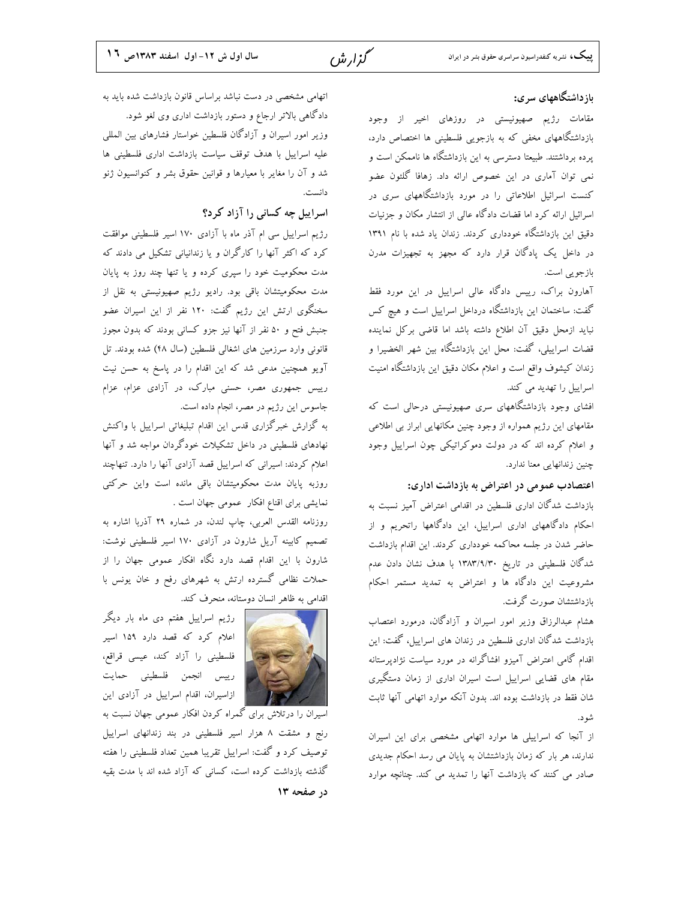### بازداشتگاههای سری:

مقامات رژیم صهیونیستی در روزهای اخیر از وجود بازداشتگاههای مخفی که به بازجویی فلسطینی ها اختصاص دارد، پرده برداشتند. طبیعتا دسترسی به این بازداشتگاه ها ناممکن است و نمی توان آماری در این خصوص ارائه داد. زهافا گلئون عضو کنست اسرائیل اطلاعاتی را در مورد بازداشتگاههای سری در اسرائیل ارائه کرد اما قضات دادگاه عالی از انتشار مکان و جزئیات دقیق این بازداشتگاه خودداری کردند. زندان یاد شده با نام ۱۳۹۱ در داخل یک پادگان قرار دارد که مجهز به تجهیزات مدرن بازجویی است.

آهارون براک، رییس دادگاه عالی اسراییل در این مورد فقط گفت: ساختمان این بازداشتگاه درداخل اسراییل است و هیچ کس نباید ازمحل دقیق آن اطلاع داشته باشد اما قاضی برکل نماینده قضات اسراییلی، گفت: محل این بازداشتگاه بین شهر الخضیرا و زندان کیشوف واقع است و اعلام مکان دقیق این بازداشتگاه امنیت اسراییل را تهدید می کند.

افشای وجود بازداشتگاههای سری صهیونیستی درحالی است که مقامهای این رژیم همواره از وجود چنین مکانهایی ابراز بی اطلاعی و اعلام کرده اند که در دولت دموکراتیکی چون اسراییل وجود چنین زندانهایی معنا ندارد.

### اعتصادب عمومی در اعتراض به بازداشت اداری:

بازداشت شدگان اداری فلسطین در اقدامی اعتراض آمیز نسبت به احکام دادگاههای اداری اسراییل، این دادگاهها راتحریم و از حاضر شدن در جلسه محاکمه خودداری کردند. این اقدام بازداشت شدگان فلسطینی در تاریخ ۱۳۸۳/۹/۳۰ با هدف نشان دادن عدم مشروعیت این دادگاه ها و اعتراض به تمدید مستمر احکام بازداشتشان صورت گرفت.

هشام عبدالرزاق وزیر امور اسیران و آزادگان، درمورد اعتصاب بازداشت شدگان اداری فلسطین در زندان های اسراییل، گفت: این اقدام گامی اعتراض آمیزو افشاگرانه در مورد سیاست نژادپرستانه مقام های قضایی اسراییل است اسیران اداری از زمان دستگیری شان فقط در بازداشت بوده اند. بدون آنکه موارد اتهامی آنها ثابت شود.

از آنجا که اسراییلی ها موارد اتهامی مشخصی برای این اسیران ندارند، هر بار که زمان بازداشتشان به پایان می رسد احکام جدیدی صادر می کنند که بازداشت آنها را تمدید می کند. چنانچه موارد اتهامی مشخصی در دست نباشد براساس قانون بازداشت شده باید به دادگاهی بالاتر ارجاع و دستور بازداشت اداری وی لغو شود.

وزیر امور اسیران و آزادگان فلسطین خواستار فشارهای بین المللی علیه اسراییل با هدف توقف سیاست بازداشت اداری فلسطینی ها شد و آن را مغایر با معیارها و قوانین حقوق بشر و کنوانسیون ژنو دانست.

### اسراییل چه کسانی را آزاد کرد؟

رژیم اسراییل سی ام آذر ماه با آزادی ۱۷۰ اسیر فلسطینی موافقت کرد که اکثر آنها را کارگران و یا زندانیانی تشکیل می دادند که مدت محکومیت خود را سپری کرده و یا تنها چند روز به پایان مدت محکومیتشان باقی بود. رادیو رژیم صهیونیستی به نقل از سخنگوی ارتش این رژیم گفت: ۱۲۰ نفر از این اسیران عضو جنبش فتح و ۵۰ نفر از آنها نیز جزو کسانی بودند که بدون مجوز قانونی وارد سرزمین های اشغالی فلسطین (سال ۴۸) شده بودند. تل آویو همچنین مدعی شد که این اقدام را در پاسخ به حسن نیت رییس جمهوری مصر، حسنی مبارک، در آزادی عزام، عزام جاسوس این رژیم در مصر، انجام داده است.

به گزارش خبرگزاری قدس این اقدام تبلیغاتی اسراییل با واکنش نهادهای فلسطینی در داخل تشکیلات خودگردان مواجه شد و آنها اعلام کردند: اسیرانی که اسراییل قصد آزادی آنها را دارد. تنهاچند روزبه پایان مدت محکومیتشان باقی مانده است واین حرکتی نمایشی برای اقناع افکار عمومی جهان است .

روزنامه القدس العربی، چاپ لندن، در شماره ۲۹ آذربا اشاره به تصمیم کابینه آریل شارون در آزادی ۱۷۰ اسیر فلسطینی نوشت: شارون با این اقدام قصد دارد نگاه افکار عمومی جهان را از حملات نظامی گسترده ارتش به شهرهای رفح و خان یونس با اقدامی به ظاهر انسان دوستانه، منحرف کند.

رژیم اسراییل هفتم دی ماه بار دیگر اعلام کرد که قصد دارد ۱۵۹ اسیر فلسطینی را آزاد کند، عیسی قراقع، رییس انجمن فلسطینی حمایت ازاسیران، اقدام اسراییل در آزادی این اسیران را درتلاش برای گمراه کردن افکار عمومی جهان نسبت به رنج و مشقت ۸ هزار اسیر فلسطینی در بند زندانهای اسراییل توصیف کرد و گفت: اسراییل تقریبا همین تعداد فلسطینی را هفته گذشته بازداشت کرده است، کسانی که آزاد شده اند با مدت بقیه

**در صفحه ۱۳**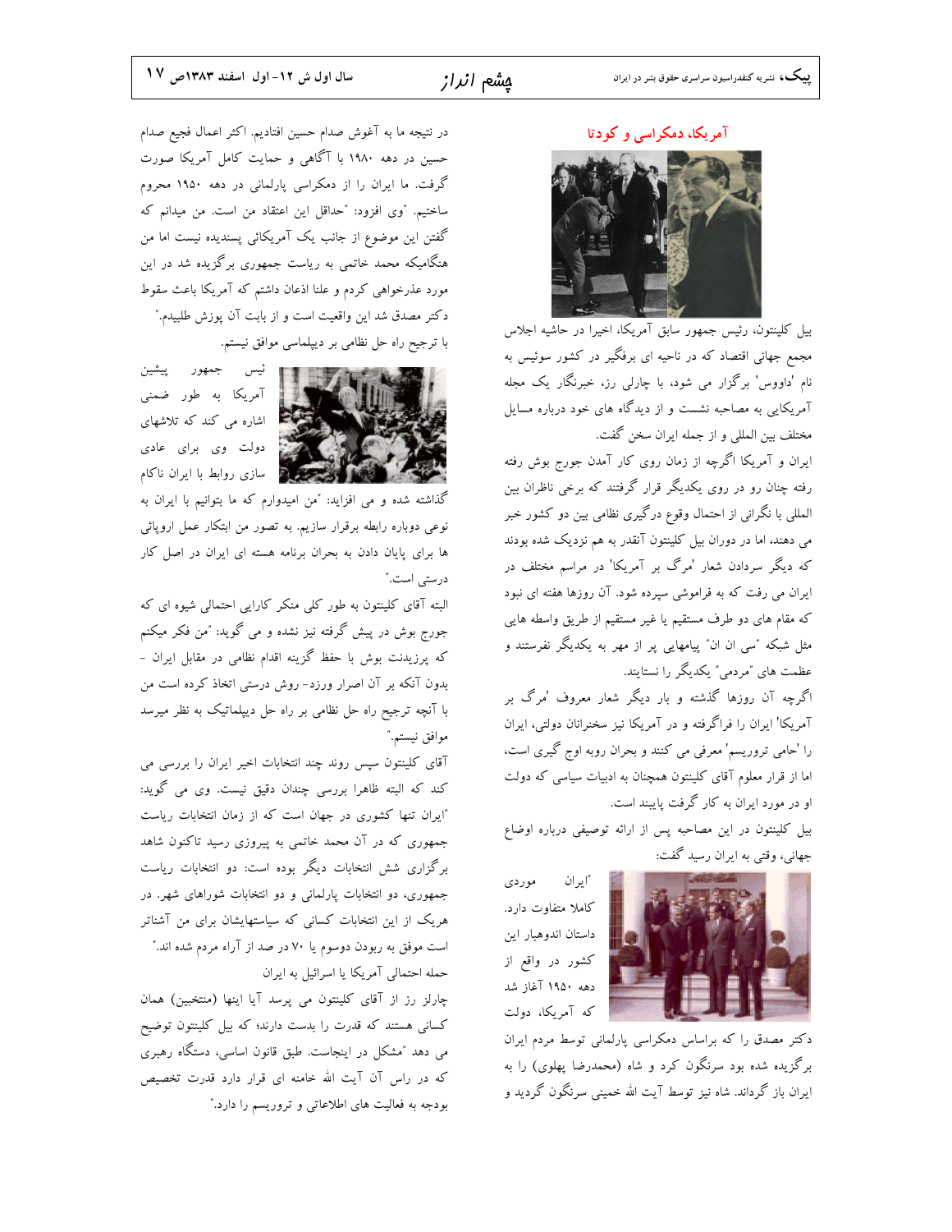## آمریکا، دمکراسی و کودتا

بیل کلینتون، رئیس جمهور سابق آمریکا، اخیرا در حاشیه اجلاس مجمع جهانی اقتصاد که در ناحیه ای برفگیر در کشور سوئیس به نام 'داووس' برگزار می شود، با چارلی رز، خبرنگار یک مجله آمریکایی به مصاحبه نشست و از دیدگاه های خود درباره مسایل مختلف بین المللی و از جمله ایران سخن گفت.

ایران و آمریکا اگرچه از زمان روی کار آمدن جورج بوش رفته رفته چنان رو در روی یکدیگر قرار گرفتند که برخی ناظران بین المللی با نگرانی از احتمال وقوع درگیری نظامی بین دو کشور خبر می دهند، اما در دوران بیل کلینتون آنقدر به هم نزدیک شده بودند که دیگر سردادن شعار 'مرگ بر آمریکا' در مراسم مختلف در ایران می رفت که به فراموشی سپرده شود. آن روزها هفته ای نبود که مقام های دو طرف مستقیم یا غیر مستقیم از طریق واسطه هایی مثل شبکه "سی ان ان" پیامهایی پر از مهر به یکدیگر نفرستند و عظمت های "مردمی" یکدیگر را نستایند.

اگرچه آن روزها گذشته و بار دیگر شعار معروف 'مرگ بر آمریکا' ایران را فراگرفته و در آمریکا نیز سخنرانان دولتی، ایران را 'حامی تروریسم' معرفی می کنند و بحران روبه اوج گیری است، اما از قرار معلوم آقای کلینتون همچنان به ادبیات سیاسی که دولت او در مورد ایران به کار گرفت پایبند است.

بیل کلینتون در این مصاحبه پس از ارائه توصیفی درباره اوضاع جهانی، وقتی به ایران رسید گفت:

"ایران موردی کاملا متفاوت دارد. داستان اندوهبار این کشور در واقع از دهه ۱۹۵۰ آغاز شد که آمریکا، دولت دکتر مصدق را که براساس دمکراسی پارلمانی توسط مردم ایران برگزیده شده بود سرنگون کرد و شاه (محمدرضا پهلوی) را به ایران باز گرداند. شاه نیز توسط آیت الله خمینی سرنگون گردید و در نتیجه ما به آغوش صدام حسین افتادیم. اکثر اعمال فجیع صدام حسین در دهه ۱۹۸۰ با آگاهی و حمایت کامل آمریکا صورت گرفت. ما ایران را از دمکراسی پارلمانی در دهه ۱۹۵۰ محروم ساختیم."وی افزود: "حداقل این اعتقاد من است. من میدانم که گفتن این موضوع از جانب یک آمریکائی پسندیده نیست اما من هنگامیکه محمد خاتمی به ریاست جمهوری برگزیده شد در این مورد عذرخواهی کردم و علنا اذعان داشتم که آمریکا باعث سقوط دکتر مصدق شد این واقعیت است و از بابت آن پوزش طلبیدم."

با ترجیح راه حل نظامی بر دیپلماسی موافق نیستم.

ئیس جمهور پیشین آمریکا به طور ضمنی اشاره می کند که تلاشهای دولت وی برای عادی سازی روابط با ایران ناکام گذاشته شده و می افزاید: "من امیدوارم که ما بتوانیم با ایران به نوعی دوباره رابطه برقرار سازیم. به تصور من ابتکار عمل اروپائی ها برای پایان دادن به بحران برنامه هسته ای ایران در اصل کار درستی است."

البته آقای کلینتون به طور کلی منکر کارایی احتمالی شیوه ای که جورج بوش در پیش گرفته نیز نشده و می گوید: "من فکر میکنم که پرزیدنت بوش با حفظ گزینه اقدام نظامی در مقابل ایران - بدون آنکه بر آن اصرار ورزد- روش درستی اتخاذ کرده است من با آنچه ترجیح راه حل نظامی بر راه حل دیپلماتیک به نظر میرسد موافق نیستم."

آقای کلینتون سپس روند چند انتخابات اخیر ایران را بررسی می کند که البته ظاهرا بررسی چندان دقیق نیست. وی می گوید: "ایران تنها کشوری در جهان است که از زمان انتخابات ریاست جمهوری که در آن محمد خاتمی به پیروزی رسید تاکنون شاهد برگزاری شش انتخابات دیگر بوده است: دو انتخابات ریاست جمهوری، دو انتخابات پارلمانی و دو انتخابات شوراهای شهر. در هریک از این انتخابات کسانی که سیاستهایشان برای من آشناتر است موفق به ربودن دوسوم یا ۷۰ در صد از آراء مردم شده اند."

### حمله احتمالی آمریکا یا اسرائیل به ایران

چارلز رز از آقای کلینتون می پرسد آیا اینها (منتخبین) همان کسانی هستند که قدرت را بدست دارند؛ که بیل کلینتون توضیح می دهد "مشکل در اینجاست. طبق قانون اساسی، دستگاه رهبری که در راس آن آیت الله خامنه ای قرار دارد قدرت تخصیص بودجه به فعالیت های اطلاعاتی و تروریسم را دارد."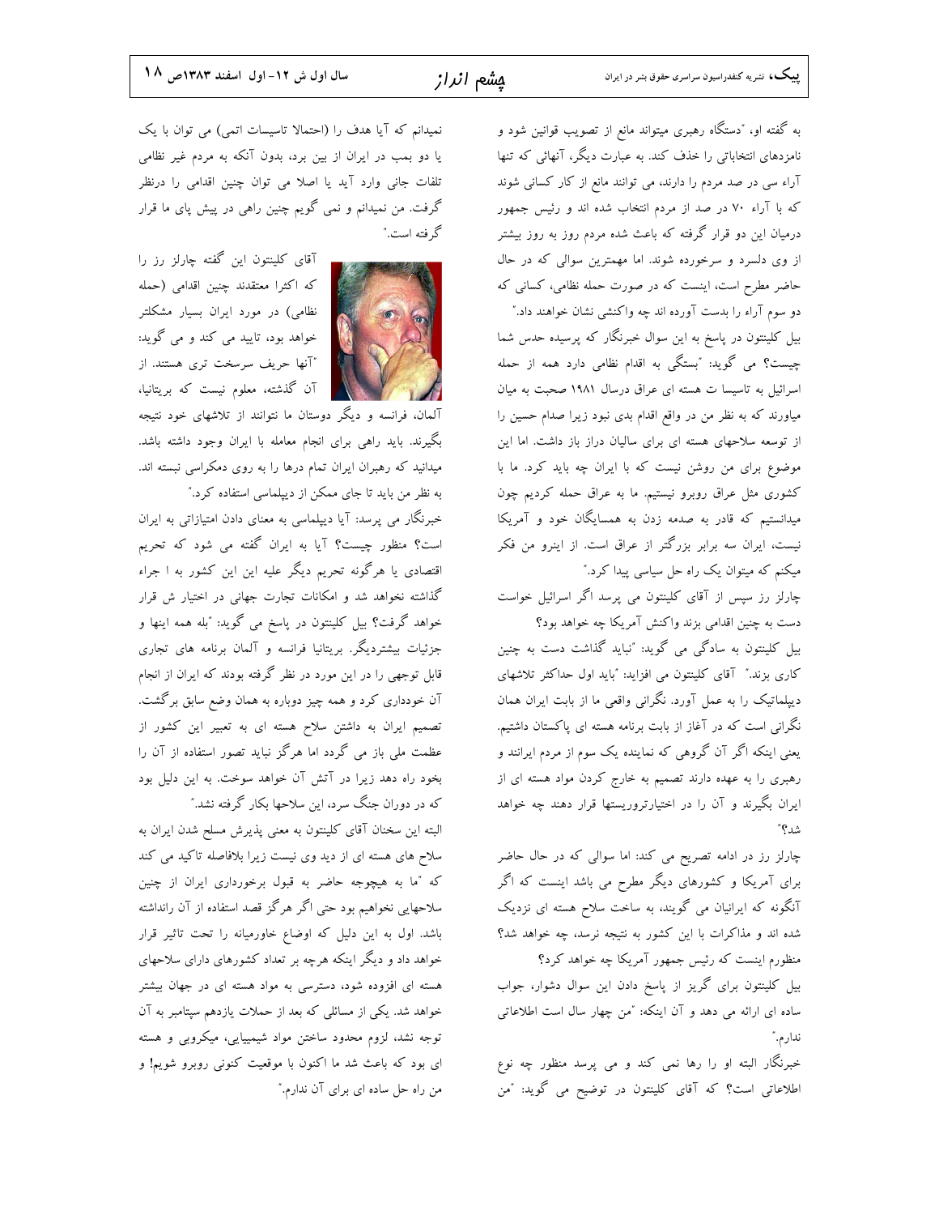به گفته او، "دستگاه رهبری میتواند مانع از تصویب قوانین شود و نامزدهای انتخاباتی را حذف کند. به عبارت دیگر، آنهائی که تنها آراء سی در صد مردم را دارند، می توانند مانع از کار کسانی شوند که با آراء ۷۰ در صد از مردم انتخاب شده اند و رئیس جمهور درمیان این دو قرار گرفته که باعث شده مردم روز به روز بیشتر از وی دلسرد و سرخورده شوند. اما مهمترین سوالی که در حال حاضر مطرح است، اینست که در صورت حمله نظامی، کسانی که دو سوم آراء را بدست آورده اند چه واکنشی نشان خواهند داد."

بیل کلینتون در پاسخ به این سوال خبرنگار که پرسیده حدس شما چیست؟ می گوید: "بستگی به اقدام نظامی دارد همه از حمله اسرائیل به تاسیسا ت هسته ای عراق درسال ۱۹۸۱ صحبت به میان میاورند که به نظر من در واقع اقدام بدی نبود زیرا صدام حسین را از توسعه سلاحهای هسته ای برای سالیان دراز باز داشت. اما این موضوع برای من روشن نیست که با ایران چه باید کرد. ما با کشوری مثل عراق روبرو نیستیم. ما به عراق حمله کردیم چون میدانستیم که قادر به صدمه زدن به همسایگان خود و آمریکا نیست، ایران سه برابر بزرگتر از عراق است. از اینرو من فکر میکنم که میتوان یک راه حل سیاسی پیدا کرد."

چارلز رز سپس از آقای کلینتون می پرسد اگر اسرائیل خواست دست به چنین اقدامی بزند واکنش آمریکا چه خواهد بود؟

بیل کلینتون به سادگی می گوید: "نباید گذاشت دست به چنین کاری بزند." آقای کلینتون می افزاید: "باید اول حداکثر تلاشهای دیپلماتیک را به عمل آورد. نگرانی واقعی ما از بابت ایران همان نگرانی است که در آغاز از بابت برنامه هسته ای پاکستان داشتیم. یعنی اینکه اگر آن گروهی که نماینده یک سوم از مردم ایرانند و رهبری را به عهده دارند تصمیم به خارج کردن مواد هسته ای از ایران بگیرند و آن را در اختیارتروریستها قرار دهند چه خواهد شد؟"

چارلز رز در ادامه تصریح می کند: اما سوالی که در حال حاضر برای آمریکا و کشورهای دیگر مطرح می باشد اینست که اگر آنگونه که ایرانیان می گویند، به ساخت سلاح هسته ای نزدیک شده اند و مذاکرات با این کشور به نتیجه نرسد، چه خواهد شد؟ منظورم اینست که رئیس جمهور آمریکا چه خواهد کرد؟

بیل کلینتون برای گریز از پاسخ دادن این سوال دشوار، جواب ساده ای ارائه می دهد و آن اینکه: "من چهار سال است اطلاعاتی ندارم."

خبرنگار البته او را رها نمی کند و می پرسد منظور چه نوع اطلاعاتی است؟ که آقای کلینتون در توضیح می گوید: "من نمیدانم که آیا هدف را (احتمالا تاسیسات اتمی) می توان با یک یا دو بمب در ایران از بین برد، بدون آنکه به مردم غیر نظامی تلفات جانی وارد آید یا اصلا می توان چنین اقدامی را درنظر گرفت. من نمیدانم و نمی گویم چنین راهی در پیش پای ما قرار گرفته است."

آقای کلینتون این گفته چارلز رز را که اکثرا معتقدند چنین اقدامی (حمله نظامی) در مورد ایران بسیار مشکلتر خواهد بود، تایید می کند و می گوید: "آنها حریف سرسخت تری هستند. از آن گذشته، معلوم نیست که بریتانیا، آلمان، فرانسه و دیگر دوستان ما نتوانند از تلاشهای خود نتیجه بگیرند. باید راهی برای انجام معامله با ایران وجود داشته باشد. میدانید که رهبران ایران تمام درها را به روی دمکراسی نبسته اند. به نظر من باید تا جای ممکن از دیپلماسی استفاده کرد."

خبرنگار می پرسد: آیا دیپلماسی به معنای دادن امتیازاتی به ایران است؟ منظور چیست؟ آیا به ایران گفته می شود که تحریم اقتصادی یا هرگونه تحریم دیگر علیه این این کشور به ا جراء گذاشته نخواهد شد و امکانات تجارت جهانی در اختیار ش قرار خواهد گرفت؟ بیل کلینتون در پاسخ می گوید: "بله همه اینها و جزئیات بیشتردیگر. بریتانیا فرانسه و آلمان برنامه های تجاری قابل توجهی را در این مورد در نظر گرفته بودند که ایران از انجام آن خودداری کرد و همه چیز دوباره به همان وضع سابق برگشت. تصمیم ایران به داشتن سلاح هسته ای به تعبیر این کشور از عظمت ملی باز می گردد اما هرگز نباید تصور استفاده از آن را بخود راه دهد زیرا در آتش آن خواهد سوخت. به این دلیل بود که در دوران جنگ سرد، این سلاحها بکار گرفته نشد."

البته این سخنان آقای کلینتون به معنی پذیرش مسلح شدن ایران به سلاح های هسته ای از دید وی نیست زیرا بلافاصله تاکید می کند که "ما به هیچوجه حاضر به قبول برخورداری ایران از چنین سلاحهایی نخواهیم بود حتی اگر هرگز قصد استفاده از آن رانداشته باشد. اول به این دلیل که اوضاع خاورمیانه را تحت تاثیر قرار خواهد داد و دیگر اینکه هرچه بر تعداد کشورهای دارای سلاحهای هسته ای افزوده شود، دسترسی به مواد هسته ای در جهان بیشتر خواهد شد. یکی از مسائلی که بعد از حملات یازدهم سپتامبر به آن توجه نشد، لزوم محدود ساختن مواد شیمییایی، میکروبی و هسته ای بود که باعث شد ما اکنون با موقعیت کنونی روبرو شویم! و من راه حل ساده ای برای آن ندارم."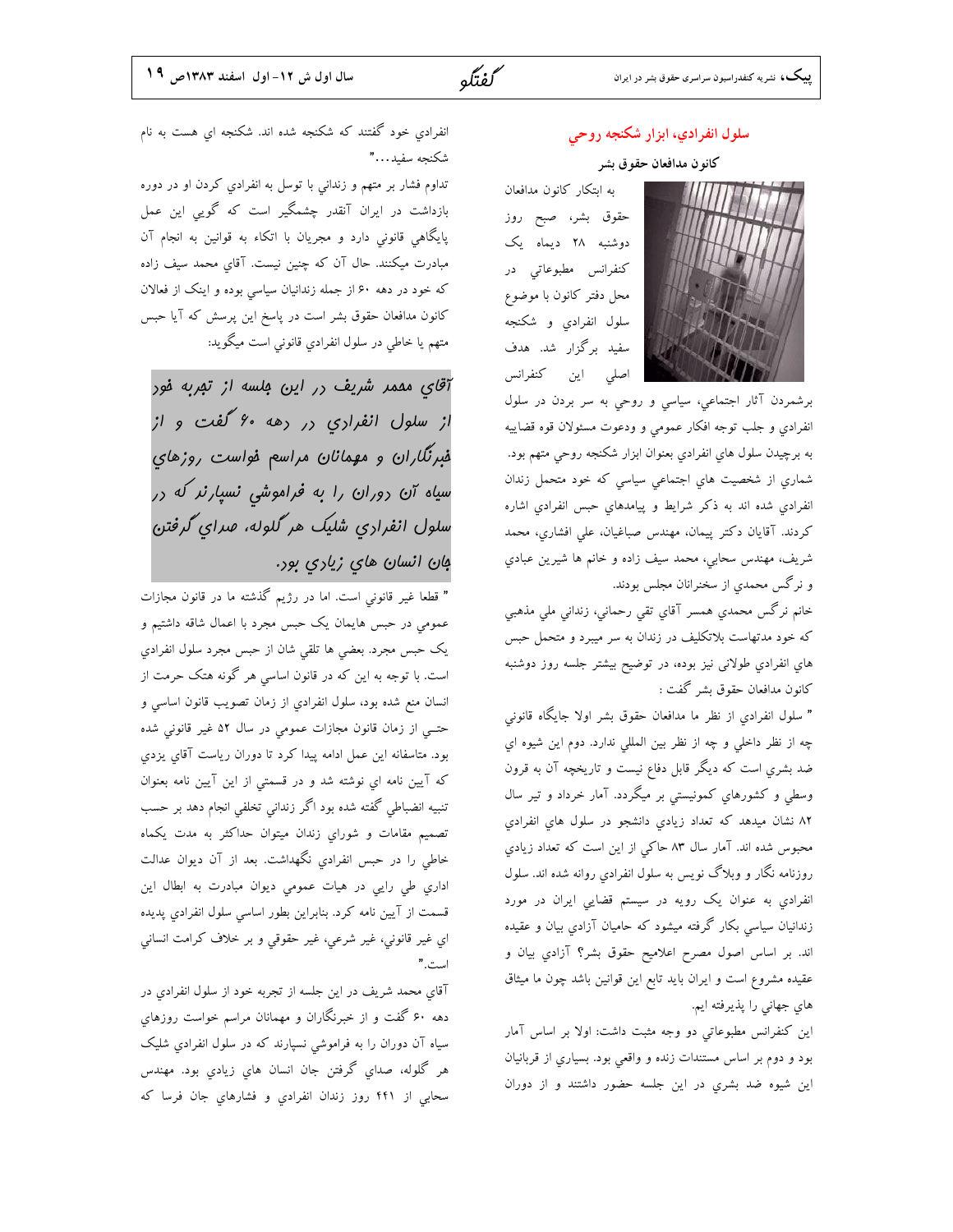## سلول انفرادي، ابزار شكنجه روحي

### كانون مدافعان حقوق بشر

به ابتكار كانون مدافعان حقوق بشر، صبح روز دوشنبه ٢٨ ديماه يک كنفرانس مطبوعاتي در محل دفتر كانون با موضوع سلول انفرادي و شكنجه سفيد برگزار شد. هدف اصلي اين كنفرانس برشمردن آثار اجتماعي، سياسي و روحي به سر بردن در سلول انفرادي و جلب توجه افكار عمومي و ودعوت مسئولان قوه قضاييه به برچيدن سلول هاي انفرادي بعنوان ابزار شكنجه روحي متهم بود. شماري از شخصيت هاي اجتماعي سياسي كه خود متحمل زندان انفرادي شده اند به ذكر شرايط و پيامدهاي حبس انفرادي اشاره كردند. آقايان دكتر پيمان، مهندس صباغيان، علي افشاري، محمد شريف، مهندس سحابي، محمد سيف زاده و خانم ها شيرين عبادي و نرگس محمدي از سخنرانان مجلس بودند.

خانم نرگس محمدي همسر آقاي تقي رحماني، زنداني ملي مذهبي كه خود مدتهاست بلاتكليف در زندان به سر ميبرد و متحمل حبس هاي انفرادي طولاني نيز بوده، در توضيح بيشتر جلسه روز دوشنبه كانون مدافعان حقوق بشر گفت :

" سلول انفرادي از نظر ما مدافعان حقوق بشر اولا جايگاه قانوني چه از نظر داخلي و چه از نظر بين المللي ندارد. دوم اين شيوه اي ضد بشري است كه ديگر قابل دفاع نيست و تاريخچه آن به قرون وسطي و كشورهاي كمونيستي بر ميگردد. آمار خرداد و تير سال ٨٢ نشان ميدهد كه تعداد زيادي دانشجو در سلول هاي انفرادي محبوس شده اند. آمار سال ٨٣ حاكي از اين است كه تعداد زيادي روزنامه نگار و وبلاگ نويس به سلول انفرادي روانه شده اند. سلول انفرادي به عنوان يک رويه در سيستم قضايي ايران در مورد زندانيان سياسي بكار گرفته ميشود كه حاميان آزادي بيان و عقيده اند. بر اساس اصول مصرح اعلاميح حقوق بشر؟ آزادي بيان و عقيده مشروع است و ايران بايد تابع اين قوانين باشد چون ما ميثاق هاي جهاني را پذيرفته ايم.

اين كنفرانس مطبوعاتي دو وجه مثبت داشت: اولا بر اساس آمار بود و دوم بر اساس مستندات زنده و واقعي بود. بسياري از قربانيان اين شيوه ضد بشري در اين جلسه حضور داشتند و از دوران انفرادي خود گفتند كه شكنجه شده اند. شكنجه اي هست به نام شكنجه سفيد..."

تداوم فشار بر متهم و زنداني با توسل به انفرادي كردن او در دوره بازداشت در ايران آنقدر چشمگير است كه گويي اين عمل پايگاهي قانوني دارد و مجريان با اتكاء به قوانين به انجام آن مبادرت ميكنند. حال آن كه چنين نيست. آقاي محمد سيف زاده كه خود در دهه ٦٠ از جمله زندانيان سياسي بوده و اينک از فعالان كانون مدافعان حقوق بشر است در پاسخ اين پرسش كه آيا حبس متهم يا خاطي در سلول انفرادي قانوني است ميگويد:

> آقاي محمد شريف در اين جلسه از تجربه خود از سلول انفرادي در دهه ٦٠ گفت و از خبرنگاران و مهمانان مراسم خواست روزهاي سياه آن دوران را به فراموشي نسپارند كه در سلول انفرادي شليک هر گلوله، صداي گرفتن جان انسان هاي زيادي بود.

" قطعا غير قانوني است. اما در رژيم گذشته ما در قانون مجازات عمومي در حبس هايمان يک حبس مجرد با اعمال شاقه داشتيم و يک حبس مجرد. بعضي ها تلقي شان از حبس مجرد سلول انفرادي است. با توجه به اين كه در قانون اساسي هر گونه هتک حرمت از انسان منع شده بود، سلول انفرادي از زمان تصويب قانون اساسي و حتـي از زمان قانون مجازات عمومي در سال ٥٢ غير قانوني شده بود. متاسفانه اين عمل ادامه پيدا كرد تا دوران رياست آقاي يزدي كه آيين نامه اي نوشته شد و در قسمتي از اين آيين نامه بعنوان تنبيه انضباطي گفته شده بود اگر زنداني تخلفي انجام دهد بر حسب تصميم مقامات و شوراي زندان ميتوان حداكثر به مدت يكماه خاطي را در حبس انفرادي نگهداشت. بعد از آن ديوان عدالت اداري طي رايي در هيات عمومي ديوان مبادرت به ابطال اين قسمت از آيين نامه كرد. بنابراين بطور اساسي سلول انفرادي پديده اي غير قانوني، غير شرعي، غير حقوقي و بر خلاف كرامت انساني است."

آقاي محمد شريف در اين جلسه از تجربه خود از سلول انفرادي در دهه ٦٠ گفت و از خبرنگاران و مهمانان مراسم خواست روزهاي سياه آن دوران را به فراموشي نسپارند كه در سلول انفرادي شليک هر گلوله، صداي گرفتن جان انسان هاي زيادي بود. مهندس سحابي از ٤٤١ روز زندان انفرادي و فشارهاي جان فرسا كه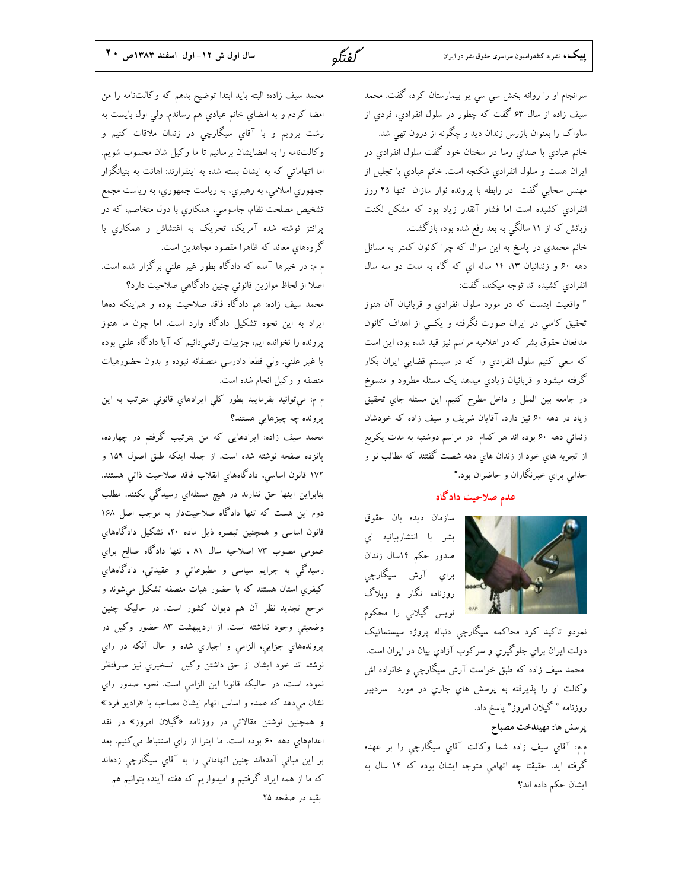سرانجام او را روانه بخش سي سي يو بيمارستان کرد، گفت. محمد سيف زاده از سال ۶۳ گفت که چطور در سلول انفرادي، فردي از ساواک را بعنوان بازرس زندان ديد و چگونه از درون تهي شد.

خانم عبادي با صداي رسا در سخنان خود گفت سلول انفرادي در ايران هست و سلول انفرادي شکنجه است. خانم عبادي با تجليل از مهنس سحابي گفت در رابطه با پرونده نوار سازان تنها ۲۵ روز انفرادي کشيده است اما فشار آنقدر زياد بود که مشکل لکنت زبانش که از ۱۴ سالگي به بعد رفع شده بود، بازگشت.

خانم محمدي در پاسخ به اين سوال که چرا کانون کمتر به مسائل دهه ۶۰ و زندانيان ۱۳، ۱۴ ساله اي که گاه به مدت دو سه سال انفرادي کشيده اند توجه ميکند، گفت:

" واقعيت اينست که در مورد سلول انفرادي و قربانيان آن هنوز تحقيق کاملي در ايران صورت نگرفته و يکـي از اهداف کانون مدافعان حقوق بشر که در اعلاميه مراسم نيز قيد شده بود، اين است که سعي کنيم سلول انفرادي را که در سيستم قضايي ايران بکار گرفته ميشود و قربانيان زيادي ميدهد يک مسئله مطرود و منسوخ در جامعه بين الملل و داخل مطرح کنيم. اين مسئله جاي تحقيق زياد در دهه ۶۰ نيز دارد. آقايان شريف و سيف زاده که خودشان زنداني دهه ۶۰ بوده اند هر کدام در مراسم دوشنبه به مدت يکربع از تجربه هاي خود از زندان هاي دهه شصت گفتند که مطالب نو و جذابي براي خبرنگاران و حاضران بود."

## عدم صلاحيت دادگاه

سازمان ديده بان حقوق بشر با انتشاربيانيه اي صدور حکم ۱۴سال زندان براي آرش سيگارچي روزنامه نگار و وبلاگ نويس گيلاني را محکوم نمودو تاکيد کرد محاکمه سيگارچي دنباله پروژه سيستماتيک دولت ايران براي جلوگيري و سرکوب آزادي بيان در ايران است.

محمد سيف زاده که طبق خواست آرش سيگارچي و خانواده اش وکالت او را پذيرفته به پرسش هاي جاري در مورد سردبير روزنامه " گيلان امروز" پاسخ داد.

**پرسش ها: مهندخت مصباح**

م.م: آقاي سيف زاده شما وکالت آقاي سيگارچي را بر عهده گرفته ايد. حقيقتا چه اتهامي متوجه ايشان بوده که ۱۴ سال به ايشان حکم داده اند؟

محمد سيف زاده: البته بايد ابتدا توضيح بدهم که وکالتنامه را من امضا کردم و به امضاي خانم عبادي هم رساندم. ولي اول بايست به رشت برويم و با آقاي سيگارچي در زندان ملاقات کنيم و وکالتنامه را به امضايشان برسانيم تا ما وکيل شان محسوب شويم. اما اتهاماتي که به ايشان بسته شده به اينقرارند: اهانت به بنيانگزار جمهوري اسلامي، به رهبري، به رياست جمهوري، به رياست مجمع تشخيص مصلحت نظام، جاسوسي، همکاري با دول متخاصم، که در پرانتز نوشته شده آمريکا، تحريک به اغتشاش و همکاري با گروههاي معاند که ظاهرا مقصود مجاهدين است.

م م: در خبرها آمده که دادگاه بطور غير علني برگزار شده است. اصلا از لحاظ موازين قانوني چنين دادگاهي صلاحيت دارد؟

محمد سيف زاده: هم دادگاه فاقد صلاحيت بوده و هماينکه دهها ايراد به اين نحوه تشکيل دادگاه وارد است. اما چون ما هنوز پرونده را نخوانده ايم، جزييات رانميدانيم که آيا دادگاه علني بوده يا غير علني. ولي قطعا دادرسي منصفانه نبوده و بدون حضورهيات منصفه و وکيل انجام شده است.

م م: ميتوانيد بفرماييد بطور کلي ايرادهاي قانوني مترتب به اين پرونده چه چيزهايي هستند؟

محمد سيف زاده: ايرادهايي که من بترتيب گرفتم در چهارده، پانزده صفحه نوشته شده است. از جمله اينکه طبق اصول ۱۵۹ و ۱۷۲ قانون اساسي، دادگاههاي انقلاب فاقد صلاحيت ذاتي هستند. بنابراين اينها حق ندارند در هيچ مسئلهاي رسيدگي بکنند. مطلب دوم اين هست که تنها دادگاه صلاحيتدار به موجب اصل ۱۶۸ قانون اساسي و همچنين تبصره ذيل ماده ۲۰، تشکيل دادگاههاي عمومي مصوب ۷۳ اصلاحيه سال ۸۱ ، تنها دادگاه صالح براي رسيدگي به جرايم سياسي و مطبوعاتي و عقيدتي، دادگاههاي کيفري استان هستند که با حضور هيات منصفه تشکيل ميشوند و مرجع تجديد نظر آن هم ديوان کشور است. در حاليکه چنين وضعيتي وجود نداشته است. از ارديبهشت ۸۳ حضور وکيل در پروندههاي جزايي، الزامي و اجباري شده و حال آنکه در راي نوشته اند خود ايشان از حق داشتن وکيل تسخيري نيز صرفنظر نموده است، در حاليکه قانونا اين الزامي است. نحوه صدور راي نشان ميدهد که عمده و اساس اتهام ايشان مصاحبه با «راديو فردا» و همچنين نوشتن مقالاتي در روزنامه «گيلان امروز» در نقد اعدامهاي دهه ۶۰ بوده است. ما اينرا از راي استنباط ميکنيم. بعد بر اين مباني آمدهاند چنين اتهاماتي را به آقاي سيگارچي زدهاند که ما از همه ايراد گرفتيم و اميدواريم که هفته آينده بتوانيم هم

بقيه در صفحه ۲۵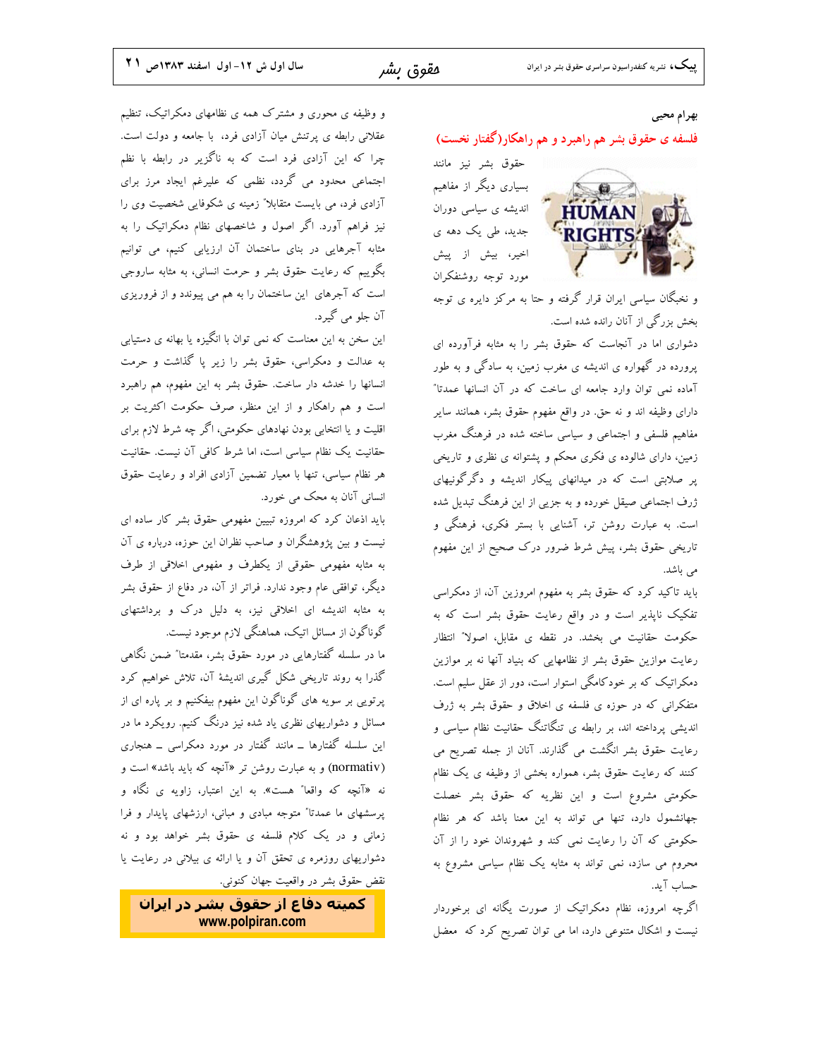بهرام محبی

## فلسفه ی حقوق بشر هم راهبرد و هم راهکار(گفتار نخست)

حقوق بشر نیز مانند بسیاری دیگر از مفاهیم اندیشه ی سیاسی دوران جدید، طی یک دهه ی اخیر، بیش از پیش مورد توجه روشنفکران و نخبگان سیاسی ایران قرار گرفته و حتا به مرکز دایره ی توجه بخش بزرگی از آنان رانده شده است.

دشواری اما در آنجاست که حقوق بشر را به مثابه فرآورده ای پرورده در گهواره ی اندیشه ی مغرب زمین، به سادگی و به طور آماده نمی توان وارد جامعه ای ساخت که در آن انسانها عمدتا" دارای وظیفه اند و نه حق. در واقع مفهوم حقوق بشر، همانند سایر مفاهیم فلسفی و اجتماعی و سیاسی ساخته شده در فرهنگ مغرب زمین، دارای شالوده ی فکری محکم و پشتوانه ی نظری و تاریخی پر صلابتی است که در میدانهای پیکار اندیشه و دگرگونیهای ژرف اجتماعی صیقل خورده و به جزیی از این فرهنگ تبدیل شده است. به عبارت روشن تر، آشنایی با بستر فکری، فرهنگی و تاریخی حقوق بشر، پیش شرط ضرور درک صحیح از این مفهوم می باشد.

باید تاکید کرد که حقوق بشر به مفهوم امروزین آن، از دمکراسی تفکیک ناپذیر است و در واقع رعایت حقوق بشر است که به حکومت حقانیت می بخشد. در نقطه ی مقابل، اصولا" انتظار رعایت موازین حقوق بشر از نظامهایی که بنیاد آنها نه بر موازین دمکراتیک که بر خودکامگی استوار است، دور از عقل سلیم است. متفکرانی که در حوزه ی فلسفه ی اخلاق و حقوق بشر به ژرف اندیشی پرداخته اند، بر رابطه ی تنگاتنگ حقانیت نظام سیاسی و رعایت حقوق بشر انگشت می گذارند. آنان از جمله تصریح می کنند که رعایت حقوق بشر، همواره بخشی از وظیفه ی یک نظام حکومتی مشروع است و این نظریه که حقوق بشر خصلت جهانشمول دارد، تنها می تواند به این معنا باشد که هر نظام حکومتی که آن را رعایت نمی کند و شهروندان خود را از آن محروم می سازد، نمی تواند به مثابه یک نظام سیاسی مشروع به حساب آید.

اگرچه امروزه، نظام دمکراتیک از صورت یگانه ای برخوردار نیست و اشکال متنوعی دارد، اما می توان تصریح کرد که معضل و وظیفه ی محوری و مشترک همه ی نظامهای دمکراتیک، تنظیم عقلانی رابطه ی پرتنش میان آزادی فرد، با جامعه و دولت است. چرا که این آزادی فرد است که به ناگزیر در رابطه با نظم اجتماعی محدود می گردد، نظمی که علیرغم ایجاد مرز برای آزادی فرد، می بایست متقابلا" زمینه ی شکوفایی شخصیت وی را نیز فراهم آورد. اگر اصول و شاخصهای نظام دمکراتیک را به مثابه آجرهایی در بنای ساختمان آن ارزیابی کنیم، می توانیم بگوییم که رعایت حقوق بشر و حرمت انسانی، به مثابه ساروجی است که آجرهای این ساختمان را به هم می پیوندد و از فروریزی آن جلو می گیرد.

این سخن به این معناست که نمی توان با انگیزه یا بهانه ی دستیابی به عدالت و دمکراسی، حقوق بشر را زیر پا گذاشت و حرمت انسانها را خدشه دار ساخت. حقوق بشر به این مفهوم، هم راهبرد است و هم راهکار و از این منظر، صرف حکومت اکثریت بر اقلیت و یا انتخابی بودن نهادهای حکومتی، اگر چه شرط لازم برای حقانیت یک نظام سیاسی است، اما شرط کافی آن نیست. حقانیت هر نظام سیاسی، تنها با معیار تضمین آزادی افراد و رعایت حقوق انسانی آنان به محک می خورد.

باید اذعان کرد که امروزه تبیین مفهومی حقوق بشر کار ساده ای نیست و بین پژوهشگران و صاحب نظران این حوزه، درباره ی آن به مثابه مفهومی حقوقی از یکطرف و مفهومی اخلاقی از طرف دیگر، توافقی عام وجود ندارد. فراتر از آن، در دفاع از حقوق بشر به مثابه اندیشه ای اخلاقی نیز، به دلیل درک و برداشتهای گوناگون از مسائل اتیک، هماهنگی لازم موجود نیست.

ما در سلسله گفتارهایی در مورد حقوق بشر، مقدمتا" ضمن نگاهی گذرا به روند تاریخی شکل گیری اندیشهٔ آن، تلاش خواهیم کرد پرتویی بر سویه های گوناگون این مفهوم بیفکنیم و بر پاره ای از مسائل و دشواریهای نظری یاد شده نیز درنگ کنیم. رویکرد ما در این سلسله گفتارها ــ مانند گفتار در مورد دمکراسی ــ هنجاری (normativ) و به عبارت روشن تر «آنچه که باید باشد» است و نه «آنچه که واقعا" هست». به این اعتبار، زاویه ی نگاه و پرسشهای ما عمدتا" متوجه مبادی و مبانی، ارزشهای پایدار و فرا زمانی و در یک کلام فلسفه ی حقوق بشر خواهد بود و نه دشواریهای روزمره ی تحقق آن و یا ارائه ی بیلانی در رعایت یا نقض حقوق بشر در واقعیت جهان کنونی.

**کمیته دفاع از حقوق بشر در ایران**
**www.polpiran.com**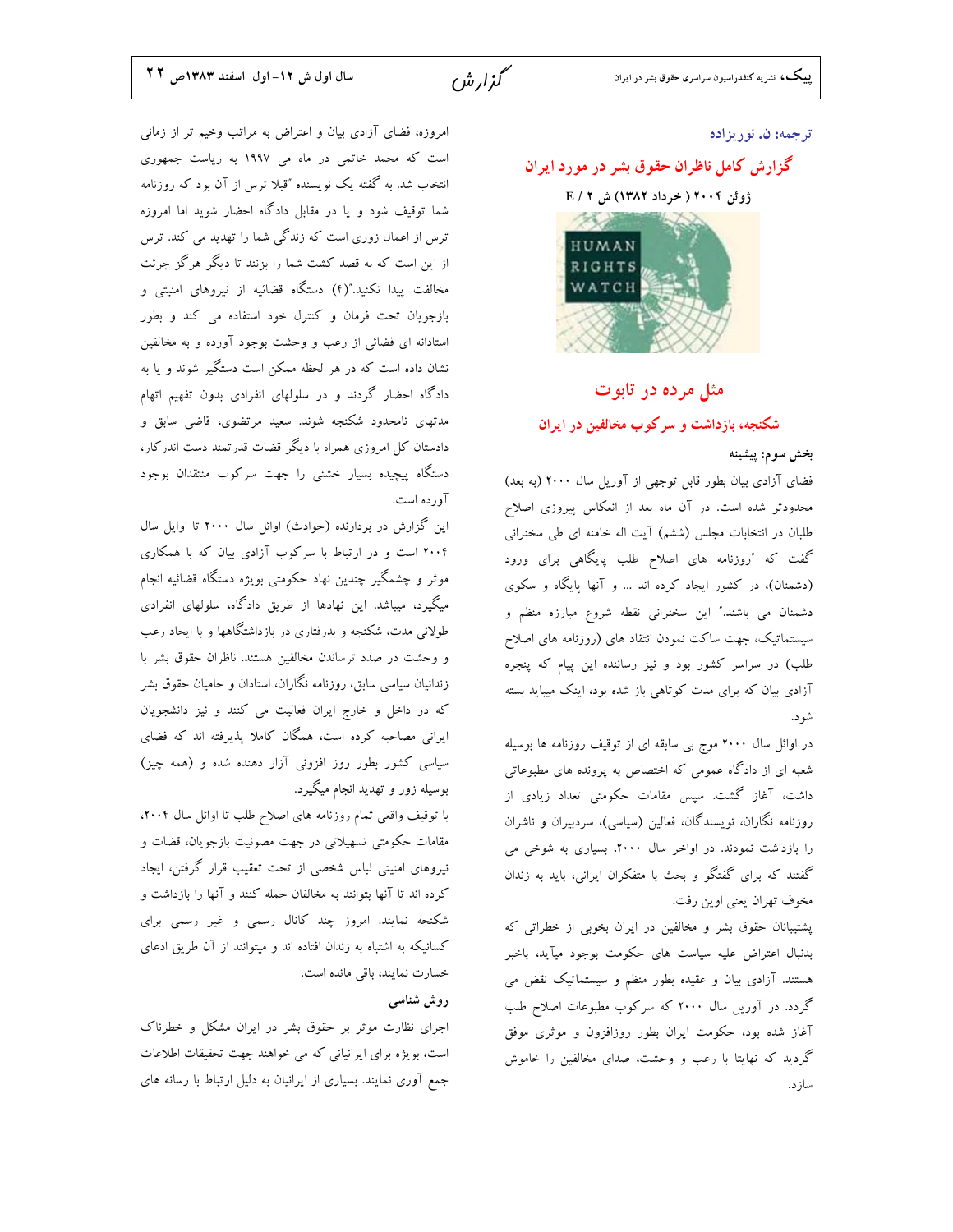ترجمه: ن. نوریزاده

## گزارش کامل ناظران حقوق بشر در مورد ایران

**ژوئن ۲۰۰۴ ( خرداد ۱۳۸۲) ش ۲ / E**

# مثل مرده در تابوت

## شکنجه، بازداشت و سرکوب مخالفین در ایران

### بخش سوم: پیشینه

فضای آزادی بیان بطور قابل توجهی از آوریل سال ۲۰۰۰ (به بعد) محدودتر شده است. در آن ماه بعد از انعکاس پیروزی اصلاح طلبان در انتخابات مجلس (ششم) آیت اله خامنه ای طی سخنرانی گفت که "روزنامه های اصلاح طلب پایگاهی برای ورود (دشمنان)، در کشور ایجاد کرده اند ... و آنها پایگاه و سکوی دشمنان می باشند." این سخنرانی نقطه شروع مبارزه منظم و سیستماتیک، جهت ساکت نمودن انتقاد های (روزنامه های اصلاح طلب) در سراسر کشور بود و نیز رساننده این پیام که پنجره آزادی بیان که برای مدت کوتاهی باز شده بود، اینک میباید بسته شود.

در اوائل سال ۲۰۰۰ موج بی سابقه ای از توقیف روزنامه ها بوسیله شعبه ای از دادگاه عمومی که اختصاص به پرونده های مطبوعاتی داشت، آغاز گشت. سپس مقامات حکومتی تعداد زیادی از روزنامه نگاران، نویسندگان، فعالین (سیاسی)، سردبیران و ناشران را بازداشت نمودند. در اواخر سال ۲۰۰۰، بسیاری به شوخی می گفتند که برای گفتگو و بحث با متفکران ایرانی، باید به زندان مخوف تهران یعنی اوین رفت.

پشتیبانان حقوق بشر و مخالفین در ایران بخوبی از خطراتی که بدنبال اعتراض علیه سیاست های حکومت بوجود میآید، باخبر هستند. آزادی بیان و عقیده بطور منظم و سیستماتیک نقض می گردد. در آوریل سال ۲۰۰۰ که سرکوب مطبوعات اصلاح طلب آغاز شده بود، حکومت ایران بطور روزافزون و موثری موفق گردید که نهایتا با رعب و وحشت، صدای مخالفین را خاموش سازد.

امروزه، فضای آزادی بیان و اعتراض به مراتب وخیم تر از زمانی است که محمد خاتمی در ماه می ۱۹۹۷ به ریاست جمهوری انتخاب شد. به گفته یک نویسنده "قبلا ترس از آن بود که روزنامه شما توقیف شود و یا در مقابل دادگاه احضار شوید اما امروزه ترس از اعمال زوری است که زندگی شما را تهدید می کند. ترس از این است که به قصد کشت شما را بزنند تا دیگر هرگز جرئت مخالفت پیدا نکنید."(۴) دستگاه قضائیه از نیروهای امنیتی و بازجویان تحت فرمان و کنترل خود استفاده می کند و بطور استادانه ای فضائی از رعب و وحشت بوجود آورده و به مخالفین نشان داده است که در هر لحظه ممکن است دستگیر شوند و یا به دادگاه احضار گردند و در سلولهای انفرادی بدون تفهیم اتهام مدتهای نامحدود شکنجه شوند. سعید مرتضوی، قاضی سابق و دادستان کل امروزی همراه با دیگر قضات قدرتمند دست اندرکار، دستگاه پیچیده بسیار خشنی را جهت سرکوب منتقدان بوجود آورده است.

این گزارش در بردارنده (حوادث) اوائل سال ۲۰۰۰ تا اوایل سال ۲۰۰۴ است و در ارتباط با سرکوب آزادی بیان که با همکاری موثر و چشمگیر چندین نهاد حکومتی بویژه دستگاه قضائیه انجام میگیرد، میباشد. این نهادها از طریق دادگاه، سلولهای انفرادی طولانی مدت، شکنجه و بدرفتاری در بازداشتگاهها و با ایجاد رعب و وحشت در صدد ترساندن مخالفین هستند. ناظران حقوق بشر با زندانیان سیاسی سابق، روزنامه نگاران، استادان و حامیان حقوق بشر که در داخل و خارج ایران فعالیت می کنند و نیز دانشجویان ایرانی مصاحبه کرده است، همگان کاملا پذیرفته اند که فضای سیاسی کشور بطور روز افزونی آزار دهنده شده و (همه چیز) بوسیله زور و تهدید انجام میگیرد.

با توقیف واقعی تمام روزنامه های اصلاح طلب تا اوائل سال ۲۰۰۴، مقامات حکومتی تسهیلاتی در جهت مصونیت بازجویان، قضات و نیروهای امنیتی لباس شخصی از تحت تعقیب قرار گرفتن، ایجاد کرده اند تا آنها بتوانند به مخالفان حمله کنند و آنها را بازداشت و شکنجه نمایند. امروز چند کانال رسمی و غیر رسمی برای کسانیکه به اشتباه به زندان افتاده اند و میتوانند از آن طریق ادعای خسارت نمایند، باقی مانده است.

### روش شناسی

اجرای نظارت موثر بر حقوق بشر در ایران مشکل و خطرناک است، بویژه برای ایرانیانی که می خواهند جهت تحقیقات اطلاعات جمع آوری نمایند. بسیاری از ایرانیان به دلیل ارتباط با رسانه های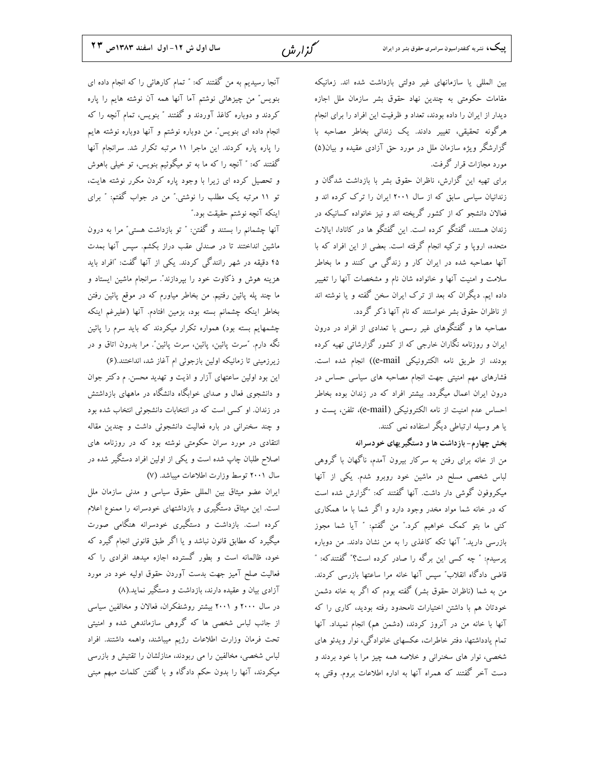بین المللی یا سازمانهای غیر دولتی بازداشت شده اند. زمانیکه مقامات حکومتی به چندین نهاد حقوق بشر سازمان ملل اجازه دیدار از ایران را داده بودند، تعداد و ظرفیت این افراد را برای انجام هرگونه تحقیقی، تغییر دادند. یک زندانی بخاطر مصاحبه با گزارشگر ویژه سازمان ملل در مورد حق آزادی عقیده و بیان(۵) مورد مجازات قرار گرفت.

برای تهیه این گزارش، ناظران حقوق بشر با بازداشت شدگان و زندانیان سیاسی سابق که از سال ۲۰۰۱ ایران را ترک کرده اند و فعالان دانشجو که از کشور گریخته اند و نیز خانواده کسانیکه در زندان هستند، گفتگو کرده است. این گفتگو ها در کانادا، ایالات متحده، اروپا و ترکیه انجام گرفته است. بعضی از این افراد که با آنها مصاحبه شده در ایران کار و زندگی می کنند و ما بخاطر سلامت و امنیت آنها و خانواده شان نام و مشخصات آنها را تغییر داده ایم. دیگران که بعد از ترک ایران سخن گفته و یا نوشته اند از ناظران حقوق بشر خواستند که نام آنها ذکر گردد.

مصاحبه ها و گفتگوهای غیر رسمی با تعدادی از افراد در درون ایران و روزنامه نگاران خارجی که از کشور گزارشاتی تهیه کرده بودند، از طریق نامه الکترونیکی (e-mail) انجام شده است. فشارهای مهم امنیتی جهت انجام مصاحبه های سیاسی حساس در درون ایران اعمال میگردد. بیشتر افراد که در زندان بوده بخاطر احساس عدم امنیت از نامه الکترونیکی (e-mail)، تلفن، پست و یا هر وسیله ارتباطی دیگر استفاده نمی کنند.

**بخش چهارم- بازداشت ها و دستگیریهای خودسرانه**

من از خانه برای رفتن به سرکار بیرون آمدم، ناگهان با گروهی لباس شخصی مسلح در ماشین خود روبرو شدم. یکی از آنها میکروفون گوشی دار داشت. آنها گفتند که: "گزارش شده است که در خانه شما مواد مخدر وجود دارد و اگر شما با ما همکاری کنی ما بتو کمک خواهیم کرد." من گفتم: " آیا شما مجوز بازرسی دارید." آنها تکه کاغذی را به من نشان دادند. من دوباره پرسیدم: " چه کسی این برگه را صادر کرده است؟" گفتندکه: " قاضی دادگاه انقلاب" سپس آنها خانه مرا ساعتها بازرسی کردند. من به شما (ناظران حقوق بشر) گفته بودم که اگر به خانه دشمن خودتان هم با داشتن اختیارات نامحدود رفته بودید، کاری را که آنها با خانه من در آنروز کردند، (دشمن هم) انجام نمیداد. آنها تمام یادداشتها، دفتر خاطرات، عکسهای خانوادگی، نوار ویدئو های شخصی، نوار های سخنرانی و خلاصه همه چیز مرا با خود بردند و دست آخر گفتند که همراه آنها به اداره اطلاعات بروم. وقتی به آنجا رسیدیم به من گفتند که: " تمام کارهائی را که انجام داده ای بنویس" من چیزهائی نوشتم اما آنها همه آن نوشته هایم را پاره کردند و دوباره کاغذ آوردند و گفتند " بنویس، تمام آنچه را که انجام داده ای بنویس". من دوباره نوشتم و آنها دوباره نوشته هایم را پاره پاره کردند. این ماجرا ۱۱ مرتبه تکرار شد. سرانجام آنها گفتند که: " آنچه را که ما به تو میگوئیم بنویس، تو خیلی باهوش و تحصیل کرده ای زیرا با وجود پاره کردن مکرر نوشته هایت، تو ۱۱ مرتبه یک مطلب را نوشتی." من در جواب گفتم: " برای اینکه آنچه نوشتم حقیقت بود."

آنها چشمانم را بستند و گفتن: " تو بازداشت هستی" مرا به درون ماشین انداختند تا در صندلی عقب دراز بکشم. سپس آنها بمدت ۴۵ دقیقه در شهر رانندگی کردند. یکی از آنها گفت: "افراد باید هزینه هوش و ذکاوت خود را بپردازند". سرانجام ماشین ایستاد و ما چند پله پائین رفتیم. من بخاطر میاورم که در موقع پائین رفتن بخاطر اینکه چشمانم بسته بود، بزمین افتادم. آنها (علیرغم اینکه چشمهایم بسته بود) همواره تکرار میکردند که باید سرم را پائین نگه دارم. "سرت پائین، پائین، سرت پائین". مرا بدرون اتاق و در زیرزمینی تا زمانیکه اولین بازجوئی ام آغاز شد، انداختند.(۶)

این بود اولین ساعتهای آزار و اذیت و تهدید محسن. م دکتر جوان و دانشجوی فعال و صدای خوابگاه دانشگاه در ماههای بازداشتش در زندان. او کسی است که در انتخابات دانشجوئی انتخاب شده بود و چند سخنرانی در باره فعالیت دانشجوئی داشت و چندین مقاله انتقادی در مورد سران حکومتی نوشته بود که در روزنامه های اصلاح طلبان چاپ شده است و یکی از اولین افراد دستگیر شده در سال ۲۰۰۱ توسط وزارت اطلاعات میباشد. (۷)

ایران عضو میثاق بین المللی حقوق سیاسی و مدنی سازمان ملل است. این میثاق دستگیری و بازداشتهای خودسرانه را ممنوع اعلام کرده است. بازداشت و دستگیری خودسرانه هنگامی صورت میگیرد که مطابق قانون نباشد و یا اگر طبق قانونی انجام گیرد که خود، ظالمانه است و بطور گسترده اجازه میدهد افرادی را که فعالیت صلح آمیز جهت بدست آوردن حقوق اولیه خود در مورد آزادی بیان و عقیده دارند، بازداشت و دستگیر نماید.(۸)

در سال ۲۰۰۰ و ۲۰۰۱ بیشتر روشنفکران، فعالان و مخالفین سیاسی از جانب لباس شخصی ها که گروهی سازماندهی شده و امنیتی تحت فرمان وزارت اطلاعات رژیم میباشد، واهمه داشتند. افراد لباس شخصی، مخالفین را می ربودند، منازلشان را تفتیش و بازرسی میکردند، آنها را بدون حکم دادگاه و با گفتن کلمات مبهم مبنی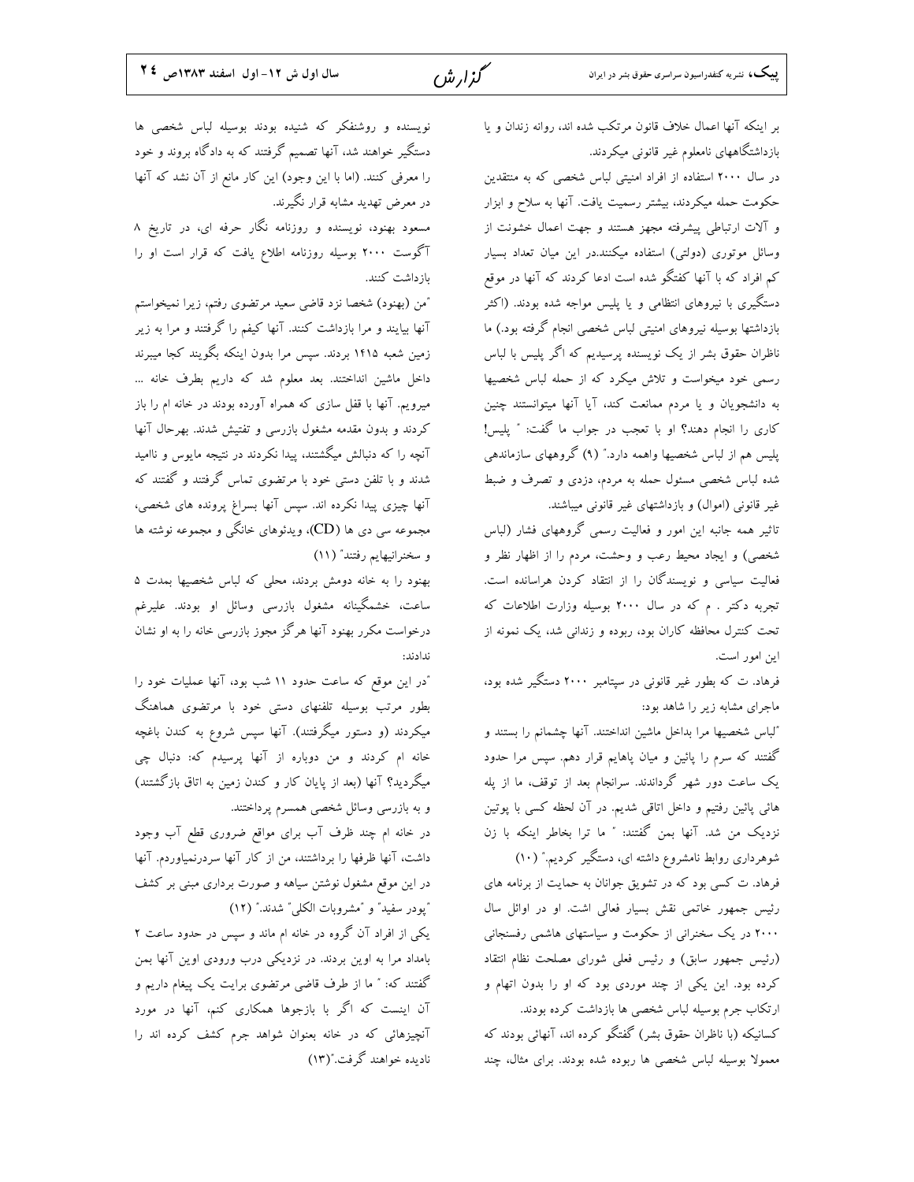بر اینکه آنها اعمال خلاف قانون مرتکب شده اند، روانه زندان و یا بازداشتگاههای نامعلوم غیر قانونی میکردند.

در سال ۲۰۰۰ استفاده از افراد امنیتی لباس شخصی که به منتقدین حکومت حمله میکردند، بیشتر رسمیت یافت. آنها به سلاح و ابزار و آلات ارتباطی پیشرفته مجهز هستند و جهت اعمال خشونت از وسائل موتوری (دولتی) استفاده میکنند.در این میان تعداد بسیار کم افراد که با آنها کفتگو شده است ادعا کردند که آنها در موقع دستگیری با نیروهای انتظامی و یا پلیس مواجه شده بودند. (اکثر بازداشتها بوسیله نیروهای امنیتی لباس شخصی انجام گرفته بود.) ما ناظران حقوق بشر از یک نویسنده پرسیدیم که اگر پلیس با لباس رسمی خود میخواست و تلاش میکرد که از حمله لباس شخصیها به دانشجویان و یا مردم ممانعت کند، آیا آنها میتوانستند چنین کاری را انجام دهند؟ او با تعجب در جواب ما گفت: " پلیس! پلیس هم از لباس شخصیها واهمه دارد." (۹) گروههای سازماندهی شده لباس شخصی مسئول حمله به مردم، دزدی و تصرف و ضبط غیر قانونی (اموال) و بازداشتهای غیر قانونی میباشند.

تاثیر همه جانبه این امور و فعالیت رسمی گروههای فشار (لباس شخصی) و ایجاد محیط رعب و وحشت، مردم را از اظهار نظر و فعالیت سیاسی و نویسندگان را از انتقاد کردن هراسانده است. تجربه دکتر . م که در سال ۲۰۰۰ بوسیله وزارت اطلاعات که تحت کنترل محافظه کاران بود، ربوده و زندانی شد، یک نمونه از این امور است.

فرهاد. ت که بطور غیر قانونی در سپتامبر ۲۰۰۰ دستگیر شده بود، ماجرای مشابه زیر را شاهد بود:

"لباس شخصیها مرا بداخل ماشین انداختند. آنها چشمانم را بستند و گفتند که سرم را پائین و میان پاهایم قرار دهم. سپس مرا حدود یک ساعت دور شهر گرداندند. سرانجام بعد از توقف، ما از پله هائی پائین رفتیم و داخل اتاقی شدیم. در آن لحظه کسی با پوتین نزدیک من شد. آنها بمن گفتند: " ما ترا بخاطر اینکه با زن شوهرداری روابط نامشروع داشته ای، دستگیر کردیم." (۱۰)

فرهاد. ت کسی بود که در تشویق جوانان به حمایت از برنامه های رئیس جمهور خاتمی نقش بسیار فعالی اشت. او در اوائل سال ۲۰۰۰ در یک سخنرانی از حکومت و سیاستهای هاشمی رفسنجانی (رئیس جمهور سابق) و رئیس فعلی شورای مصلحت نظام انتقاد کرده بود. این یکی از چند موردی بود که او را بدون اتهام و ارتکاب جرم بوسیله لباس شخصی ها بازداشت کرده بودند.

کسانیکه (با ناظران حقوق بشر) گفتگو کرده اند، آنهائی بودند که معمولا بوسیله لباس شخصی ها ربوده شده بودند. برای مثال، چند نویسنده و روشنفکر که شنیده بودند بوسیله لباس شخصی ها دستگیر خواهند شد، آنها تصمیم گرفتند که به دادگاه بروند و خود را معرفی کنند. (اما با این وجود) این کار مانع از آن نشد که آنها در معرض تهدید مشابه قرار نگیرند.

مسعود بهنود، نویسنده و روزنامه نگار حرفه ای، در تاریخ ۸ آگوست ۲۰۰۰ بوسیله روزنامه اطلاع یافت که قرار است او را بازداشت کنند.

"من (بهنود) شخصا نزد قاضی سعید مرتضوی رفتم، زیرا نمیخواستم آنها بیایند و مرا بازداشت کنند. آنها کیفم را گرفتند و مرا به زیر زمین شعبه ۱۴۱۵ بردند. سپس مرا بدون اینکه بگویند کجا میبرند داخل ماشین انداختند. بعد معلوم شد که داریم بطرف خانه ... میرویم. آنها با قفل سازی که همراه آورده بودند در خانه ام را باز کردند و بدون مقدمه مشغول بازرسی و تفتیش شدند. بهرحال آنها آنچه را که دنبالش میگشتند، پیدا نکردند در نتیجه مایوس و ناامید شدند و با تلفن دستی خود با مرتضوی تماس گرفتند و گفتند که آنها چیزی پیدا نکرده اند. سپس آنها بسراغ پرونده های شخصی، مجموعه سی دی ها (CD)، ویدئوهای خانگی و مجموعه نوشته ها و سخنرانیهایم رفتند" (۱۱)

بهنود را به خانه دومش بردند، محلی که لباس شخصیها بمدت ۵ ساعت، خشمگینانه مشغول بازرسی وسائل او بودند. علیرغم درخواست مکرر بهنود آنها هرگز مجوز بازرسی خانه را به او نشان ندادند:

"در این موقع که ساعت حدود ۱۱ شب بود، آنها عملیات خود را بطور مرتب بوسیله تلفنهای دستی خود با مرتضوی هماهنگ میکردند (و دستور میگرفتند). آنها سپس شروع به کندن باغچه خانه ام کردند و من دوباره از آنها پرسیدم که: دنبال چی میگردید؟ آنها (بعد از پایان کار و کندن زمین به اتاق بازگشتند) و به بازرسی وسائل شخصی همسرم پرداختند.

در خانه ام چند ظرف آب برای مواقع ضروری قطع آب وجود داشت، آنها ظرفها را برداشتند، من از کار آنها سردرنمیاوردم. آنها در این موقع مشغول نوشتن سیاهه و صورت برداری مبنی بر کشف "پودر سفید" و "مشروبات الکلی" شدند." (۱۲)

یکی از افراد آن گروه در خانه ام ماند و سپس در حدود ساعت ۲ بامداد مرا به اوین بردند. در نزدیکی درب ورودی اوین آنها بمن گفتند که: " ما از طرف قاضی مرتضوی برایت یک پیغام داریم و آن اینست که اگر با بازجوها همکاری کنم، آنها در مورد آنچیزهائی که در خانه بعنوان شواهد جرم کشف کرده اند را نادیده خواهند گرفت."(۱۳)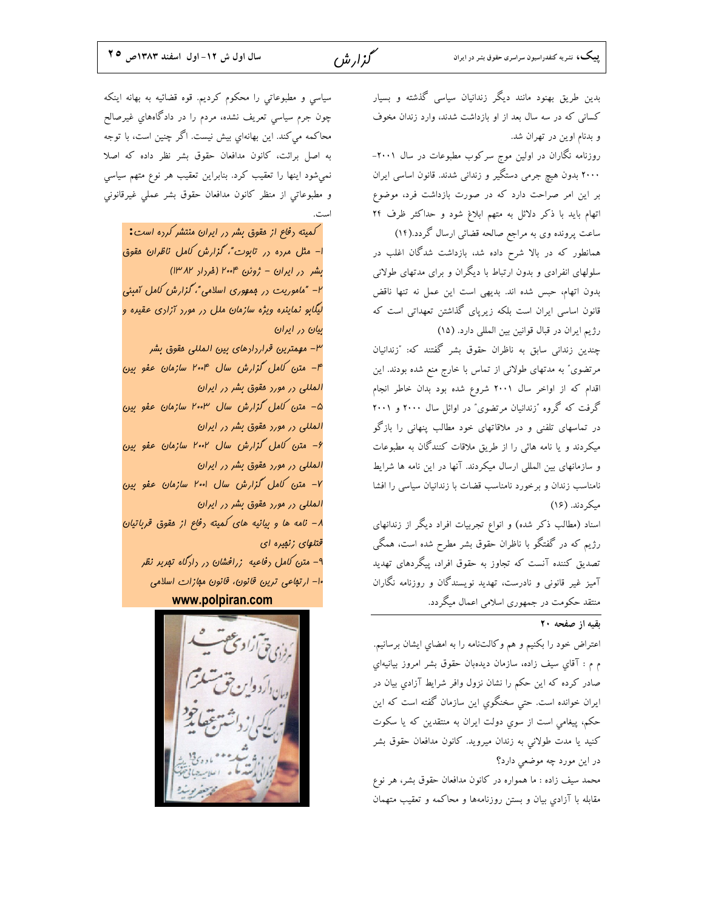بدین طریق بهنود مانند دیگر زندانیان سیاسی گذشته و بسیار کسانی که در سه سال بعد از او بازداشت شدند، وارد زندان مخوف و بدنام اوین در تهران شد.

روزنامه نگاران در اولین موج سرکوب مطبوعات در سال ۲۰۰۱-۲۰۰۰ بدون هیچ جرمی دستگیر و زندانی شدند. قانون اساسی ایران بر این امر صراحت دارد که در صورت بازداشت فرد، موضوع اتهام باید با ذکر دلائل به متهم ابلاغ شود و حداکثر ظرف ۲۴ ساعت پرونده وی به مراجع صالحه قضائی ارسال گردد.(۱۴)

همانطور که در بالا شرح داده شد، بازداشت شدگان اغلب در سلولهای انفرادی و بدون ارتباط با دیگران و برای مدتهای طولانی بدون اتهام، حبس شده اند. بدیهی است این عمل نه تنها ناقض قانون اساسی ایران است بلکه زیرپای گذاشتن تعهداتی است که رژیم ایران در قبال قوانین بین المللی دارد. (۱۵)

چندین زندانی سابق به ناظران حقوق بشر گفتند که: "زندانیان مرتضوی" به مدتهای طولانی از تماس با خارج منع شده بودند. این اقدام که از اواخر سال ۲۰۰۱ شروع شده بود بدان خاطر انجام گرفت که گروه "زندانیان مرتضوی" در اوائل سال ۲۰۰۰ و ۲۰۰۱ در تماسهای تلفنی و در ملاقاتهای خود مطالب پنهانی را بازگو میکردند و یا نامه هائی را از طریق ملاقات کنندگان به مطبوعات و سازمانهای بین المللی ارسال میکردند. آنها در این نامه ها شرایط نامناسب زندان و برخورد نامناسب قضات با زندانیان سیاسی را افشا میکردند. (۱۶)

اسناد (مطالب ذکر شده) و انواع تجربیات افراد دیگر از زندانهای رژیم که در گفتگو با ناظران حقوق بشر مطرح شده است، همگی تصدیق کننده آنست که تجاوز به حقوق افراد، پیگردهای تهدید آمیز غیر قانونی و نادرست، تهدید نویسندگان و روزنامه نگاران منتقد حکومت در جمهوری اسلامی اعمال میگردد.

---

**بقیه از صفحه ۲۰**

اعتراض خود را بکنیم و هم وکالتنامه را به امضاي ايشان برسانيم.

م م : آقاي سيف زاده، سازمان ديده‌بان حقوق بشر امروز بيانيه‌اي صادر کرده که اين حکم را نشان نزول وافر شرايط آزادي بيان در ايران خوانده است. حتي سخنگوي اين سازمان گفته است که اين حکم، پيغامي است از سوي دولت ايران به منتقدين که يا سکوت کنيد يا مدت طولاني به زندان ميرويد. کانون مدافعان حقوق بشر در اين مورد چه موضعي دارد؟

محمد سيف زاده : ما همواره در کانون مدافعان حقوق بشر، هر نوع مقابله با آزادي بيان و بستن روزنامه‌ها و محاکمه و تعقيب متهمان سياسي و مطبوعاتي را محکوم کرديم. قوه قضائيه به بهانه اينکه چون جرم سياسي تعريف نشده، مردم را در دادگاه‌هاي غيرصالح محاکمه مي‌کند. اين بهانه‌اي بيش نيست. اگر چنين است، با توجه به اصل برائت، کانون مدافعان حقوق بشر نظر داده که اصلا نمي‌شود اينها را تعقيب کرد. بنابراين تعقيب هر نوع متهم سياسي و مطبوعاتي از منظر کانون مدافعان حقوق بشر عملي غيرقانوني است.

---

**کمیته دفاع از حقوق بشر در ایران منتشر کرده است:**

۱- مثل مرده در تابوت"، گزارش کامل ناظران حقوق بشر در ایران - ژوئن ۲۰۰۴ (خرداد ۱۳۸۲)

۲- "ماموریت در جمهوری اسلامی"، گزارش کامل آمبئی لیگابو نماینده ویژه سازمان ملل در مورد آزادی عقیده و بیان در ایران

۳- مهمترین قراردادهای بین المللی حقوق بشر

۴- متن کامل گزارش سال ۲۰۰۴ سازمان عفو بین المللی در مورد حقوق بشر در ایران

۵- متن کامل گزارش سال ۲۰۰۳ سازمان عفو بین المللی در مورد حقوق بشر در ایران

۶- متن کامل گزارش سال ۲۰۰۲ سازمان عفو بین المللی در مورد حقوق بشر در ایران

۷- متن کامل گزارش سال ۲۰۰۱ سازمان عفو بین المللی در مورد حقوق بشر در ایران

۸- نامه ها و بیانیه های کمیته دفاع از حقوق قربانیان قتلهای زنجیره ای

۹- متن کامل دفاعیه زرافشان در دادگاه تجدید نظر

۱۰- ارتجاعی ترین قانون، قانون مجازات اسلامی

**www.polpiran.com**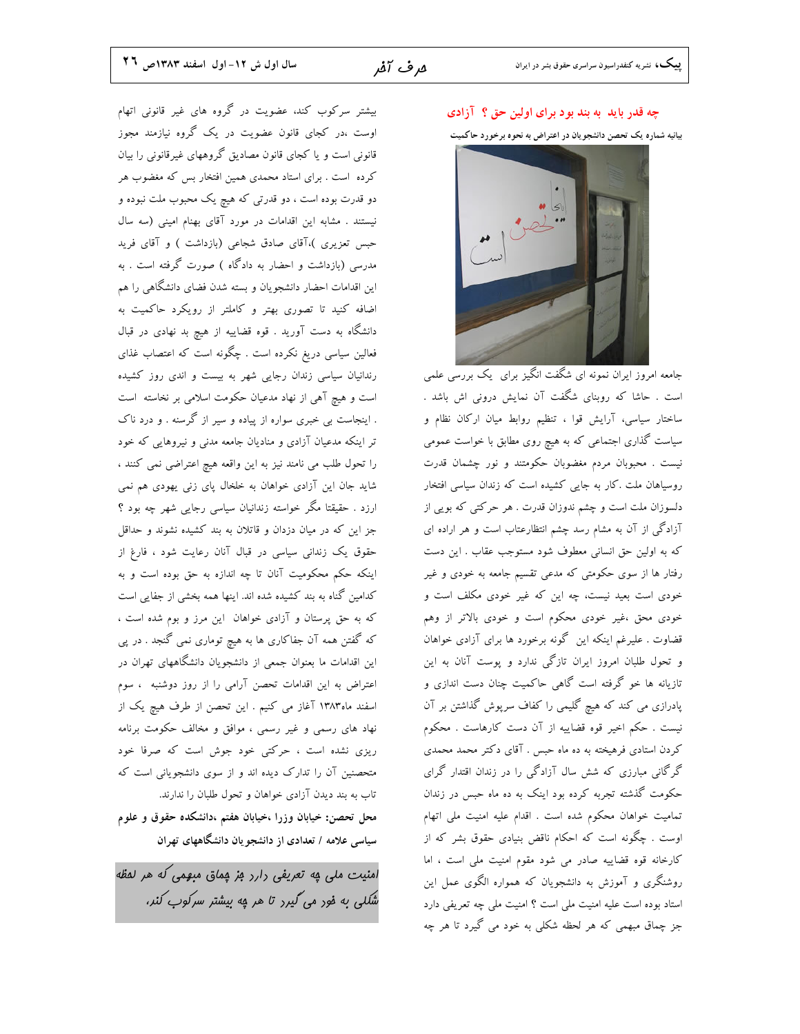## چه قدر باید به بند بود برای اولین حق ؟ آزادی

**بیانیه شماره یک تحصن دانشجویان در اعتراض به نحوه برخورد حاکمیت**

جامعه امروز ایران نمونه ای شگفت انگیز برای یک بررسی علمی است . حاشا که روبنای شگفت آن نمایش درونی اش باشد . ساختار سیاسی، آرایش قوا ، تنظیم روابط میان ارکان نظام و سیاست گذاری اجتماعی که به هیچ روی مطابق با خواست عمومی نیست . محبوبان مردم مغضوبان حکومتند و نور چشمان قدرت روسیاهان ملت .کار به جایی کشیده است که زندان سیاسی افتخار دلسوزان ملت است و چشم ندوزان قدرت . هر حرکتی که بویی از آزادگی از آن به مشام رسد چشم انتظارعتاب است و هر اراده ای که به اولین حق انسانی معطوف شود مستوجب عقاب . این دست رفتار ها از سوی حکومتی که مدعی تقسیم جامعه به خودی و غیر خودی است بعید نیست، چه این که غیر خودی مکلف است و خودی محق ،غیر خودی محکوم است و خودی بالاتر از وهم قضاوت . علیرغم اینکه این گونه برخورد ها برای آزادی خواهان و تحول طلبان امروز ایران تازگی ندارد و پوست آنان به این تازیانه ها خو گرفته است گاهی حاکمیت چنان دست اندازی و پادرازی می کند که هیچ گلیمی را کفاف سرپوش گذاشتن بر آن نیست . حکم اخیر قوه قضاییه از آن دست کارهاست . محکوم کردن استادی فرهیخته به ده ماه حبس . آقای دکتر محمد محمدی گرگانی مبارزی که شش سال آزادگی را در زندان اقتدار گرای حکومت گذشته تجربه کرده بود اینک به ده ماه حبس در زندان تمامیت خواهان محکوم شده است . اقدام علیه امنیت ملی اتهام اوست . چگونه است که احکام ناقض بنیادی حقوق بشر که از کارخانه قوه قضاییه صادر می شود مقوم امنیت ملی است ، اما روشنگری و آموزش به دانشجویان که همواره الگوی عمل این استاد بوده است علیه امنیت ملی است ؟ امنیت ملی چه تعریفی دارد جز چماق مبهمی که هر لحظه شکلی به خود می گیرد تا هر چه بیشتر سرکوب کند، عضویت در گروه های غیر قانونی اتهام اوست ،در کجای قانون عضویت در یک گروه نیازمند مجوز قانونی است و یا کجای قانون مصادیق گروههای غیرقانونی را بیان کرده است . برای استاد محمدی همین افتخار بس که مغضوب هر دو قدرت بوده است ، دو قدرتی که هیچ یک محبوب ملت نبوده و نیستند . مشابه این اقدامات در مورد آقای بهنام امینی (سه سال حبس تعزیری )،آقای صادق شجاعی (بازداشت ) و آقای فرید مدرسی (بازداشت و احضار به دادگاه ) صورت گرفته است . به این اقدامات احضار دانشجویان و بسته شدن فضای دانشگاهی را هم اضافه کنید تا تصوری بهتر و کاملتر از رویکرد حاکمیت به دانشگاه به دست آورید . قوه قضاییه از هیچ بد نهادی در قبال فعالین سیاسی دریغ نکرده است . چگونه است که اعتصاب غذای رندانیان سیاسی زندان رجایی شهر به بیست و اندی روز کشیده است و هیچ آهی از نهاد مدعیان حکومت اسلامی بر نخاسته است . اینجاست بی خبری سواره از پیاده و سیر از گرسنه . و درد ناک تر اینکه مدعیان آزادی و منادیان جامعه مدنی و نیروهایی که خود را تحول طلب می نامند نیز به این واقعه هیچ اعتراضی نمی کنند ، شاید جان این آزادی خواهان به خلخال پای زنی یهودی هم نمی ارزد . حقیقتا مگر خواسته زندانیان سیاسی رجایی شهر چه بود ؟ جز این که در میان دزدان و قاتلان به بند کشیده نشوند و حداقل حقوق یک زندانی سیاسی در قبال آنان رعایت شود ، فارغ از اینکه حکم محکومیت آنان تا چه اندازه به حق بوده است و به کدامین گناه به بند کشیده شده اند. اینها همه بخشی از جفایی است که به حق پرستان و آزادی خواهان این مرز و بوم شده است ، که گفتن همه آن جفاکاری ها به هیچ توماری نمی گنجد . در پی این اقدامات ما بعنوان جمعی از دانشجویان دانشگاههای تهران در اعتراض به این اقدامات تحصن آرامی را از روز دوشنبه ، سوم اسفند ماه۱۳۸۳ آغاز می کنیم . این تحصن از طرف هیچ یک از نهاد های رسمی و غیر رسمی ، موافق و مخالف حکومت برنامه ریزی نشده است ، حرکتی خود جوش است که صرفا خود متحصنین آن را تدارک دیده اند و از سوی دانشجویانی است که تاب به بند دیدن آزادی خواهان و تحول طلبان را ندارند.

**محل تحصن: خیابان وزرا ،خیابان هفتم ،دانشکده حقوق و علوم سیاسی علامه / تعدادی از دانشجویان دانشگاههای تهران**

*امنیت ملی چه تعریفی دارد جز چماق مبهمی که هر لحظه شکلی به خود می گیرد تا هر چه بیشتر سرکوب کند،*